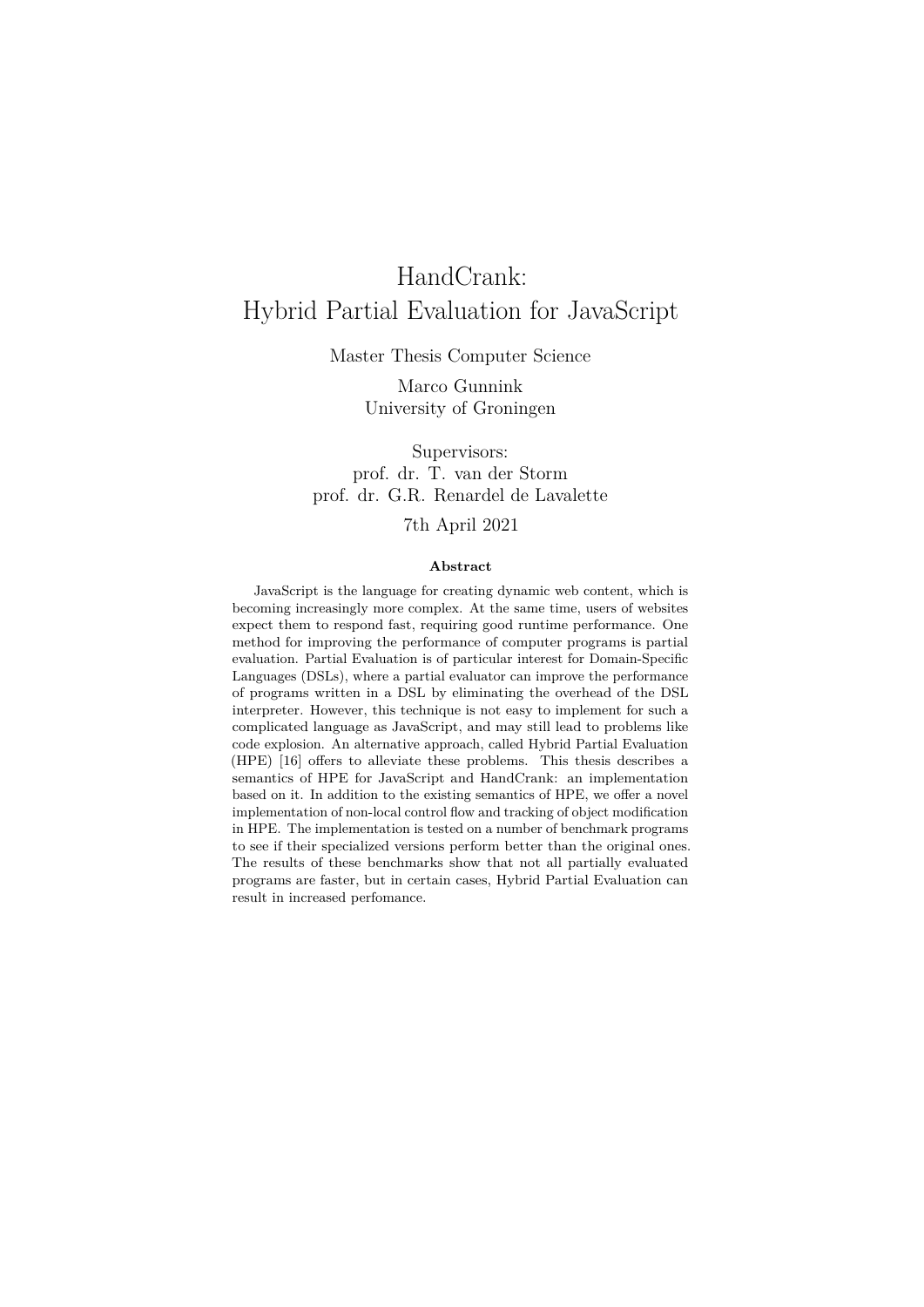# HandCrank: Hybrid Partial Evaluation for JavaScript

Master Thesis Computer Science

Marco Gunnink
University of Groningen

Supervisors:
prof. dr. T. van der Storm
prof. dr. G.R. Renardel de Lavalette

7th April 2021

### Abstract

JavaScript is the language for creating dynamic web content, which is becoming increasingly more complex. At the same time, users of websites expect them to respond fast, requiring good runtime performance. One method for improving the performance of computer programs is partial evaluation. Partial Evaluation is of particular interest for Domain-Specific Languages (DSLs), where a partial evaluator can improve the performance of programs written in a DSL by eliminating the overhead of the DSL interpreter. However, this technique is not easy to implement for such a complicated language as JavaScript, and may still lead to problems like code explosion. An alternative approach, called Hybrid Partial Evaluation (HPE) [16] offers to alleviate these problems. This thesis describes a semantics of HPE for JavaScript and HandCrank: an implementation based on it. In addition to the existing semantics of HPE, we offer a novel implementation of non-local control flow and tracking of object modification in HPE. The implementation is tested on a number of benchmark programs to see if their specialized versions perform better than the original ones. The results of these benchmarks show that not all partially evaluated programs are faster, but in certain cases, Hybrid Partial Evaluation can result in increased perfomance.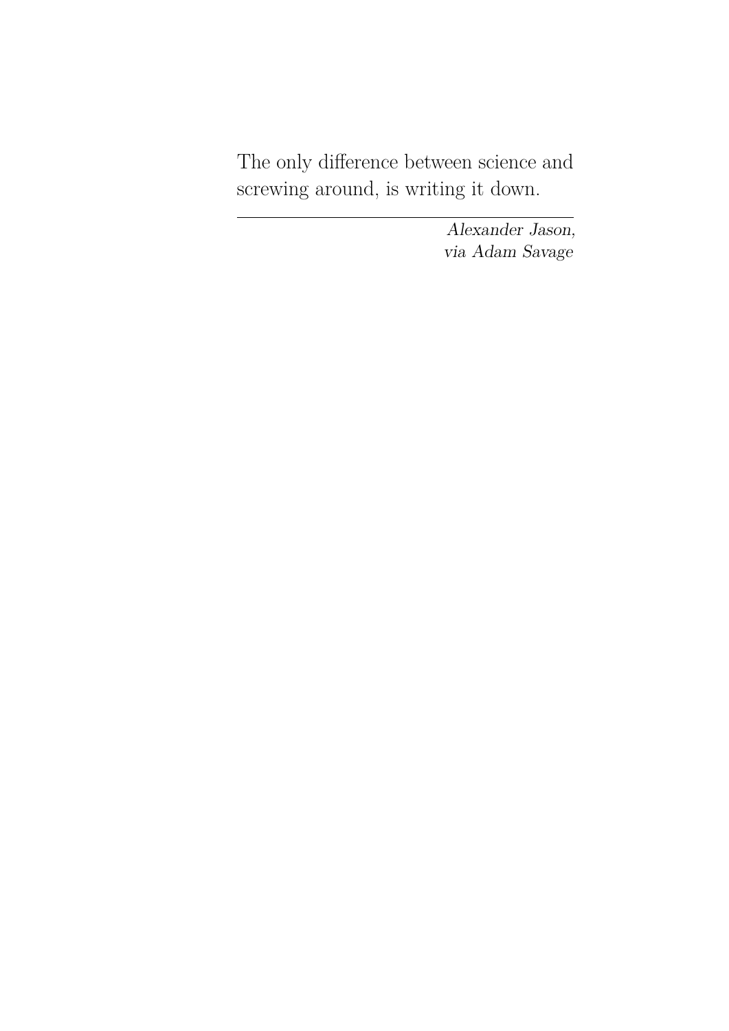The only difference between science and screwing around, is writing it down.

---

*Alexander Jason,*
*via Adam Savage*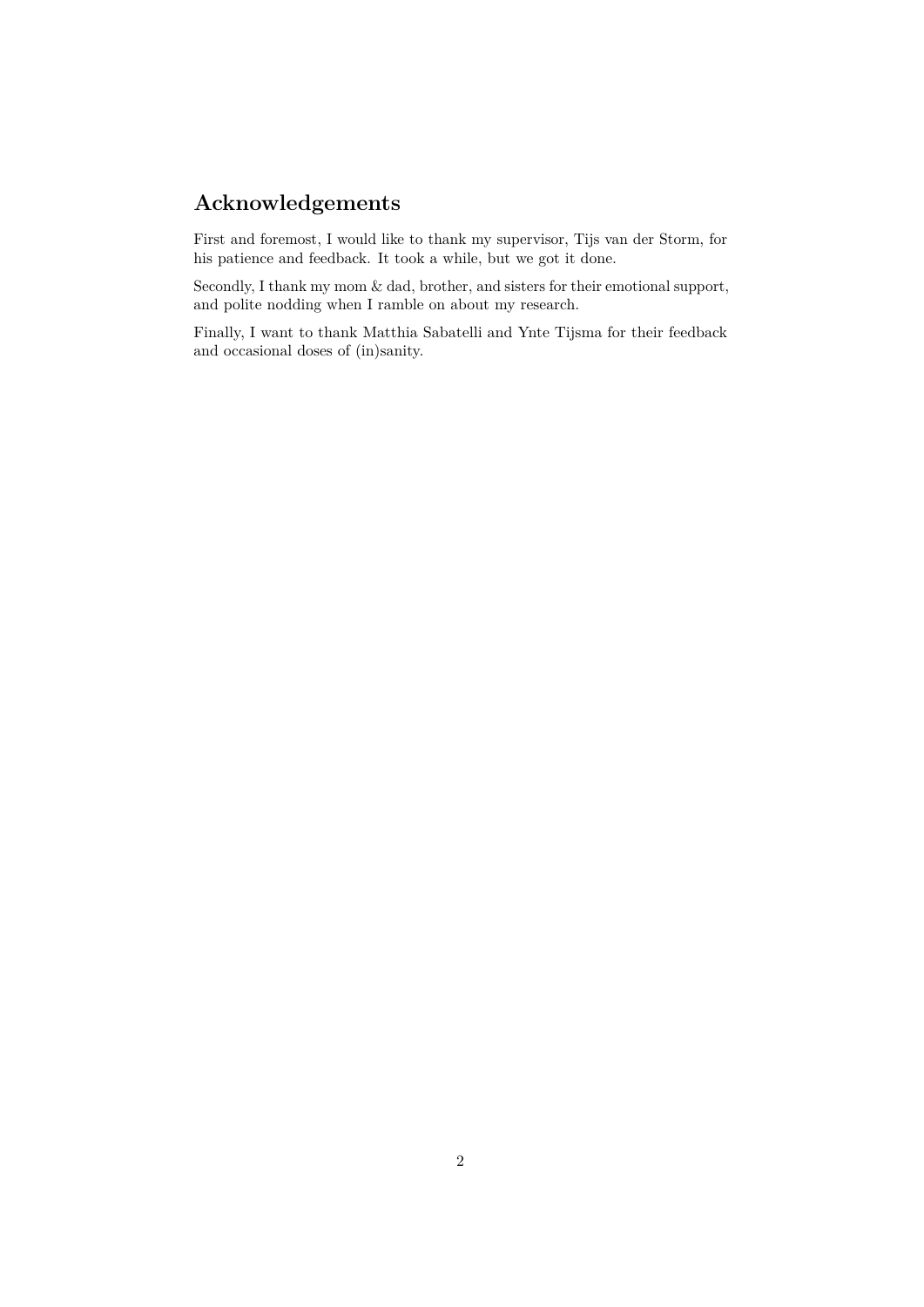## Acknowledgements

First and foremost, I would like to thank my supervisor, Tijs van der Storm, for his patience and feedback. It took a while, but we got it done.

Secondly, I thank my mom & dad, brother, and sisters for their emotional support, and polite nodding when I ramble on about my research.

Finally, I want to thank Matthia Sabatelli and Ynte Tijsma for their feedback and occasional doses of (in)sanity.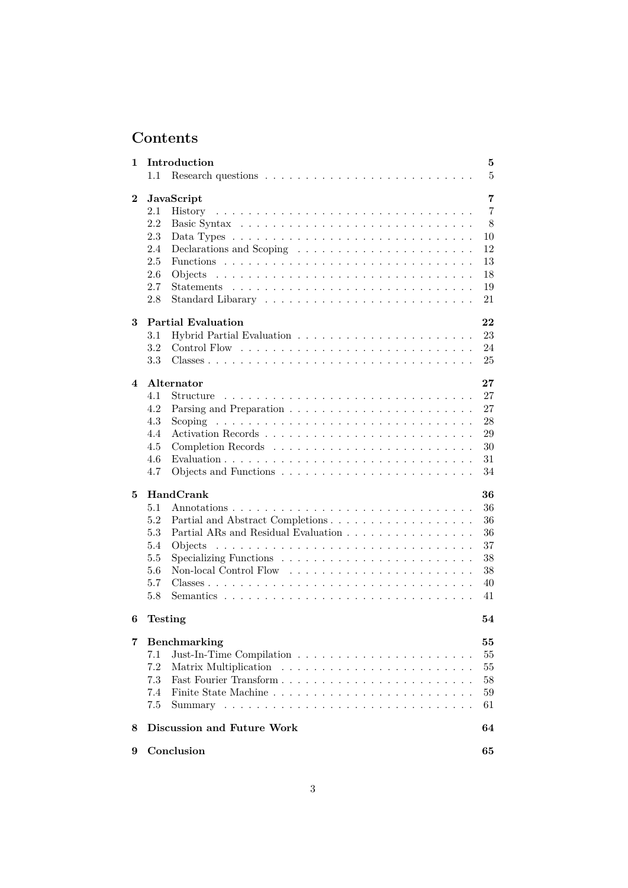# Contents

| | | |
|---|---|---|
| **1** | **Introduction** | **5** |
| 1.1 | Research questions | 5 |
| **2** | **JavaScript** | **7** |
| 2.1 | History | 7 |
| 2.2 | Basic Syntax | 8 |
| 2.3 | Data Types | 10 |
| 2.4 | Declarations and Scoping | 12 |
| 2.5 | Functions | 13 |
| 2.6 | Objects | 18 |
| 2.7 | Statements | 19 |
| 2.8 | Standard Libarary | 21 |
| **3** | **Partial Evaluation** | **22** |
| 3.1 | Hybrid Partial Evaluation | 23 |
| 3.2 | Control Flow | 24 |
| 3.3 | Classes | 25 |
| **4** | **Alternator** | **27** |
| 4.1 | Structure | 27 |
| 4.2 | Parsing and Preparation | 27 |
| 4.3 | Scoping | 28 |
| 4.4 | Activation Records | 29 |
| 4.5 | Completion Records | 30 |
| 4.6 | Evaluation | 31 |
| 4.7 | Objects and Functions | 34 |
| **5** | **HandCrank** | **36** |
| 5.1 | Annotations | 36 |
| 5.2 | Partial and Abstract Completions | 36 |
| 5.3 | Partial ARs and Residual Evaluation | 36 |
| 5.4 | Objects | 37 |
| 5.5 | Specializing Functions | 38 |
| 5.6 | Non-local Control Flow | 38 |
| 5.7 | Classes | 40 |
| 5.8 | Semantics | 41 |
| **6** | **Testing** | **54** |
| **7** | **Benchmarking** | **55** |
| 7.1 | Just-In-Time Compilation | 55 |
| 7.2 | Matrix Multiplication | 55 |
| 7.3 | Fast Fourier Transform | 58 |
| 7.4 | Finite State Machine | 59 |
| 7.5 | Summary | 61 |
| **8** | **Discussion and Future Work** | **64** |
| **9** | **Conclusion** | **65** |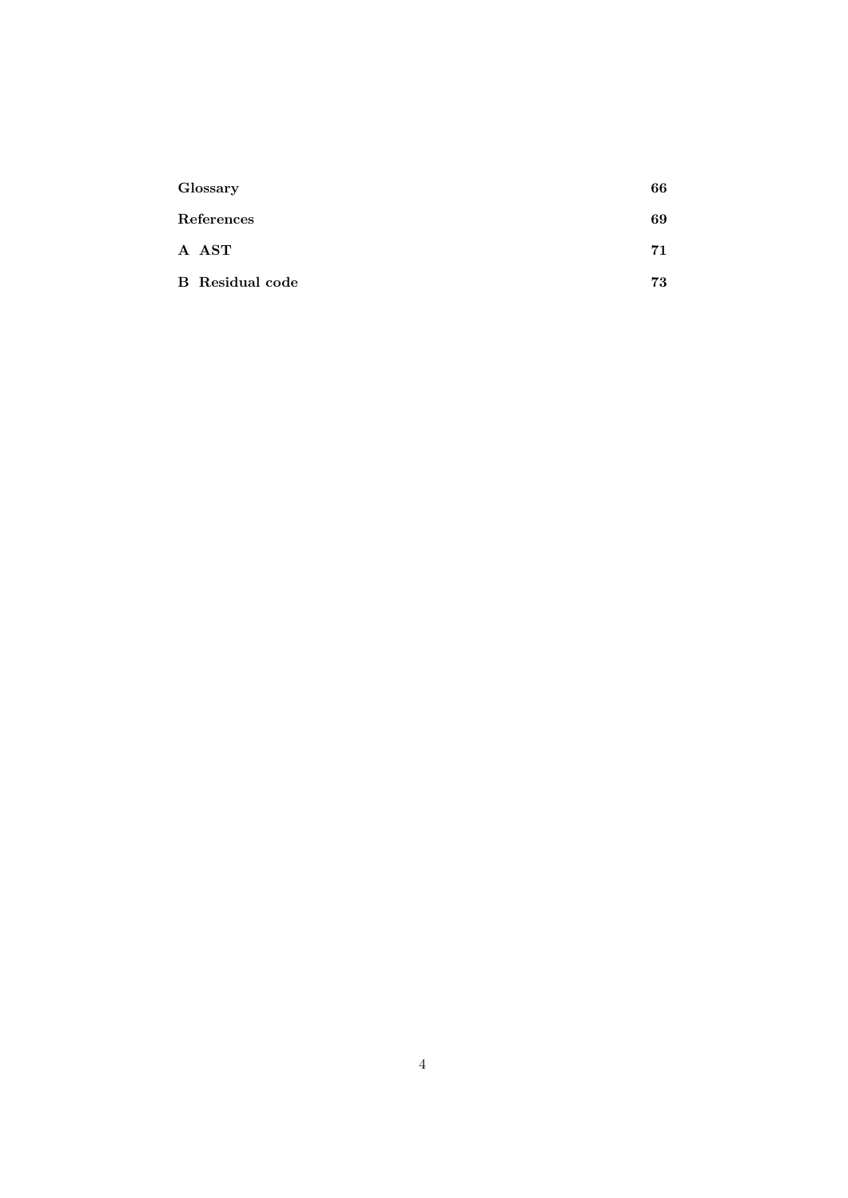**Glossary** 66

**References** 69

**A AST** 71

**B Residual code** 73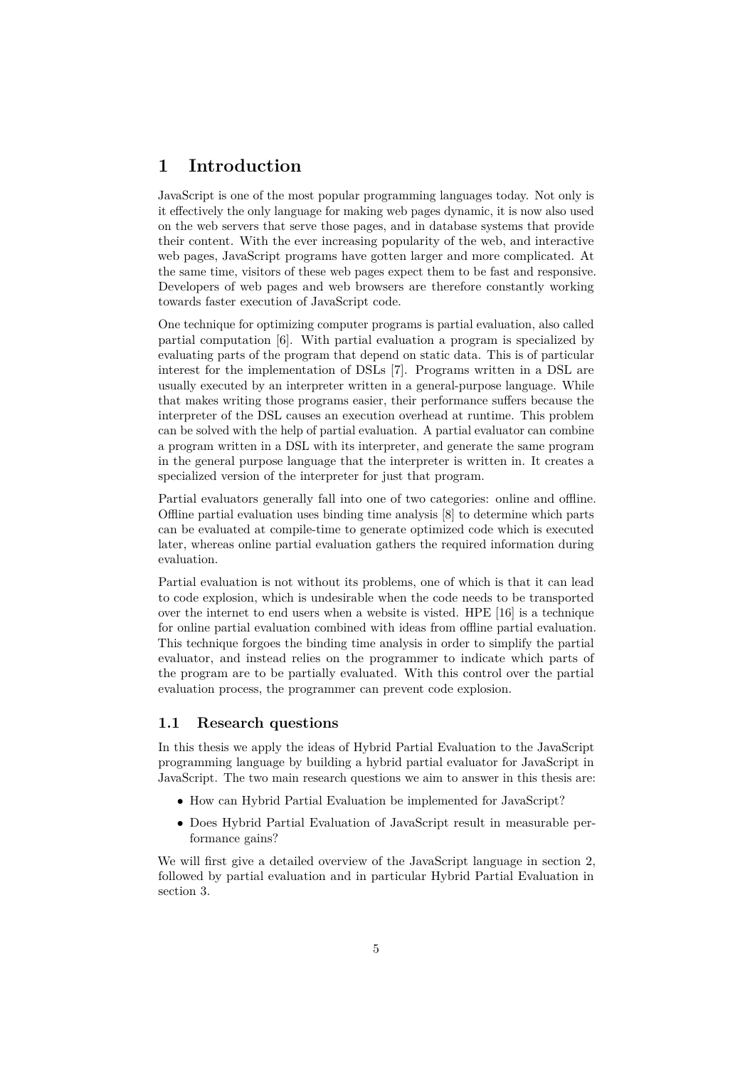# 1 Introduction

JavaScript is one of the most popular programming languages today. Not only is it effectively the only language for making web pages dynamic, it is now also used on the web servers that serve those pages, and in database systems that provide their content. With the ever increasing popularity of the web, and interactive web pages, JavaScript programs have gotten larger and more complicated. At the same time, visitors of these web pages expect them to be fast and responsive. Developers of web pages and web browsers are therefore constantly working towards faster execution of JavaScript code.

One technique for optimizing computer programs is partial evaluation, also called partial computation [6]. With partial evaluation a program is specialized by evaluating parts of the program that depend on static data. This is of particular interest for the implementation of DSLs [7]. Programs written in a DSL are usually executed by an interpreter written in a general-purpose language. While that makes writing those programs easier, their performance suffers because the interpreter of the DSL causes an execution overhead at runtime. This problem can be solved with the help of partial evaluation. A partial evaluator can combine a program written in a DSL with its interpreter, and generate the same program in the general purpose language that the interpreter is written in. It creates a specialized version of the interpreter for just that program.

Partial evaluators generally fall into one of two categories: online and offline. Offline partial evaluation uses binding time analysis [8] to determine which parts can be evaluated at compile-time to generate optimized code which is executed later, whereas online partial evaluation gathers the required information during evaluation.

Partial evaluation is not without its problems, one of which is that it can lead to code explosion, which is undesirable when the code needs to be transported over the internet to end users when a website is visted. HPE [16] is a technique for online partial evaluation combined with ideas from offline partial evaluation. This technique forgoes the binding time analysis in order to simplify the partial evaluator, and instead relies on the programmer to indicate which parts of the program are to be partially evaluated. With this control over the partial evaluation process, the programmer can prevent code explosion.

## 1.1 Research questions

In this thesis we apply the ideas of Hybrid Partial Evaluation to the JavaScript programming language by building a hybrid partial evaluator for JavaScript in JavaScript. The two main research questions we aim to answer in this thesis are:

- How can Hybrid Partial Evaluation be implemented for JavaScript?
- Does Hybrid Partial Evaluation of JavaScript result in measurable performance gains?

We will first give a detailed overview of the JavaScript language in section 2, followed by partial evaluation and in particular Hybrid Partial Evaluation in section 3.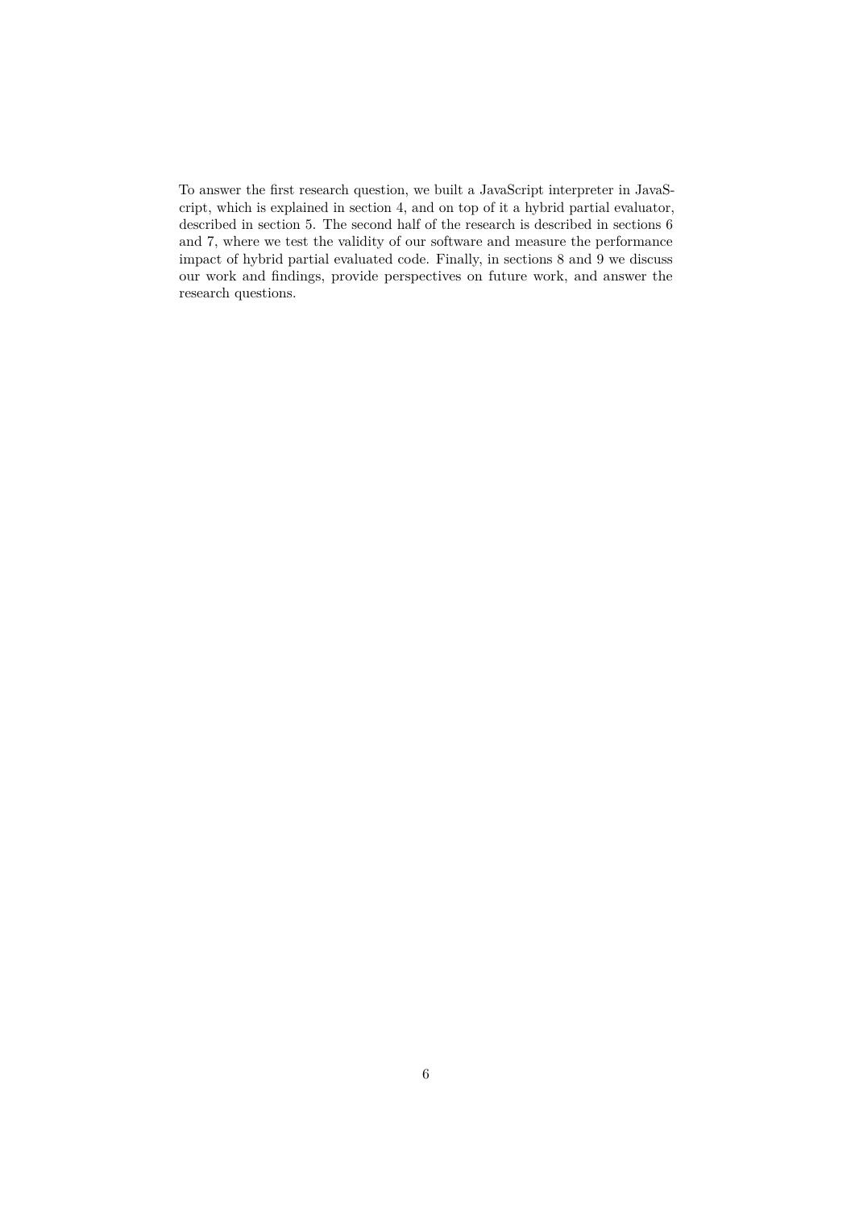To answer the first research question, we built a JavaScript interpreter in JavaScript, which is explained in section 4, and on top of it a hybrid partial evaluator, described in section 5. The second half of the research is described in sections 6 and 7, where we test the validity of our software and measure the performance impact of hybrid partial evaluated code. Finally, in sections 8 and 9 we discuss our work and findings, provide perspectives on future work, and answer the research questions.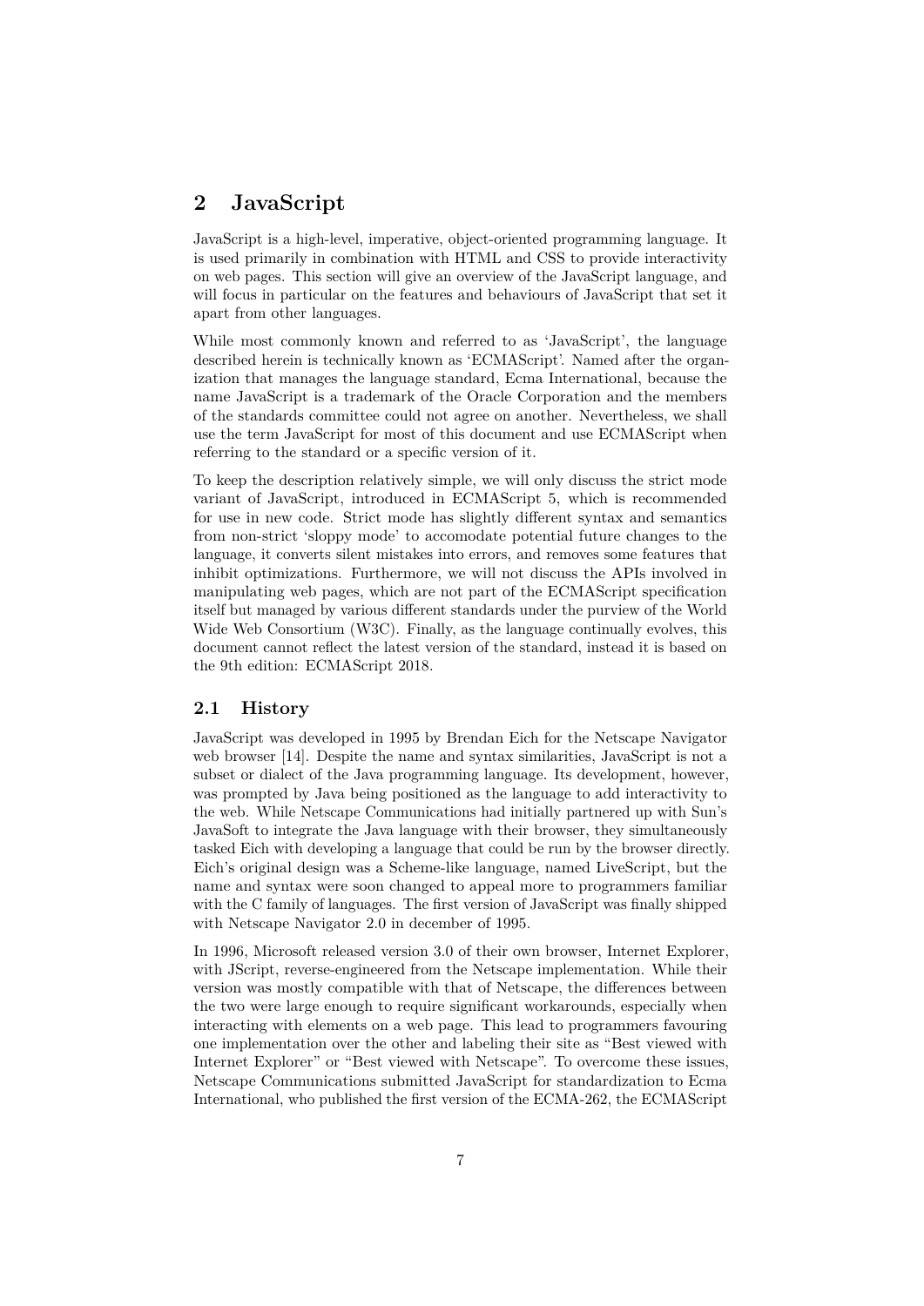# 2 JavaScript

JavaScript is a high-level, imperative, object-oriented programming language. It is used primarily in combination with HTML and CSS to provide interactivity on web pages. This section will give an overview of the JavaScript language, and will focus in particular on the features and behaviours of JavaScript that set it apart from other languages.

While most commonly known and referred to as 'JavaScript', the language described herein is technically known as 'ECMAScript'. Named after the organization that manages the language standard, Ecma International, because the name JavaScript is a trademark of the Oracle Corporation and the members of the standards committee could not agree on another. Nevertheless, we shall use the term JavaScript for most of this document and use ECMAScript when referring to the standard or a specific version of it.

To keep the description relatively simple, we will only discuss the strict mode variant of JavaScript, introduced in ECMAScript 5, which is recommended for use in new code. Strict mode has slightly different syntax and semantics from non-strict 'sloppy mode' to accomodate potential future changes to the language, it converts silent mistakes into errors, and removes some features that inhibit optimizations. Furthermore, we will not discuss the APIs involved in manipulating web pages, which are not part of the ECMAScript specification itself but managed by various different standards under the purview of the World Wide Web Consortium (W3C). Finally, as the language continually evolves, this document cannot reflect the latest version of the standard, instead it is based on the 9th edition: ECMAScript 2018.

## 2.1 History

JavaScript was developed in 1995 by Brendan Eich for the Netscape Navigator web browser [14]. Despite the name and syntax similarities, JavaScript is not a subset or dialect of the Java programming language. Its development, however, was prompted by Java being positioned as the language to add interactivity to the web. While Netscape Communications had initially partnered up with Sun's JavaSoft to integrate the Java language with their browser, they simultaneously tasked Eich with developing a language that could be run by the browser directly. Eich's original design was a Scheme-like language, named LiveScript, but the name and syntax were soon changed to appeal more to programmers familiar with the C family of languages. The first version of JavaScript was finally shipped with Netscape Navigator 2.0 in december of 1995.

In 1996, Microsoft released version 3.0 of their own browser, Internet Explorer, with JScript, reverse-engineered from the Netscape implementation. While their version was mostly compatible with that of Netscape, the differences between the two were large enough to require significant workarounds, especially when interacting with elements on a web page. This lead to programmers favouring one implementation over the other and labeling their site as "Best viewed with Internet Explorer" or "Best viewed with Netscape". To overcome these issues, Netscape Communications submitted JavaScript for standardization to Ecma International, who published the first version of the ECMA-262, the ECMAScript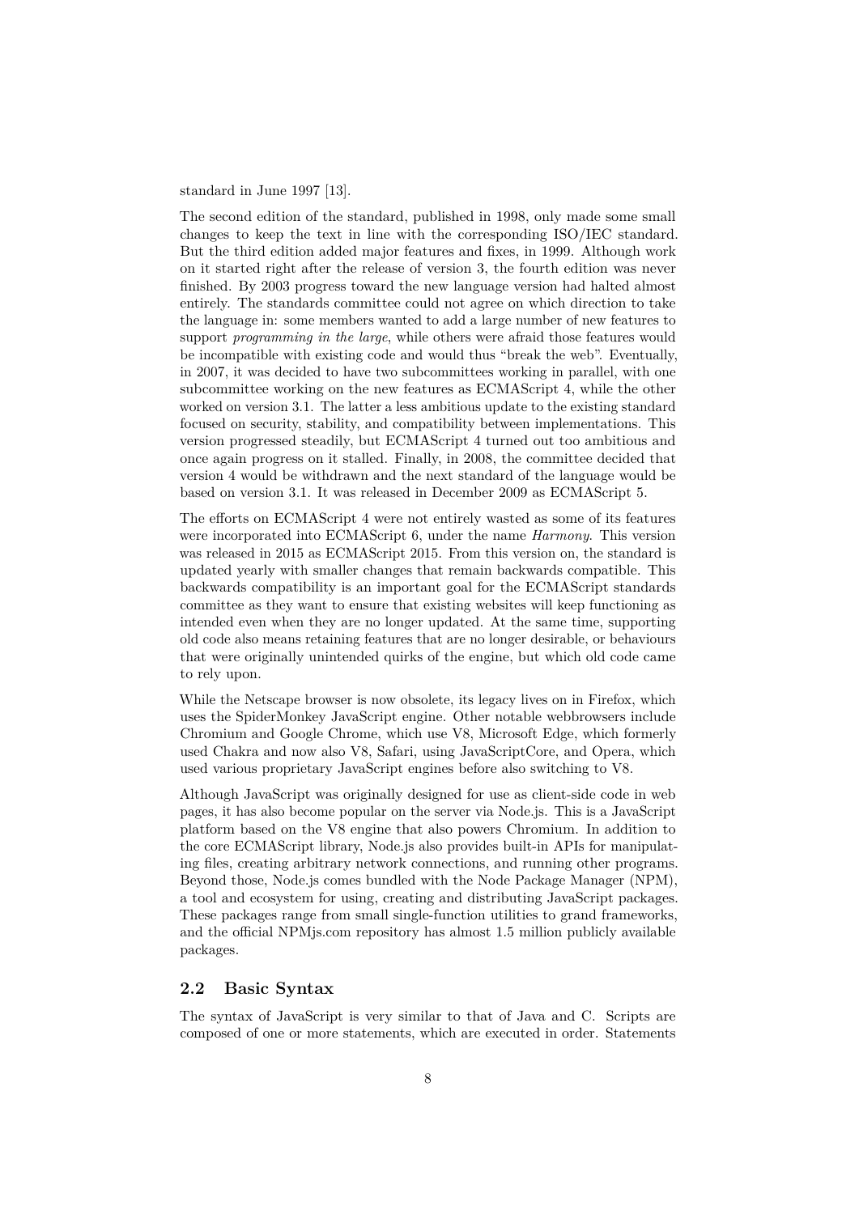standard in June 1997 [13].

The second edition of the standard, published in 1998, only made some small changes to keep the text in line with the corresponding ISO/IEC standard. But the third edition added major features and fixes, in 1999. Although work on it started right after the release of version 3, the fourth edition was never finished. By 2003 progress toward the new language version had halted almost entirely. The standards committee could not agree on which direction to take the language in: some members wanted to add a large number of new features to support *programming in the large*, while others were afraid those features would be incompatible with existing code and would thus "break the web". Eventually, in 2007, it was decided to have two subcommittees working in parallel, with one subcommittee working on the new features as ECMAScript 4, while the other worked on version 3.1. The latter a less ambitious update to the existing standard focused on security, stability, and compatibility between implementations. This version progressed steadily, but ECMAScript 4 turned out too ambitious and once again progress on it stalled. Finally, in 2008, the committee decided that version 4 would be withdrawn and the next standard of the language would be based on version 3.1. It was released in December 2009 as ECMAScript 5.

The efforts on ECMAScript 4 were not entirely wasted as some of its features were incorporated into ECMAScript 6, under the name *Harmony*. This version was released in 2015 as ECMAScript 2015. From this version on, the standard is updated yearly with smaller changes that remain backwards compatible. This backwards compatibility is an important goal for the ECMAScript standards committee as they want to ensure that existing websites will keep functioning as intended even when they are no longer updated. At the same time, supporting old code also means retaining features that are no longer desirable, or behaviours that were originally unintended quirks of the engine, but which old code came to rely upon.

While the Netscape browser is now obsolete, its legacy lives on in Firefox, which uses the SpiderMonkey JavaScript engine. Other notable webbrowsers include Chromium and Google Chrome, which use V8, Microsoft Edge, which formerly used Chakra and now also V8, Safari, using JavaScriptCore, and Opera, which used various proprietary JavaScript engines before also switching to V8.

Although JavaScript was originally designed for use as client-side code in web pages, it has also become popular on the server via Node.js. This is a JavaScript platform based on the V8 engine that also powers Chromium. In addition to the core ECMAScript library, Node.js also provides built-in APIs for manipulating files, creating arbitrary network connections, and running other programs. Beyond those, Node.js comes bundled with the Node Package Manager (NPM), a tool and ecosystem for using, creating and distributing JavaScript packages. These packages range from small single-function utilities to grand frameworks, and the official NPMjs.com repository has almost 1.5 million publicly available packages.

## 2.2 Basic Syntax

The syntax of JavaScript is very similar to that of Java and C. Scripts are composed of one or more statements, which are executed in order. Statements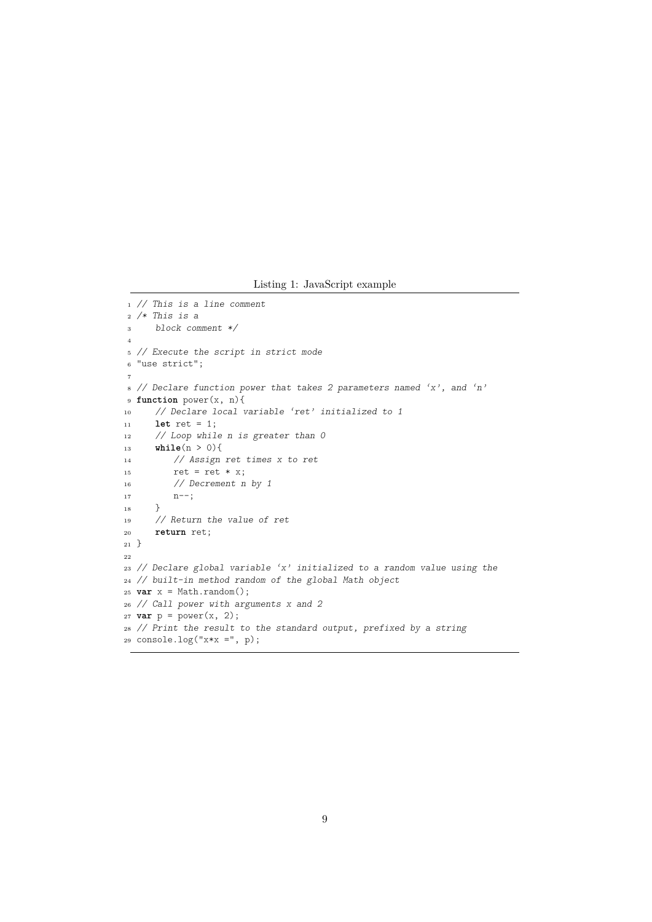Listing 1: JavaScript example

```javascript
// This is a line comment
/* This is a
   block comment */

// Execute the script in strict mode
"use strict";

// Declare function power that takes 2 parameters named 'x', and 'n'
function power(x, n){
    // Declare local variable 'ret' initialized to 1
    let ret = 1;
    // Loop while n is greater than 0
    while(n > 0){
        // Assign ret times x to ret
        ret = ret * x;
        // Decrement n by 1
        n--;
    }
    // Return the value of ret
    return ret;
}

// Declare global variable 'x' initialized to a random value using the
// built-in method random of the global Math object
var x = Math.random();
// Call power with arguments x and 2
var p = power(x, 2);
// Print the result to the standard output, prefixed by a string
console.log("x*x =", p);
```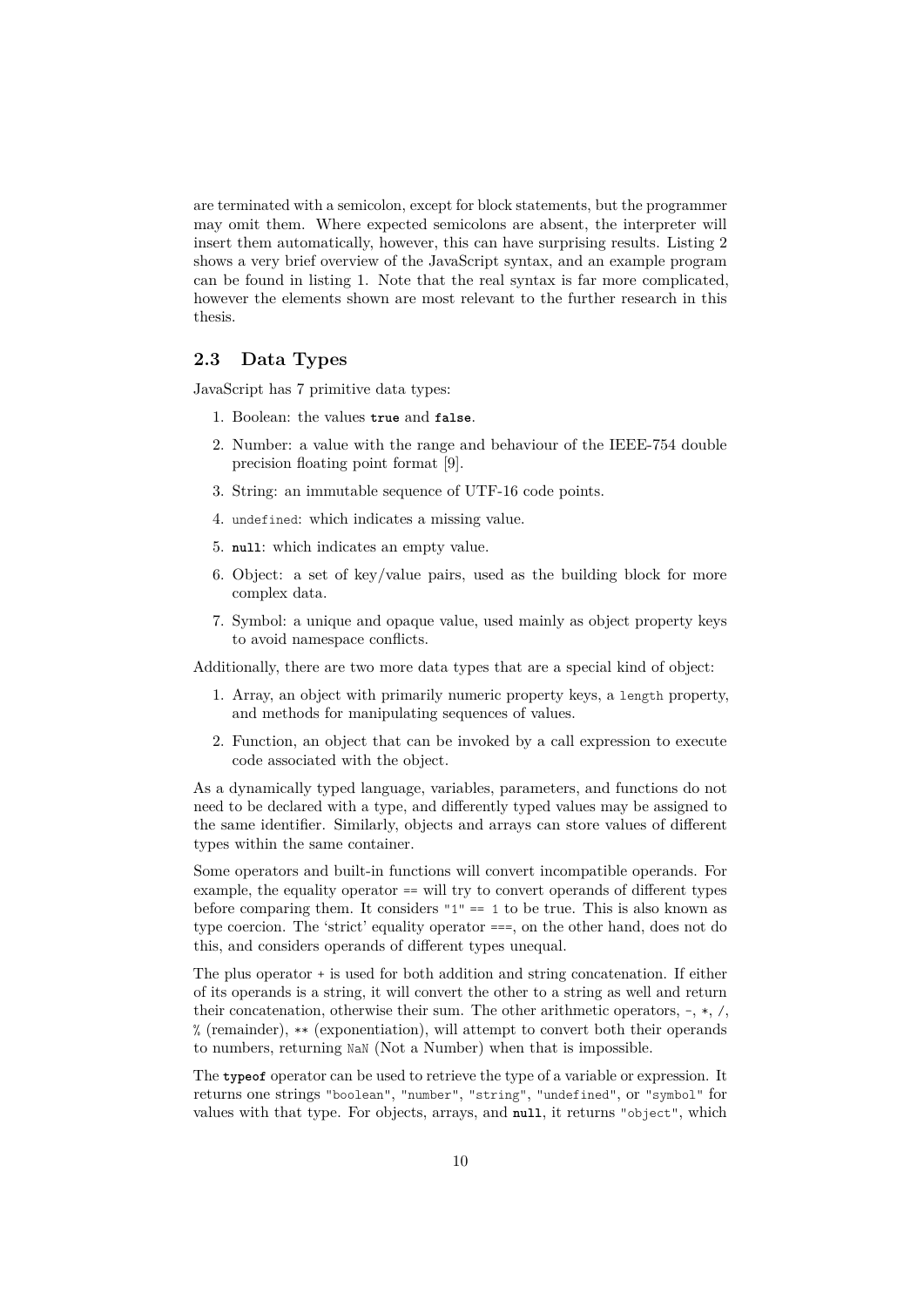are terminated with a semicolon, except for block statements, but the programmer may omit them. Where expected semicolons are absent, the interpreter will insert them automatically, however, this can have surprising results. Listing 2 shows a very brief overview of the JavaScript syntax, and an example program can be found in listing 1. Note that the real syntax is far more complicated, however the elements shown are most relevant to the further research in this thesis.

## 2.3 Data Types

JavaScript has 7 primitive data types:

1. Boolean: the values `true` and `false`.
2. Number: a value with the range and behaviour of the IEEE-754 double precision floating point format [9].
3. String: an immutable sequence of UTF-16 code points.
4. `undefined`: which indicates a missing value.
5. `null`: which indicates an empty value.
6. Object: a set of key/value pairs, used as the building block for more complex data.
7. Symbol: a unique and opaque value, used mainly as object property keys to avoid namespace conflicts.

Additionally, there are two more data types that are a special kind of object:

1. Array, an object with primarily numeric property keys, a `length` property, and methods for manipulating sequences of values.
2. Function, an object that can be invoked by a call expression to execute code associated with the object.

As a dynamically typed language, variables, parameters, and functions do not need to be declared with a type, and differently typed values may be assigned to the same identifier. Similarly, objects and arrays can store values of different types within the same container.

Some operators and built-in functions will convert incompatible operands. For example, the equality operator `==` will try to convert operands of different types before comparing them. It considers `"1" == 1` to be true. This is also known as type coercion. The 'strict' equality operator `===`, on the other hand, does not do this, and considers operands of different types unequal.

The plus operator `+` is used for both addition and string concatenation. If either of its operands is a string, it will convert the other to a string as well and return their concatenation, otherwise their sum. The other arithmetic operators, `-`, `*`, `/`, `%` (remainder), `**` (exponentiation), will attempt to convert both their operands to numbers, returning `NaN` (Not a Number) when that is impossible.

The `typeof` operator can be used to retrieve the type of a variable or expression. It returns one strings `"boolean"`, `"number"`, `"string"`, `"undefined"`, or `"symbol"` for values with that type. For objects, arrays, and `null`, it returns `"object"`, which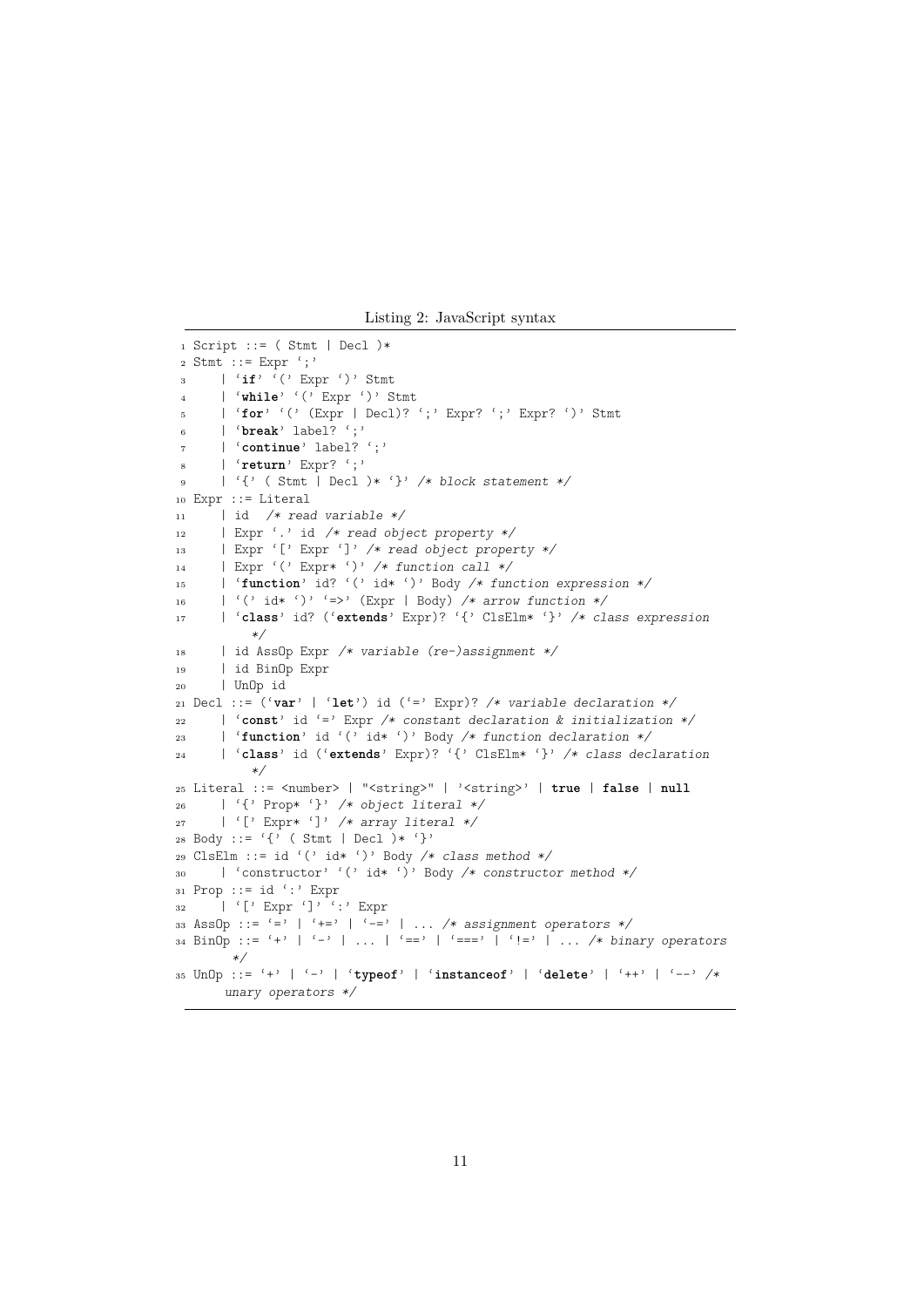Listing 2: JavaScript syntax

```
1  Script ::= ( Stmt | Decl )*
2  Stmt ::= Expr ‘;’
3      | ‘if’ ‘(’ Expr ‘)’ Stmt
4      | ‘while’ ‘(’ Expr ‘)’ Stmt
5      | ‘for’ ‘(’ (Expr | Decl)? ‘;’ Expr? ‘;’ Expr? ‘)’ Stmt
6      | ‘break’ label? ‘;’
7      | ‘continue’ label? ‘;’
8      | ‘return’ Expr? ‘;’
9      | ‘{’ ( Stmt | Decl )* ‘}’ /* block statement */
10 Expr ::= Literal
11     | id  /* read variable */
12     | Expr ‘.’ id /* read object property */
13     | Expr ‘[’ Expr ‘]’ /* read object property */
14     | Expr ‘(’ Expr* ‘)’ /* function call */
15     | ‘function’ id? ‘(’ id* ‘)’ Body /* function expression */
16     | ‘(’ id* ‘)’ ‘=>’ (Expr | Body) /* arrow function */
17     | ‘class’ id? (‘extends’ Expr)? ‘{’ ClsElm* ‘}’ /* class expression
         */
18     | id AssOp Expr /* variable (re-)assignment */
19     | id BinOp Expr
20     | UnOp id
21 Decl ::= (‘var’ | ‘let’) id (‘=’ Expr)? /* variable declaration */
22     | ‘const’ id ‘=’ Expr /* constant declaration & initialization */
23     | ‘function’ id ‘(’ id* ‘)’ Body /* function declaration */
24     | ‘class’ id (‘extends’ Expr)? ‘{’ ClsElm* ‘}’ /* class declaration
         */
25 Literal ::= <number> | "<string>" | ’<string>’ | true | false | null
26     | ‘{’ Prop* ‘}’ /* object literal */
27     | ‘[’ Expr* ‘]’ /* array literal */
28 Body ::= ‘{’ ( Stmt | Decl )* ‘}’
29 ClsElm ::= id ‘(’ id* ‘)’ Body /* class method */
30     | ‘constructor’ ‘(’ id* ‘)’ Body /* constructor method */
31 Prop ::= id ‘:’ Expr
32     | ‘[’ Expr ‘]’ ‘:’ Expr
33 AssOp ::= ‘=’ | ‘+=’ | ‘-=’ | ... /* assignment operators */
34 BinOp ::= ‘+’ | ‘-’ | ... | ‘==’ | ‘===’ | ‘!=’ | ... /* binary operators
       */
35 UnOp ::= ‘+’ | ‘-’ | ‘typeof’ | ‘instanceof’ | ‘delete’ | ‘++’ | ‘--’ /*
       unary operators */
```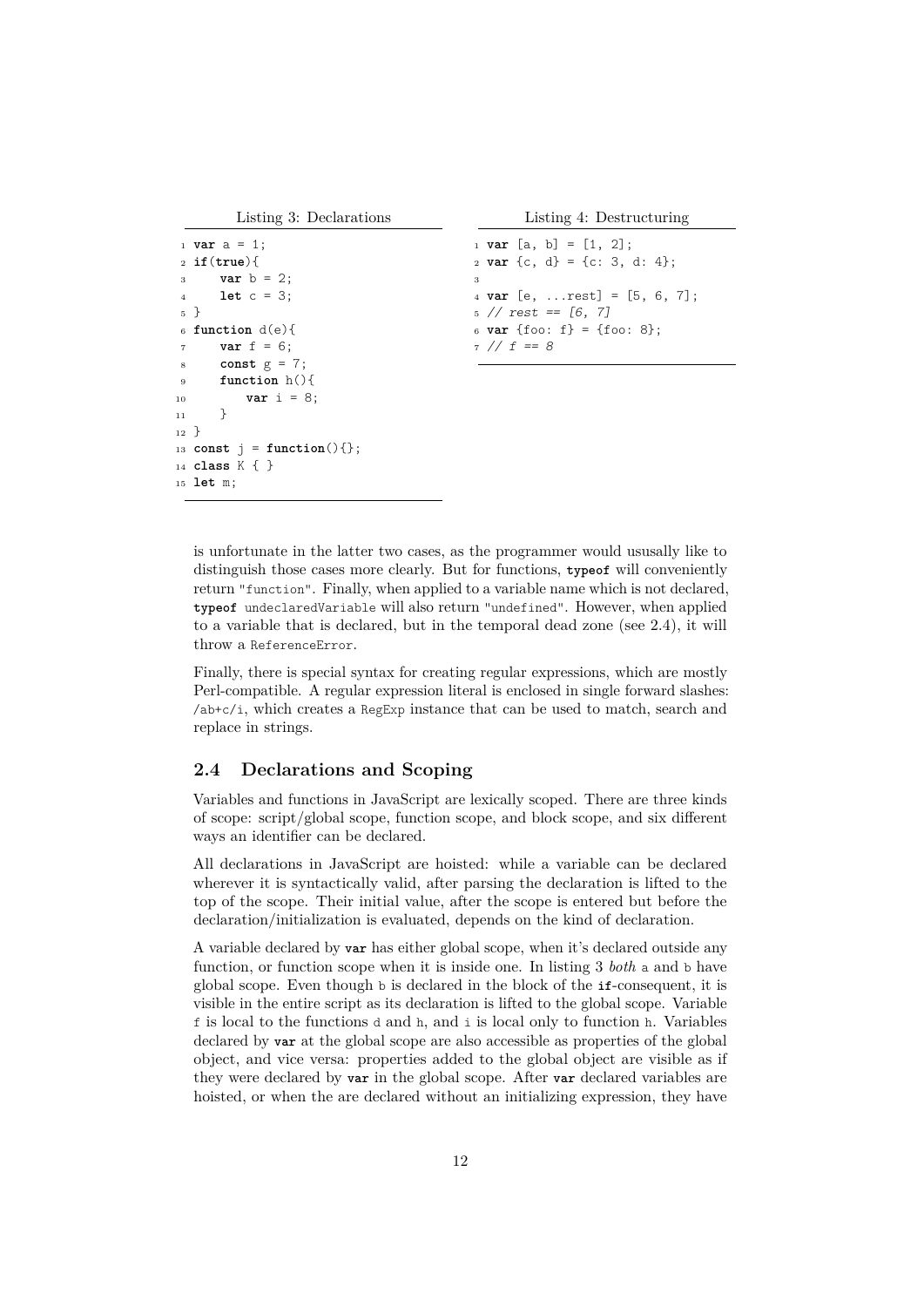Listing 3: Declarations

```
var a = 1;
if(true){
    var b = 2;
    let c = 3;
}
function d(e){
    var f = 6;
    const g = 7;
    function h(){
        var i = 8;
    }
}
const j = function(){};
class K { }
let m;
```

Listing 4: Destructuring

```
var [a, b] = [1, 2];
var {c, d} = {c: 3, d: 4};

var [e, ...rest] = [5, 6, 7];
// rest == [6, 7]
var {foo: f} = {foo: 8};
// f == 8
```

is unfortunate in the latter two cases, as the programmer would ususally like to distinguish those cases more clearly. But for functions, **typeof** will conveniently return "function". Finally, when applied to a variable name which is not declared, **typeof** undeclaredVariable will also return "undefined". However, when applied to a variable that is declared, but in the temporal dead zone (see 2.4), it will throw a ReferenceError.

Finally, there is special syntax for creating regular expressions, which are mostly Perl-compatible. A regular expression literal is enclosed in single forward slashes: /ab+c/i, which creates a RegExp instance that can be used to match, search and replace in strings.

## 2.4 Declarations and Scoping

Variables and functions in JavaScript are lexically scoped. There are three kinds of scope: script/global scope, function scope, and block scope, and six different ways an identifier can be declared.

All declarations in JavaScript are hoisted: while a variable can be declared wherever it is syntactically valid, after parsing the declaration is lifted to the top of the scope. Their initial value, after the scope is entered but before the declaration/initialization is evaluated, depends on the kind of declaration.

A variable declared by **var** has either global scope, when it's declared outside any function, or function scope when it is inside one. In listing 3 *both* a and b have global scope. Even though b is declared in the block of the **if**-consequent, it is visible in the entire script as its declaration is lifted to the global scope. Variable f is local to the functions d and h, and i is local only to function h. Variables declared by **var** at the global scope are also accessible as properties of the global object, and vice versa: properties added to the global object are visible as if they were declared by **var** in the global scope. After **var** declared variables are hoisted, or when the are declared without an initializing expression, they have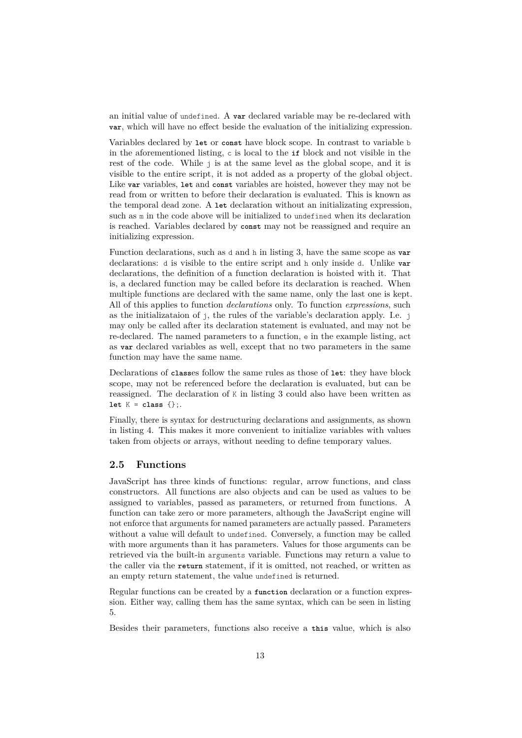an initial value of `undefined`. A **`var`** declared variable may be re-declared with **`var`**, which will have no effect beside the evaluation of the initializing expression.

Variables declared by **`let`** or **`const`** have block scope. In contrast to variable `b` in the aforementioned listing, `c` is local to the **`if`** block and not visible in the rest of the code. While `j` is at the same level as the global scope, and it is visible to the entire script, it is not added as a property of the global object. Like **`var`** variables, **`let`** and **`const`** variables are hoisted, however they may not be read from or written to before their declaration is evaluated. This is known as the temporal dead zone. A **`let`** declaration without an initializating expression, such as `m` in the code above will be initialized to `undefined` when its declaration is reached. Variables declared by **`const`** may not be reassigned and require an initializing expression.

Function declarations, such as `d` and `h` in listing 3, have the same scope as **`var`** declarations: `d` is visible to the entire script and `h` only inside `d`. Unlike **`var`** declarations, the definition of a function declaration is hoisted with it. That is, a declared function may be called before its declaration is reached. When multiple functions are declared with the same name, only the last one is kept. All of this applies to function *declarations* only. To function *expressions*, such as the initializataion of `j`, the rules of the variable's declaration apply. I.e. `j` may only be called after its declaration statement is evaluated, and may not be re-declared. The named parameters to a function, `e` in the example listing, act as **`var`** declared variables as well, except that no two parameters in the same function may have the same name.

Declarations of **`class`**es follow the same rules as those of **`let`**: they have block scope, may not be referenced before the declaration is evaluated, but can be reassigned. The declaration of `K` in listing 3 could also have been written as **`let`** `K =` **`class`** `{};`.

Finally, there is syntax for destructuring declarations and assignments, as shown in listing 4. This makes it more convenient to initialize variables with values taken from objects or arrays, without needing to define temporary values.

## 2.5 Functions

JavaScript has three kinds of functions: regular, arrow functions, and class constructors. All functions are also objects and can be used as values to be assigned to variables, passed as parameters, or returned from functions. A function can take zero or more parameters, although the JavaScript engine will not enforce that arguments for named parameters are actually passed. Parameters without a value will default to `undefined`. Conversely, a function may be called with more arguments than it has parameters. Values for those arguments can be retrieved via the built-in `arguments` variable. Functions may return a value to the caller via the **`return`** statement, if it is omitted, not reached, or written as an empty return statement, the value `undefined` is returned.

Regular functions can be created by a **`function`** declaration or a function expression. Either way, calling them has the same syntax, which can be seen in listing 5.

Besides their parameters, functions also receive a **`this`** value, which is also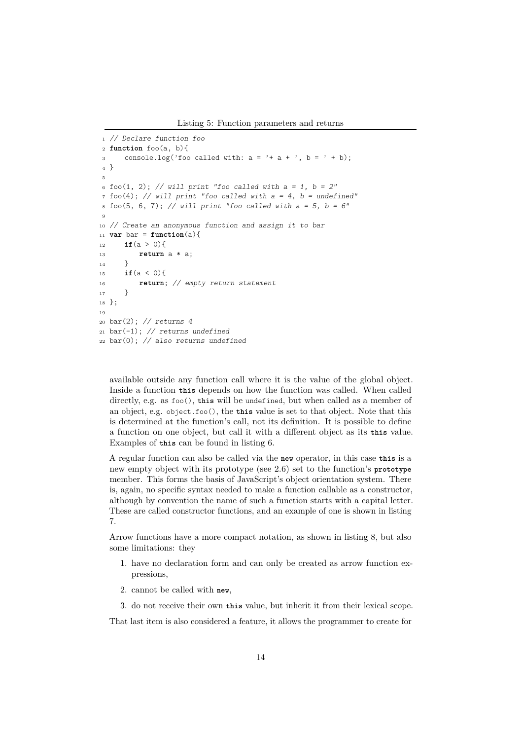Listing 5: Function parameters and returns

```
// Declare function foo
function foo(a, b){
    console.log('foo called with: a = '+ a + ', b = ' + b);
}

foo(1, 2); // will print "foo called with a = 1, b = 2"
foo(4); // will print "foo called with a = 4, b = undefined"
foo(5, 6, 7); // will print "foo called with a = 5, b = 6"

// Create an anonymous function and assign it to bar
var bar = function(a){
    if(a > 0){
        return a * a;
    }
    if(a < 0){
        return; // empty return statement
    }
};

bar(2); // returns 4
bar(-1); // returns undefined
bar(0); // also returns undefined
```

available outside any function call where it is the value of the global object. Inside a function **this** depends on how the function was called. When called directly, e.g. as `foo()`, **this** will be `undefined`, but when called as a member of an object, e.g. `object.foo()`, the **this** value is set to that object. Note that this is determined at the function's call, not its definition. It is possible to define a function on one object, but call it with a different object as its **this** value. Examples of **this** can be found in listing 6.

A regular function can also be called via the **new** operator, in this case **this** is a new empty object with its prototype (see 2.6) set to the function's **prototype** member. This forms the basis of JavaScript's object orientation system. There is, again, no specific syntax needed to make a function callable as a constructor, although by convention the name of such a function starts with a capital letter. These are called constructor functions, and an example of one is shown in listing 7.

Arrow functions have a more compact notation, as shown in listing 8, but also some limitations: they

1. have no declaration form and can only be created as arrow function expressions,
2. cannot be called with **new**,
3. do not receive their own **this** value, but inherit it from their lexical scope.

That last item is also considered a feature, it allows the programmer to create for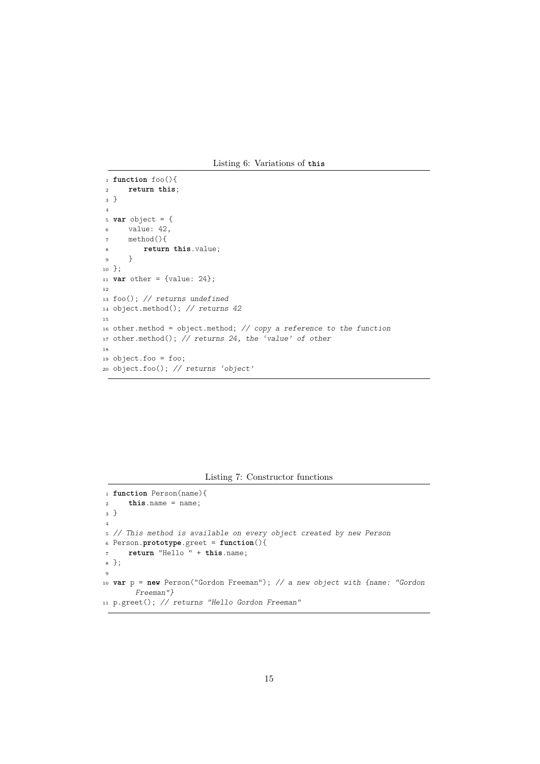Listing 6: Variations of `this`

```javascript
function foo(){
    return this;
}

var object = {
    value: 42,
    method(){
        return this.value;
    }
};
var other = {value: 24};

foo(); // returns undefined
object.method(); // returns 42

other.method = object.method; // copy a reference to the function
other.method(); // returns 24, the 'value' of other

object.foo = foo;
object.foo(); // returns 'object'
```

Listing 7: Constructor functions

```javascript
function Person(name){
    this.name = name;
}

// This method is available on every object created by new Person
Person.prototype.greet = function(){
    return "Hello " + this.name;
};

var p = new Person("Gordon Freeman"); // a new object with {name: "Gordon Freeman"}
p.greet(); // returns "Hello Gordon Freeman"
```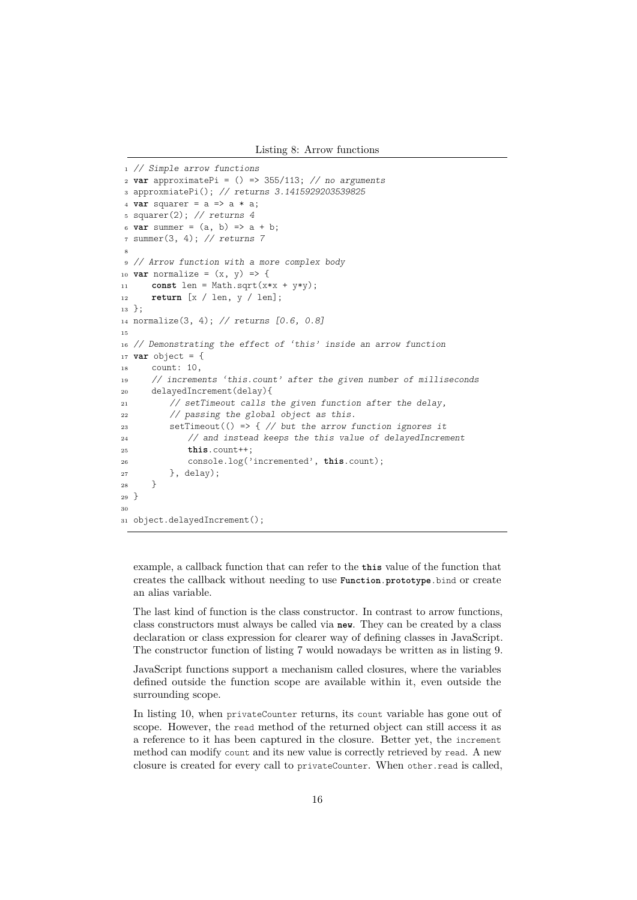Listing 8: Arrow functions

```
// Simple arrow functions
var approximatePi = () => 355/113; // no arguments
approxmiatePi(); // returns 3.1415929203539825
var squarer = a => a * a;
squarer(2); // returns 4
var summer = (a, b) => a + b;
summer(3, 4); // returns 7

// Arrow function with a more complex body
var normalize = (x, y) => {
    const len = Math.sqrt(x*x + y*y);
    return [x / len, y / len];
};
normalize(3, 4); // returns [0.6, 0.8]

// Demonstrating the effect of 'this' inside an arrow function
var object = {
    count: 10,
    // increments 'this.count' after the given number of milliseconds
    delayedIncrement(delay){
        // setTimeout calls the given function after the delay,
        // passing the global object as this.
        setTimeout(() => { // but the arrow function ignores it
            // and instead keeps the this value of delayedIncrement
            this.count++;
            console.log('incremented', this.count);
        }, delay);
    }
}

object.delayedIncrement();
```

example, a callback function that can refer to the `this` value of the function that creates the callback without needing to use `Function.prototype.bind` or create an alias variable.

The last kind of function is the class constructor. In contrast to arrow functions, class constructors must always be called via `new`. They can be created by a class declaration or class expression for clearer way of defining classes in JavaScript. The constructor function of listing 7 would nowadays be written as in listing 9.

JavaScript functions support a mechanism called closures, where the variables defined outside the function scope are available within it, even outside the surrounding scope.

In listing 10, when `privateCounter` returns, its `count` variable has gone out of scope. However, the `read` method of the returned object can still access it as a reference to it has been captured in the closure. Better yet, the `increment` method can modify `count` and its new value is correctly retrieved by `read`. A new closure is created for every call to `privateCounter`. When `other.read` is called,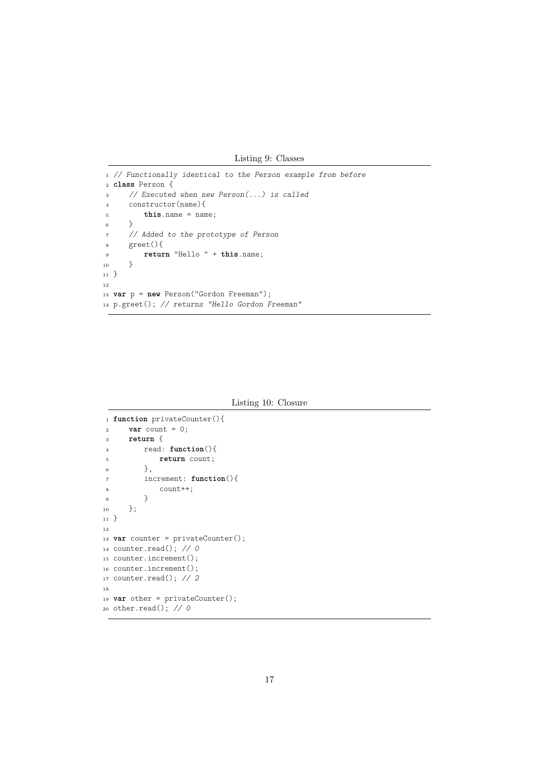Listing 9: Classes

```
// Functionally identical to the Person example from before
class Person {
    // Executed when new Person(...) is called
    constructor(name){
        this.name = name;
    }
    // Added to the prototype of Person
    greet(){
        return "Hello " + this.name;
    }
}

var p = new Person("Gordon Freeman");
p.greet(); // returns "Hello Gordon Freeman"
```

Listing 10: Closure

```
function privateCounter(){
    var count = 0;
    return {
        read: function(){
            return count;
        },
        increment: function(){
            count++;
        }
    };
}

var counter = privateCounter();
counter.read(); // 0
counter.increment();
counter.increment();
counter.read(); // 2

var other = privateCounter();
other.read(); // 0
```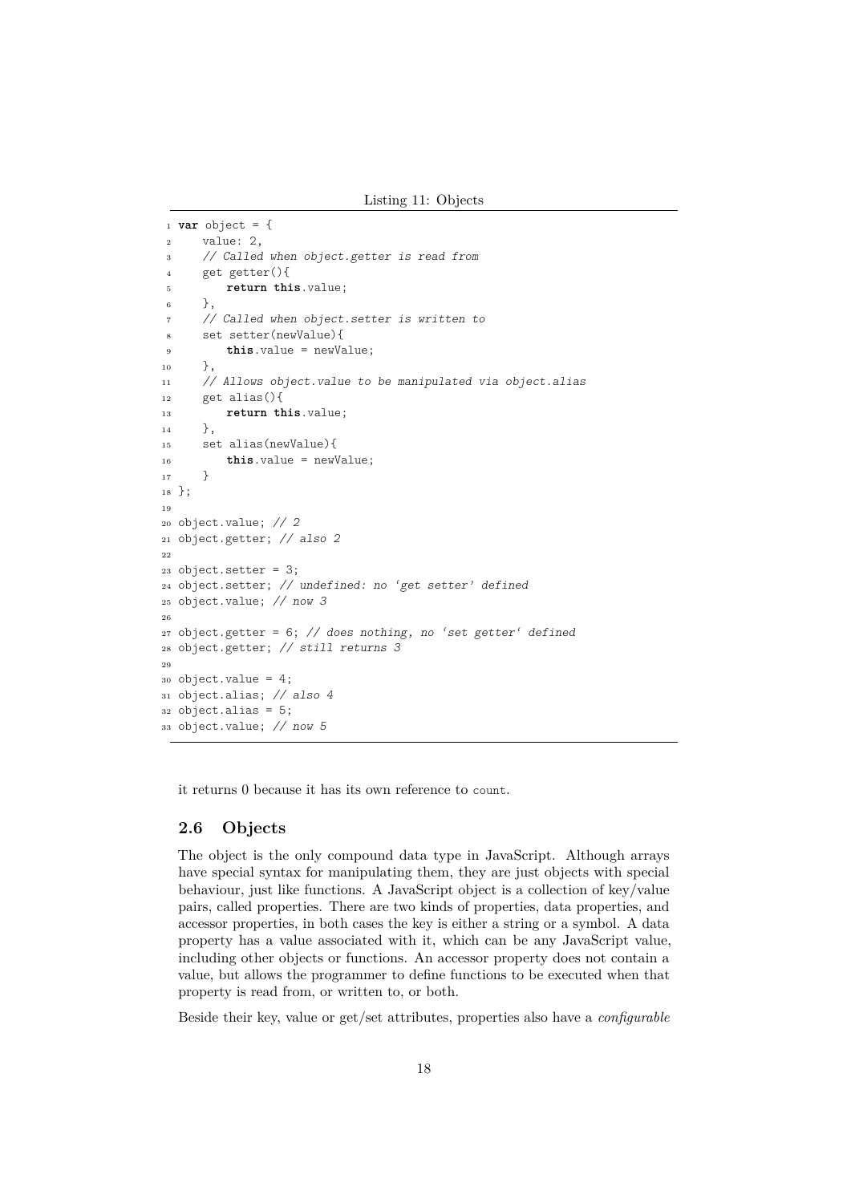Listing 11: Objects

```
var object = {
    value: 2,
    // Called when object.getter is read from
    get getter(){
        return this.value;
    },
    // Called when object.setter is written to
    set setter(newValue){
        this.value = newValue;
    },
    // Allows object.value to be manipulated via object.alias
    get alias(){
        return this.value;
    },
    set alias(newValue){
        this.value = newValue;
    }
};

object.value; // 2
object.getter; // also 2

object.setter = 3;
object.setter; // undefined: no 'get setter' defined
object.value; // now 3

object.getter = 6; // does nothing, no 'set getter' defined
object.getter; // still returns 3

object.value = 4;
object.alias; // also 4
object.alias = 5;
object.value; // now 5
```

it returns 0 because it has its own reference to `count`.

## 2.6 Objects

The object is the only compound data type in JavaScript. Although arrays have special syntax for manipulating them, they are just objects with special behaviour, just like functions. A JavaScript object is a collection of key/value pairs, called properties. There are two kinds of properties, data properties, and accessor properties, in both cases the key is either a string or a symbol. A data property has a value associated with it, which can be any JavaScript value, including other objects or functions. An accessor property does not contain a value, but allows the programmer to define functions to be executed when that property is read from, or written to, or both.

Beside their key, value or get/set attributes, properties also have a *configurable*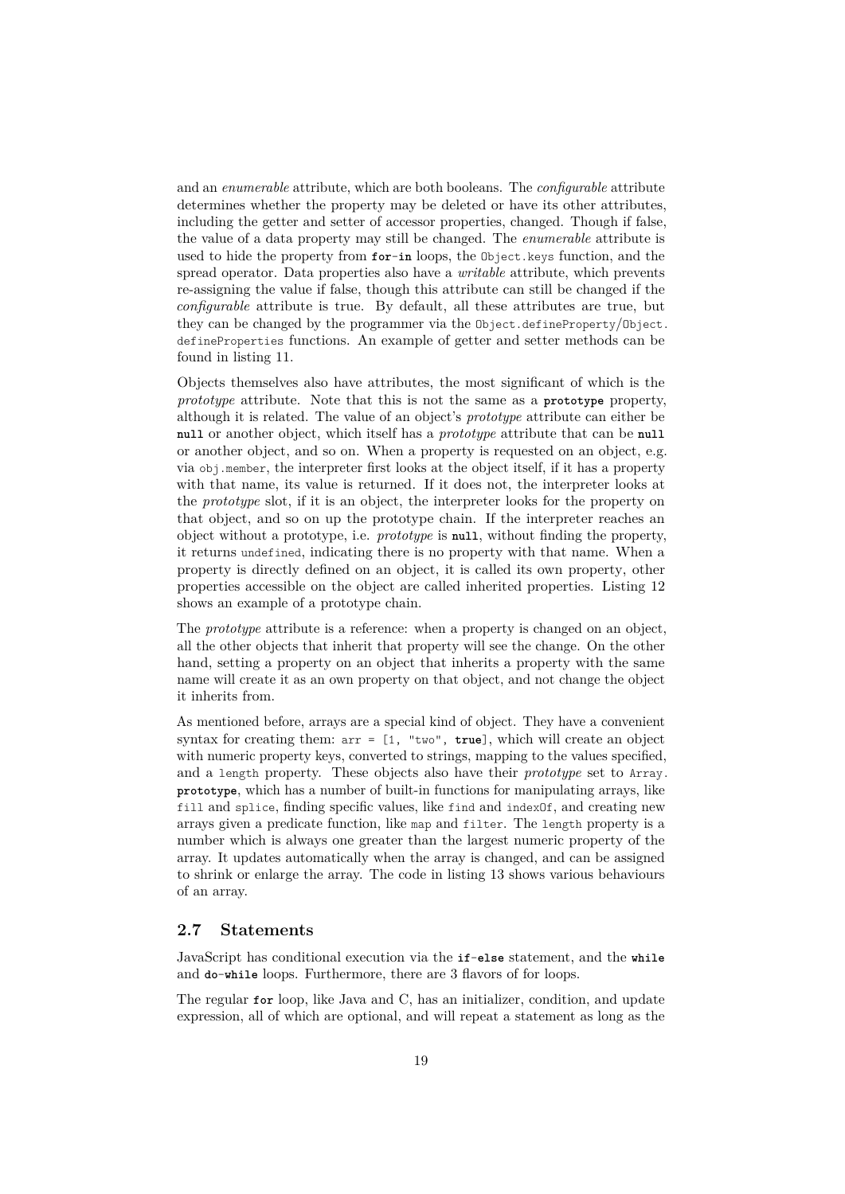and an *enumerable* attribute, which are both booleans. The *configurable* attribute determines whether the property may be deleted or have its other attributes, including the getter and setter of accessor properties, changed. Though if false, the value of a data property may still be changed. The *enumerable* attribute is used to hide the property from **for-in** loops, the `Object.keys` function, and the spread operator. Data properties also have a *writable* attribute, which prevents re-assigning the value if false, though this attribute can still be changed if the *configurable* attribute is true. By default, all these attributes are true, but they can be changed by the programmer via the `Object.defineProperty`/`Object.defineProperties` functions. An example of getter and setter methods can be found in listing 11.

Objects themselves also have attributes, the most significant of which is the *prototype* attribute. Note that this is not the same as a **prototype** property, although it is related. The value of an object's *prototype* attribute can either be **null** or another object, which itself has a *prototype* attribute that can be **null** or another object, and so on. When a property is requested on an object, e.g. via `obj.member`, the interpreter first looks at the object itself, if it has a property with that name, its value is returned. If it does not, the interpreter looks at the *prototype* slot, if it is an object, the interpreter looks for the property on that object, and so on up the prototype chain. If the interpreter reaches an object without a prototype, i.e. *prototype* is **null**, without finding the property, it returns `undefined`, indicating there is no property with that name. When a property is directly defined on an object, it is called its own property, other properties accessible on the object are called inherited properties. Listing 12 shows an example of a prototype chain.

The *prototype* attribute is a reference: when a property is changed on an object, all the other objects that inherit that property will see the change. On the other hand, setting a property on an object that inherits a property with the same name will create it as an own property on that object, and not change the object it inherits from.

As mentioned before, arrays are a special kind of object. They have a convenient syntax for creating them: `arr = [1, "two", true]`, which will create an object with numeric property keys, converted to strings, mapping to the values specified, and a `length` property. These objects also have their *prototype* set to `Array.prototype`, which has a number of built-in functions for manipulating arrays, like `fill` and `splice`, finding specific values, like `find` and `indexOf`, and creating new arrays given a predicate function, like `map` and `filter`. The `length` property is a number which is always one greater than the largest numeric property of the array. It updates automatically when the array is changed, and can be assigned to shrink or enlarge the array. The code in listing 13 shows various behaviours of an array.

## 2.7 Statements

JavaScript has conditional execution via the **if-else** statement, and the **while** and **do-while** loops. Furthermore, there are 3 flavors of for loops.

The regular **for** loop, like Java and C, has an initializer, condition, and update expression, all of which are optional, and will repeat a statement as long as the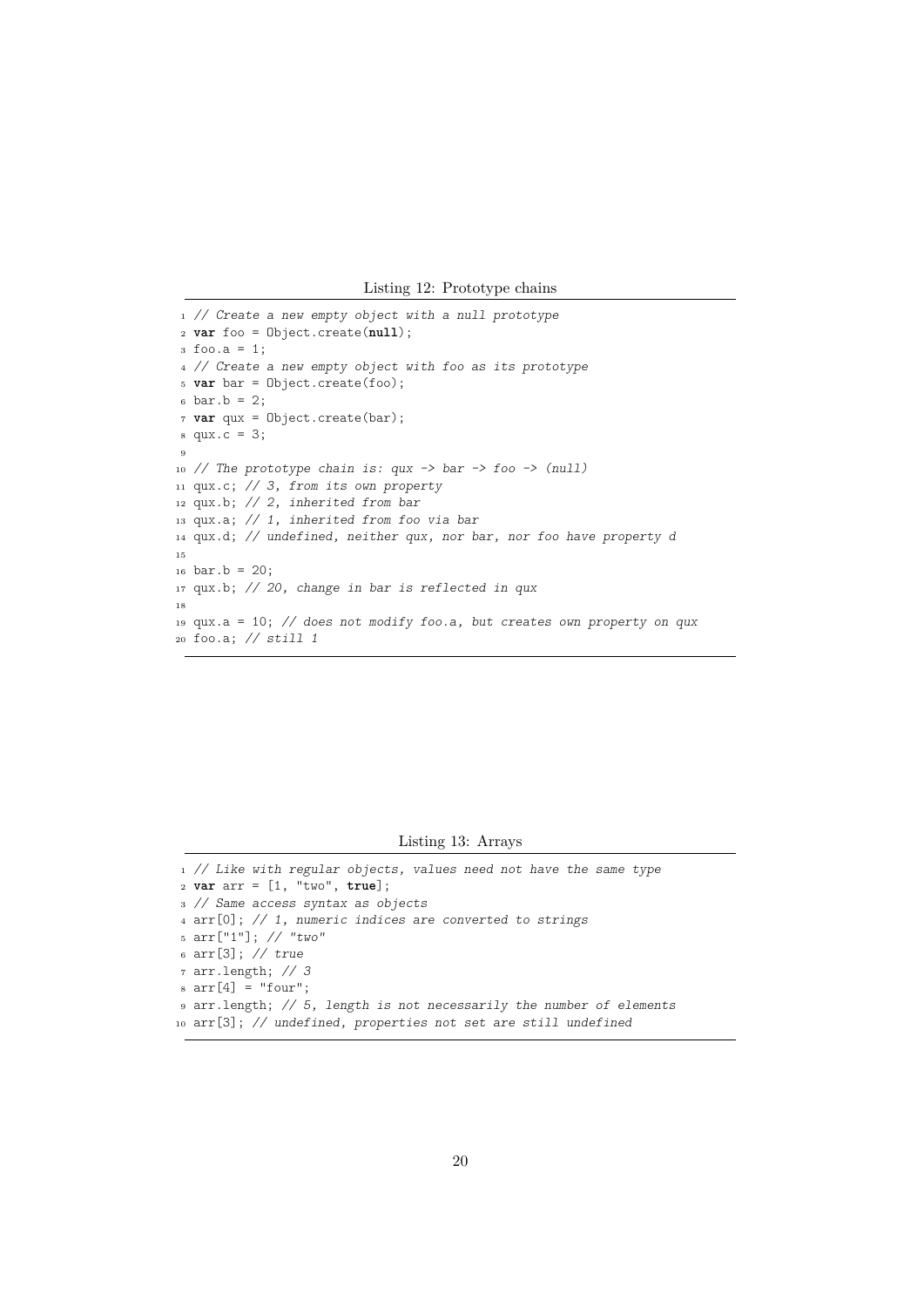Listing 12: Prototype chains

```
// Create a new empty object with a null prototype
var foo = Object.create(null);
foo.a = 1;
// Create a new empty object with foo as its prototype
var bar = Object.create(foo);
bar.b = 2;
var qux = Object.create(bar);
qux.c = 3;

// The prototype chain is: qux -> bar -> foo -> (null)
qux.c; // 3, from its own property
qux.b; // 2, inherited from bar
qux.a; // 1, inherited from foo via bar
qux.d; // undefined, neither qux, nor bar, nor foo have property d

bar.b = 20;
qux.b; // 20, change in bar is reflected in qux

qux.a = 10; // does not modify foo.a, but creates own property on qux
foo.a; // still 1
```

Listing 13: Arrays

```
// Like with regular objects, values need not have the same type
var arr = [1, "two", true];
// Same access syntax as objects
arr[0]; // 1, numeric indices are converted to strings
arr["1"]; // "two"
arr[3]; // true
arr.length; // 3
arr[4] = "four";
arr.length; // 5, length is not necessarily the number of elements
arr[3]; // undefined, properties not set are still undefined
```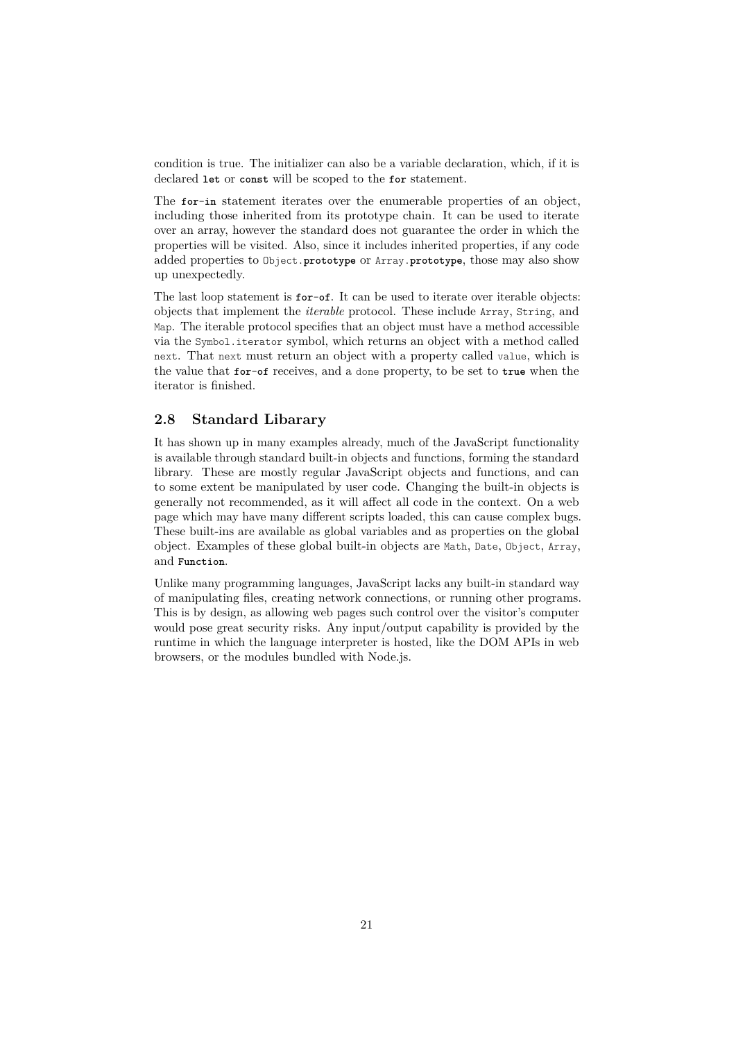condition is true. The initializer can also be a variable declaration, which, if it is declared `let` or `const` will be scoped to the `for` statement.

The `for-in` statement iterates over the enumerable properties of an object, including those inherited from its prototype chain. It can be used to iterate over an array, however the standard does not guarantee the order in which the properties will be visited. Also, since it includes inherited properties, if any code added properties to `Object.prototype` or `Array.prototype`, those may also show up unexpectedly.

The last loop statement is `for-of`. It can be used to iterate over iterable objects: objects that implement the *iterable* protocol. These include `Array`, `String`, and `Map`. The iterable protocol specifies that an object must have a method accessible via the `Symbol.iterator` symbol, which returns an object with a method called `next`. That `next` must return an object with a property called `value`, which is the value that `for-of` receives, and a `done` property, to be set to `true` when the iterator is finished.

## 2.8 Standard Libarary

It has shown up in many examples already, much of the JavaScript functionality is available through standard built-in objects and functions, forming the standard library. These are mostly regular JavaScript objects and functions, and can to some extent be manipulated by user code. Changing the built-in objects is generally not recommended, as it will affect all code in the context. On a web page which may have many different scripts loaded, this can cause complex bugs. These built-ins are available as global variables and as properties on the global object. Examples of these global built-in objects are `Math`, `Date`, `Object`, `Array`, and `Function`.

Unlike many programming languages, JavaScript lacks any built-in standard way of manipulating files, creating network connections, or running other programs. This is by design, as allowing web pages such control over the visitor's computer would pose great security risks. Any input/output capability is provided by the runtime in which the language interpreter is hosted, like the DOM APIs in web browsers, or the modules bundled with Node.js.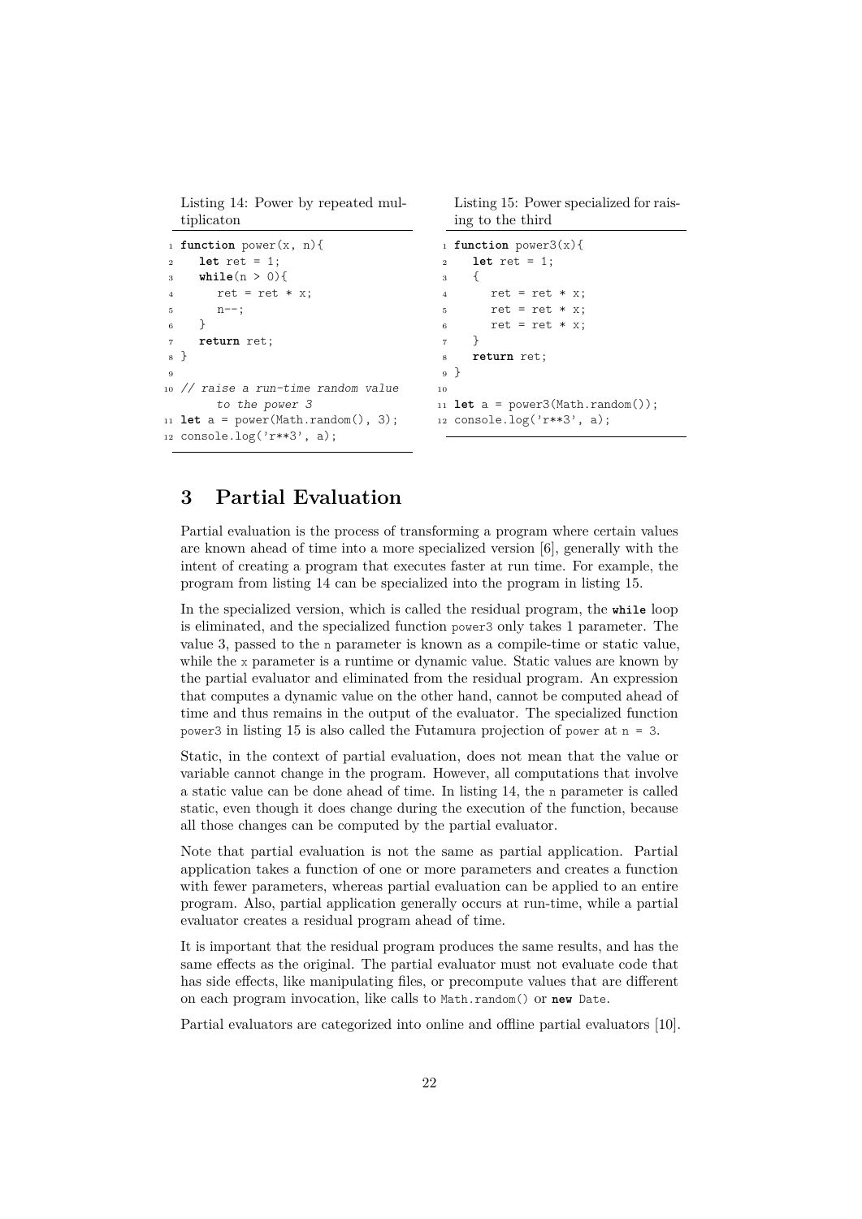Listing 14: Power by repeated multiplicaton

```
function power(x, n){
   let ret = 1;
   while(n > 0){
      ret = ret * x;
      n--;
   }
   return ret;
}

// raise a run-time random value
     to the power 3
let a = power(Math.random(), 3);
console.log('r**3', a);
```

Listing 15: Power specialized for raising to the third

```
function power3(x){
   let ret = 1;
   {
      ret = ret * x;
      ret = ret * x;
      ret = ret * x;
   }
   return ret;
}

let a = power3(Math.random());
console.log('r**3', a);
```

# 3 Partial Evaluation

Partial evaluation is the process of transforming a program where certain values are known ahead of time into a more specialized version [6], generally with the intent of creating a program that executes faster at run time. For example, the program from listing 14 can be specialized into the program in listing 15.

In the specialized version, which is called the residual program, the **while** loop is eliminated, and the specialized function `power3` only takes 1 parameter. The value 3, passed to the `n` parameter is known as a compile-time or static value, while the `x` parameter is a runtime or dynamic value. Static values are known by the partial evaluator and eliminated from the residual program. An expression that computes a dynamic value on the other hand, cannot be computed ahead of time and thus remains in the output of the evaluator. The specialized function `power3` in listing 15 is also called the Futamura projection of `power` at `n = 3`.

Static, in the context of partial evaluation, does not mean that the value or variable cannot change in the program. However, all computations that involve a static value can be done ahead of time. In listing 14, the `n` parameter is called static, even though it does change during the execution of the function, because all those changes can be computed by the partial evaluator.

Note that partial evaluation is not the same as partial application. Partial application takes a function of one or more parameters and creates a function with fewer parameters, whereas partial evaluation can be applied to an entire program. Also, partial application generally occurs at run-time, while a partial evaluator creates a residual program ahead of time.

It is important that the residual program produces the same results, and has the same effects as the original. The partial evaluator must not evaluate code that has side effects, like manipulating files, or precompute values that are different on each program invocation, like calls to `Math.random()` or `new Date`.

Partial evaluators are categorized into online and offline partial evaluators [10].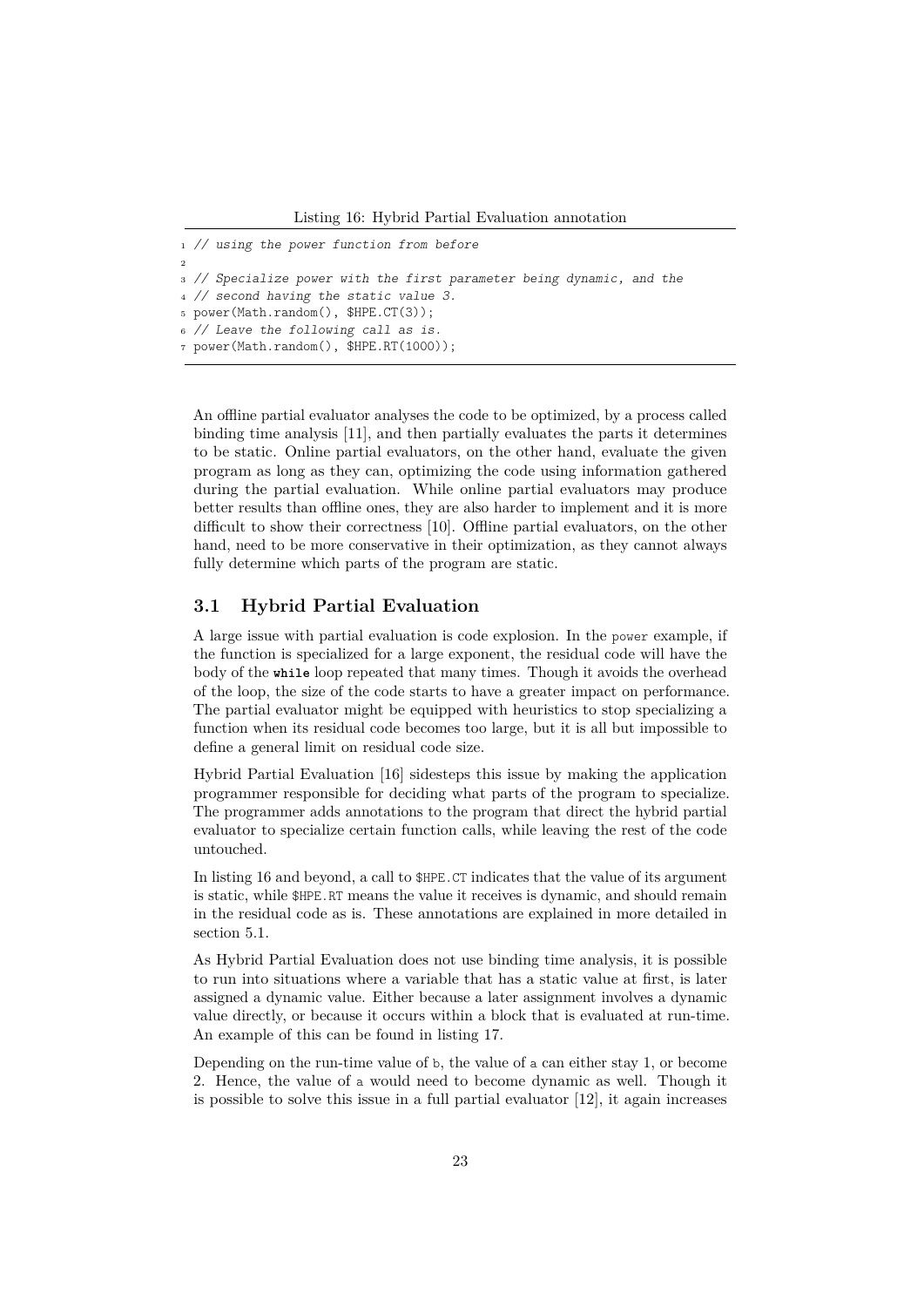Listing 16: Hybrid Partial Evaluation annotation

```
// using the power function from before

// Specialize power with the first parameter being dynamic, and the
// second having the static value 3.
power(Math.random(), $HPE.CT(3));
// Leave the following call as is.
power(Math.random(), $HPE.RT(1000));
```

An offline partial evaluator analyses the code to be optimized, by a process called binding time analysis [11], and then partially evaluates the parts it determines to be static. Online partial evaluators, on the other hand, evaluate the given program as long as they can, optimizing the code using information gathered during the partial evaluation. While online partial evaluators may produce better results than offline ones, they are also harder to implement and it is more difficult to show their correctness [10]. Offline partial evaluators, on the other hand, need to be more conservative in their optimization, as they cannot always fully determine which parts of the program are static.

## 3.1 Hybrid Partial Evaluation

A large issue with partial evaluation is code explosion. In the `power` example, if the function is specialized for a large exponent, the residual code will have the body of the **`while`** loop repeated that many times. Though it avoids the overhead of the loop, the size of the code starts to have a greater impact on performance. The partial evaluator might be equipped with heuristics to stop specializing a function when its residual code becomes too large, but it is all but impossible to define a general limit on residual code size.

Hybrid Partial Evaluation [16] sidesteps this issue by making the application programmer responsible for deciding what parts of the program to specialize. The programmer adds annotations to the program that direct the hybrid partial evaluator to specialize certain function calls, while leaving the rest of the code untouched.

In listing 16 and beyond, a call to `$HPE.CT` indicates that the value of its argument is static, while `$HPE.RT` means the value it receives is dynamic, and should remain in the residual code as is. These annotations are explained in more detailed in section 5.1.

As Hybrid Partial Evaluation does not use binding time analysis, it is possible to run into situations where a variable that has a static value at first, is later assigned a dynamic value. Either because a later assignment involves a dynamic value directly, or because it occurs within a block that is evaluated at run-time. An example of this can be found in listing 17.

Depending on the run-time value of `b`, the value of `a` can either stay 1, or become 2. Hence, the value of `a` would need to become dynamic as well. Though it is possible to solve this issue in a full partial evaluator [12], it again increases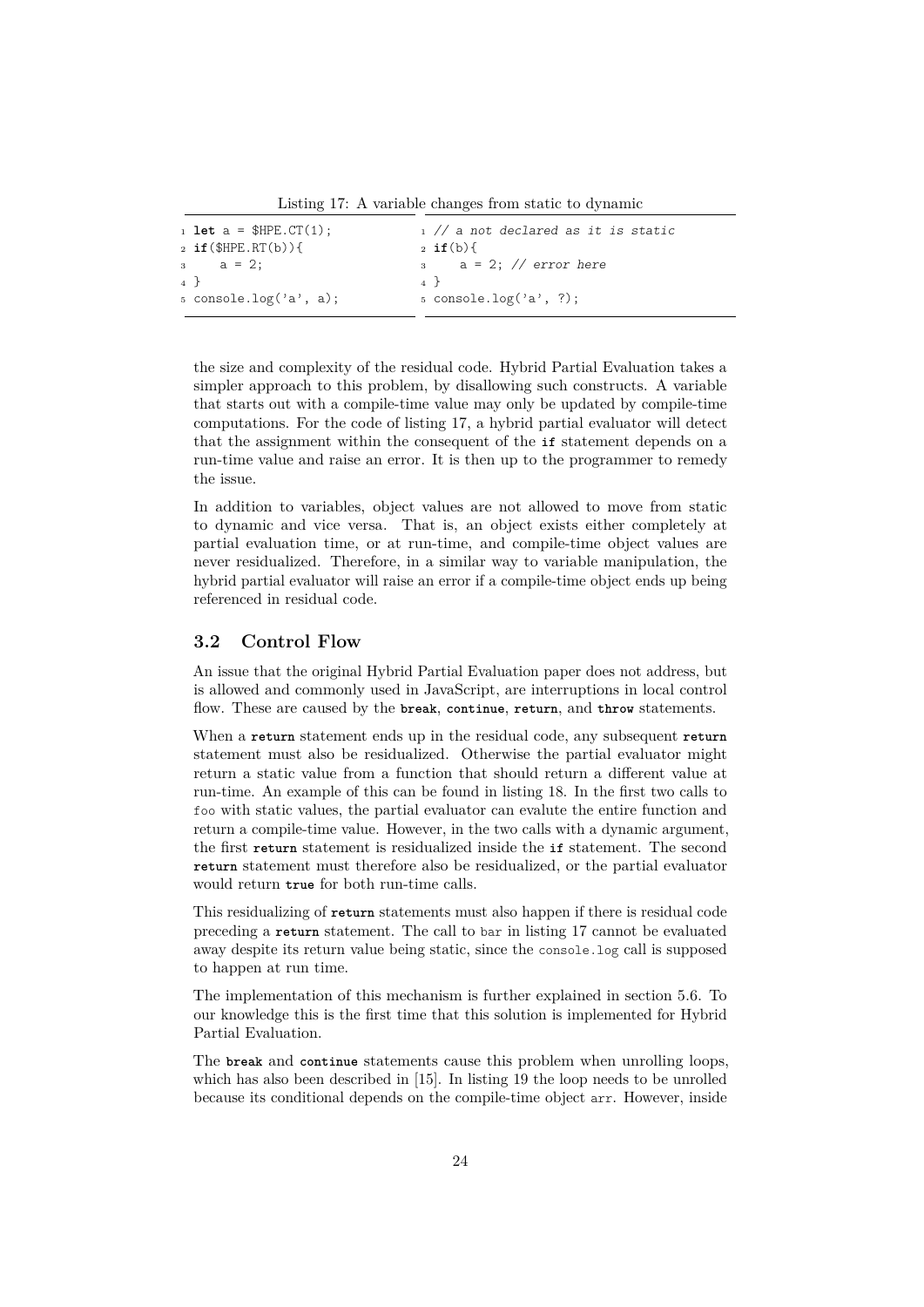Listing 17: A variable changes from static to dynamic

```
let a = $HPE.CT(1);
if($HPE.RT(b)){
    a = 2;
}
console.log('a', a);
```

```
// a not declared as it is static
if(b){
    a = 2; // error here
}
console.log('a', ?);
```

the size and complexity of the residual code. Hybrid Partial Evaluation takes a simpler approach to this problem, by disallowing such constructs. A variable that starts out with a compile-time value may only be updated by compile-time computations. For the code of listing 17, a hybrid partial evaluator will detect that the assignment within the consequent of the **if** statement depends on a run-time value and raise an error. It is then up to the programmer to remedy the issue.

In addition to variables, object values are not allowed to move from static to dynamic and vice versa. That is, an object exists either completely at partial evaluation time, or at run-time, and compile-time object values are never residualized. Therefore, in a similar way to variable manipulation, the hybrid partial evaluator will raise an error if a compile-time object ends up being referenced in residual code.

## 3.2 Control Flow

An issue that the original Hybrid Partial Evaluation paper does not address, but is allowed and commonly used in JavaScript, are interruptions in local control flow. These are caused by the **break**, **continue**, **return**, and **throw** statements.

When a **return** statement ends up in the residual code, any subsequent **return** statement must also be residualized. Otherwise the partial evaluator might return a static value from a function that should return a different value at run-time. An example of this can be found in listing 18. In the first two calls to `foo` with static values, the partial evaluator can evalute the entire function and return a compile-time value. However, in the two calls with a dynamic argument, the first **return** statement is residualized inside the **if** statement. The second **return** statement must therefore also be residualized, or the partial evaluator would return **true** for both run-time calls.

This residualizing of **return** statements must also happen if there is residual code preceding a **return** statement. The call to `bar` in listing 17 cannot be evaluated away despite its return value being static, since the `console.log` call is supposed to happen at run time.

The implementation of this mechanism is further explained in section 5.6. To our knowledge this is the first time that this solution is implemented for Hybrid Partial Evaluation.

The **break** and **continue** statements cause this problem when unrolling loops, which has also been described in [15]. In listing 19 the loop needs to be unrolled because its conditional depends on the compile-time object `arr`. However, inside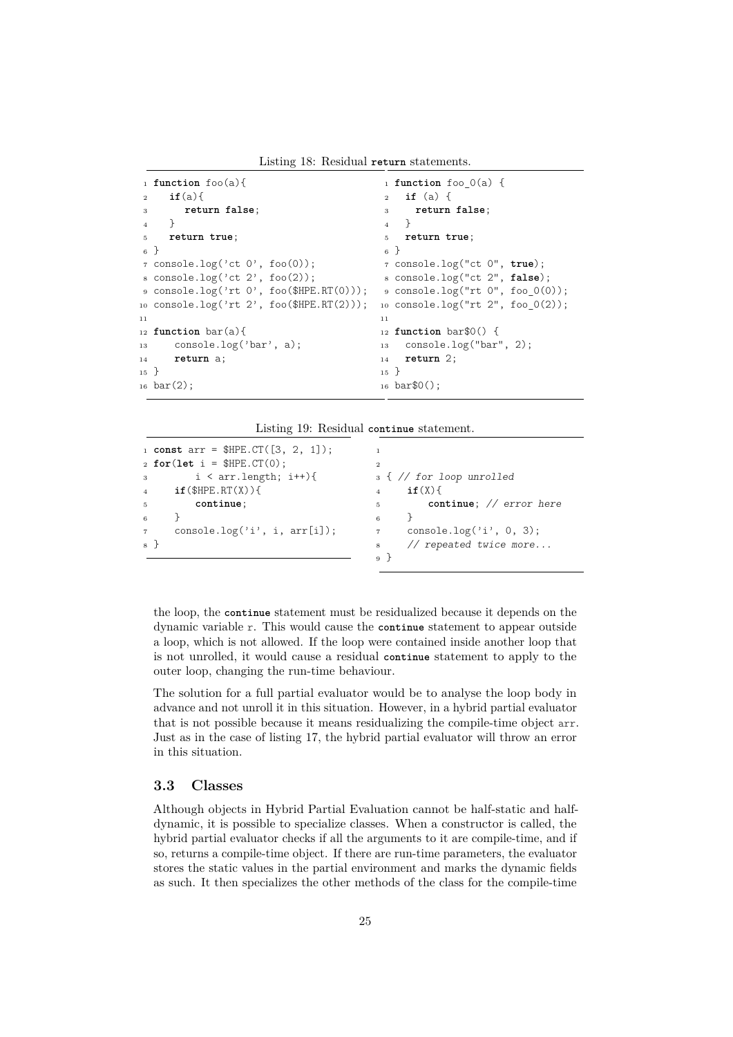Listing 18: Residual **return** statements.

```
function foo(a){
    if(a){
        return false;
    }
    return true;
}
console.log('ct 0', foo(0));
console.log('ct 2', foo(2));
console.log('rt 0', foo($HPE.RT(0)));
console.log('rt 2', foo($HPE.RT(2)));

function bar(a){
    console.log('bar', a);
    return a;
}
bar(2);
```

```
function foo_0(a) {
  if (a) {
    return false;
  }
  return true;
}
console.log("ct 0", true);
console.log("ct 2", false);
console.log("rt 0", foo_0(0));
console.log("rt 2", foo_0(2));

function bar$0() {
  console.log("bar", 2);
  return 2;
}
bar$0();
```

Listing 19: Residual **continue** statement.

```
const arr = $HPE.CT([3, 2, 1]);
for(let i = $HPE.CT(0);
        i < arr.length; i++){
    if($HPE.RT(X)){
        continue;
    }
    console.log('i', i, arr[i]);
}
```

```


{ // for loop unrolled
    if(X){
        continue; // error here
    }
    console.log('i', 0, 3);
    // repeated twice more...
}
```

the loop, the **continue** statement must be residualized because it depends on the dynamic variable r. This would cause the **continue** statement to appear outside a loop, which is not allowed. If the loop were contained inside another loop that is not unrolled, it would cause a residual **continue** statement to apply to the outer loop, changing the run-time behaviour.

The solution for a full partial evaluator would be to analyse the loop body in advance and not unroll it in this situation. However, in a hybrid partial evaluator that is not possible because it means residualizing the compile-time object arr. Just as in the case of listing 17, the hybrid partial evaluator will throw an error in this situation.

### 3.3 Classes

Although objects in Hybrid Partial Evaluation cannot be half-static and half-dynamic, it is possible to specialize classes. When a constructor is called, the hybrid partial evaluator checks if all the arguments to it are compile-time, and if so, returns a compile-time object. If there are run-time parameters, the evaluator stores the static values in the partial environment and marks the dynamic fields as such. It then specializes the other methods of the class for the compile-time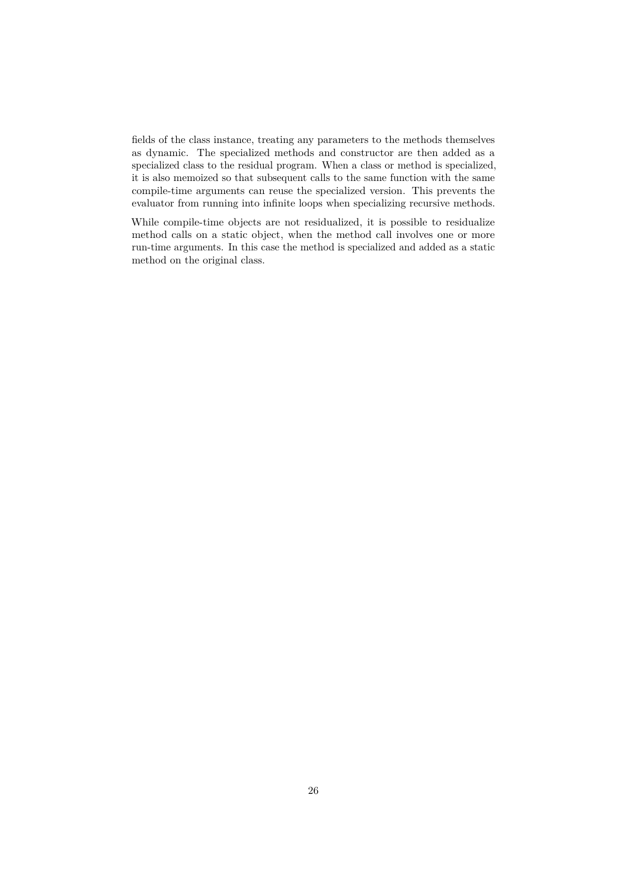fields of the class instance, treating any parameters to the methods themselves as dynamic. The specialized methods and constructor are then added as a specialized class to the residual program. When a class or method is specialized, it is also memoized so that subsequent calls to the same function with the same compile-time arguments can reuse the specialized version. This prevents the evaluator from running into infinite loops when specializing recursive methods.

While compile-time objects are not residualized, it is possible to residualize method calls on a static object, when the method call involves one or more run-time arguments. In this case the method is specialized and added as a static method on the original class.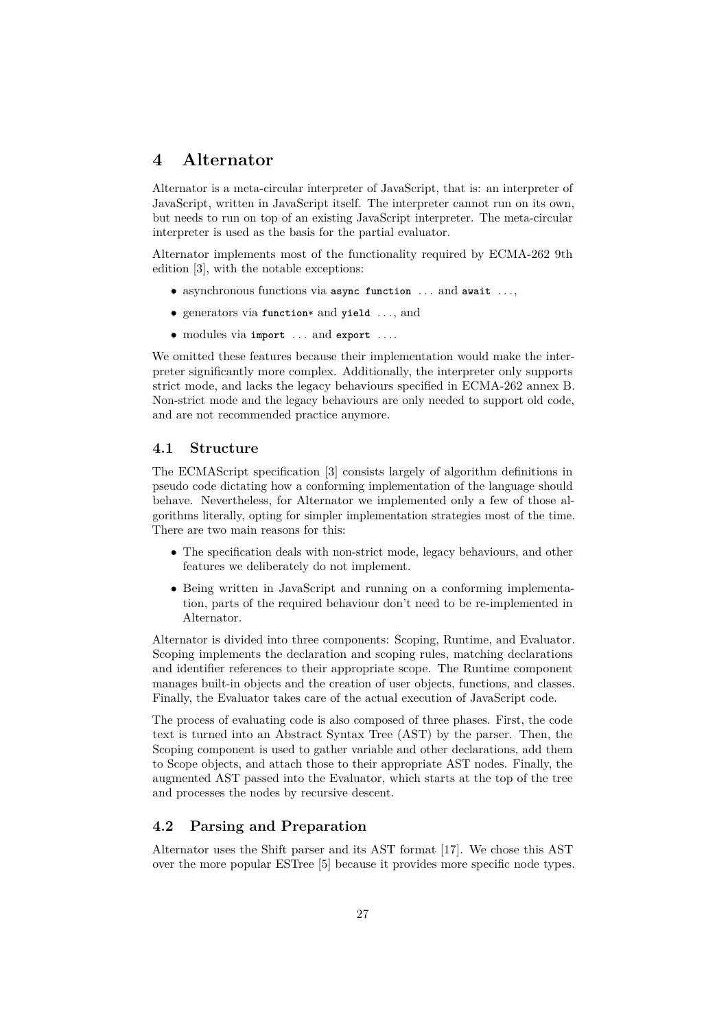# 4 Alternator

Alternator is a meta-circular interpreter of JavaScript, that is: an interpreter of JavaScript, written in JavaScript itself. The interpreter cannot run on its own, but needs to run on top of an existing JavaScript interpreter. The meta-circular interpreter is used as the basis for the partial evaluator.

Alternator implements most of the functionality required by ECMA-262 9th edition [3], with the notable exceptions:

- asynchronous functions via `async function` ... and `await` ...,
- generators via `function*` and `yield` ..., and
- modules via `import` ... and `export` ....

We omitted these features because their implementation would make the interpreter significantly more complex. Additionally, the interpreter only supports strict mode, and lacks the legacy behaviours specified in ECMA-262 annex B. Non-strict mode and the legacy behaviours are only needed to support old code, and are not recommended practice anymore.

## 4.1 Structure

The ECMAScript specification [3] consists largely of algorithm definitions in pseudo code dictating how a conforming implementation of the language should behave. Nevertheless, for Alternator we implemented only a few of those algorithms literally, opting for simpler implementation strategies most of the time. There are two main reasons for this:

- The specification deals with non-strict mode, legacy behaviours, and other features we deliberately do not implement.
- Being written in JavaScript and running on a conforming implementation, parts of the required behaviour don't need to be re-implemented in Alternator.

Alternator is divided into three components: Scoping, Runtime, and Evaluator. Scoping implements the declaration and scoping rules, matching declarations and identifier references to their appropriate scope. The Runtime component manages built-in objects and the creation of user objects, functions, and classes. Finally, the Evaluator takes care of the actual execution of JavaScript code.

The process of evaluating code is also composed of three phases. First, the code text is turned into an Abstract Syntax Tree (AST) by the parser. Then, the Scoping component is used to gather variable and other declarations, add them to Scope objects, and attach those to their appropriate AST nodes. Finally, the augmented AST passed into the Evaluator, which starts at the top of the tree and processes the nodes by recursive descent.

## 4.2 Parsing and Preparation

Alternator uses the Shift parser and its AST format [17]. We chose this AST over the more popular ESTree [5] because it provides more specific node types.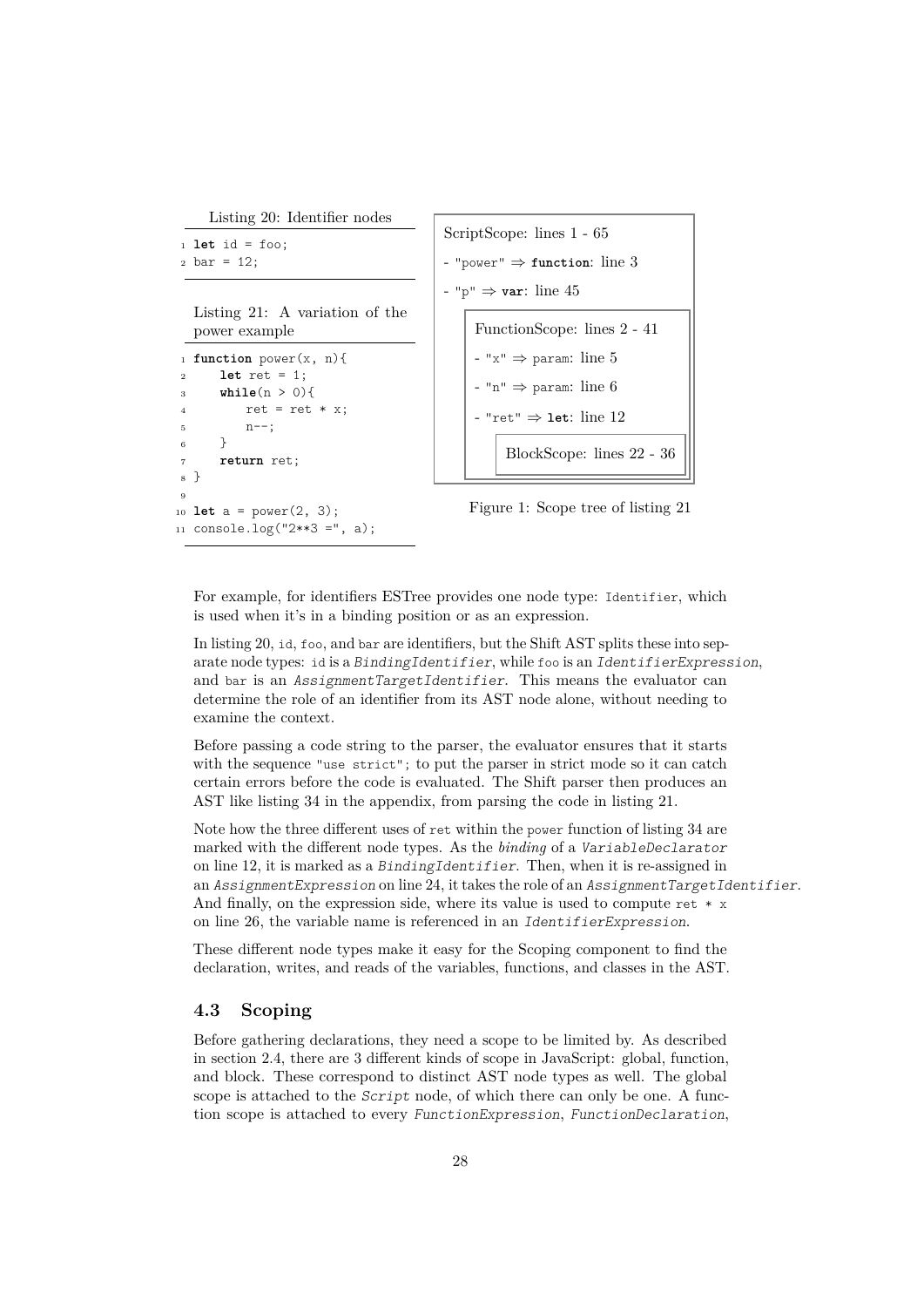Listing 20: Identifier nodes

```
let id = foo;
bar = 12;
```

Listing 21: A variation of the power example

```
function power(x, n){
    let ret = 1;
    while(n > 0){
        ret = ret * x;
        n--;
    }
    return ret;
}

let a = power(2, 3);
console.log("2**3 =", a);
```

```
ScriptScope: lines 1 - 65
- "power" ⇒ function: line 3
- "p" ⇒ var: line 45
    FunctionScope: lines 2 - 41
    - "x" ⇒ param: line 5
    - "n" ⇒ param: line 6
    - "ret" ⇒ let: line 12
        BlockScope: lines 22 - 36
```

Figure 1: Scope tree of listing 21

For example, for identifiers ESTree provides one node type: `Identifier`, which is used when it's in a binding position or as an expression.

In listing 20, `id`, `foo`, and `bar` are identifiers, but the Shift AST splits these into separate node types: `id` is a *BindingIdentifier*, while `foo` is an *IdentifierExpression*, and `bar` is an *AssignmentTargetIdentifier*. This means the evaluator can determine the role of an identifier from its AST node alone, without needing to examine the context.

Before passing a code string to the parser, the evaluator ensures that it starts with the sequence `"use strict";` to put the parser in strict mode so it can catch certain errors before the code is evaluated. The Shift parser then produces an AST like listing 34 in the appendix, from parsing the code in listing 21.

Note how the three different uses of `ret` within the `power` function of listing 34 are marked with the different node types. As the *binding* of a *VariableDeclarator* on line 12, it is marked as a *BindingIdentifier*. Then, when it is re-assigned in an *AssignmentExpression* on line 24, it takes the role of an *AssignmentTargetIdentifier*. And finally, on the expression side, where its value is used to compute `ret * x` on line 26, the variable name is referenced in an *IdentifierExpression*.

These different node types make it easy for the Scoping component to find the declaration, writes, and reads of the variables, functions, and classes in the AST.

## 4.3 Scoping

Before gathering declarations, they need a scope to be limited by. As described in section 2.4, there are 3 different kinds of scope in JavaScript: global, function, and block. These correspond to distinct AST node types as well. The global scope is attached to the *Script* node, of which there can only be one. A function scope is attached to every *FunctionExpression*, *FunctionDeclaration*,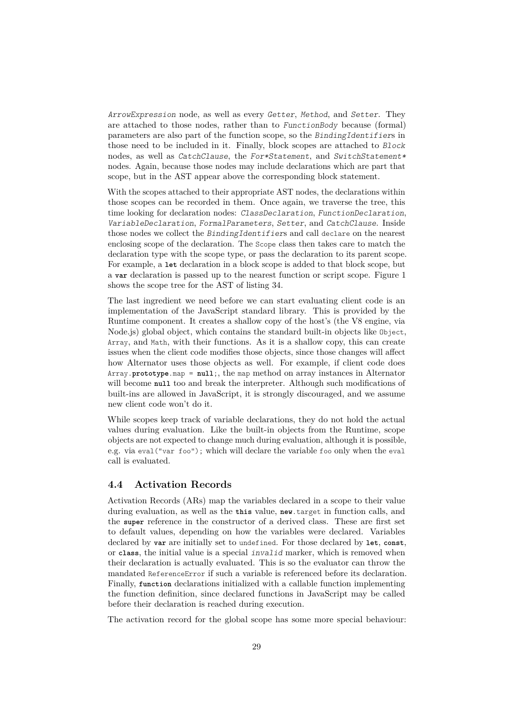*ArrowExpression* node, as well as every *Getter*, *Method*, and *Setter*. They are attached to those nodes, rather than to *FunctionBody* because (formal) parameters are also part of the function scope, so the *BindingIdentifier*s in those need to be included in it. Finally, block scopes are attached to *Block* nodes, as well as *CatchClause*, the *For*Statement*, and *SwitchStatement** nodes. Again, because those nodes may include declarations which are part that scope, but in the AST appear above the corresponding block statement.

With the scopes attached to their appropriate AST nodes, the declarations within those scopes can be recorded in them. Once again, we traverse the tree, this time looking for declaration nodes: *ClassDeclaration*, *FunctionDeclaration*, *VariableDeclaration*, *FormalParameters*, *Setter*, and *CatchClause*. Inside those nodes we collect the *BindingIdentifier*s and call `declare` on the nearest enclosing scope of the declaration. The `Scope` class then takes care to match the declaration type with the scope type, or pass the declaration to its parent scope. For example, a **`let`** declaration in a block scope is added to that block scope, but a **`var`** declaration is passed up to the nearest function or script scope. Figure 1 shows the scope tree for the AST of listing 34.

The last ingredient we need before we can start evaluating client code is an implementation of the JavaScript standard library. This is provided by the Runtime component. It creates a shallow copy of the host's (the V8 engine, via Node.js) global object, which contains the standard built-in objects like `Object`, `Array`, and `Math`, with their functions. As it is a shallow copy, this can create issues when the client code modifies those objects, since those changes will affect how Alternator uses those objects as well. For example, if client code does `Array.prototype.map = null;`, the `map` method on array instances in Alternator will become **`null`** too and break the interpreter. Although such modifications of built-ins are allowed in JavaScript, it is strongly discouraged, and we assume new client code won't do it.

While scopes keep track of variable declarations, they do not hold the actual values during evaluation. Like the built-in objects from the Runtime, scope objects are not expected to change much during evaluation, although it is possible, e.g. via `eval("var foo");` which will declare the variable `foo` only when the `eval` call is evaluated.

## 4.4 Activation Records

Activation Records (ARs) map the variables declared in a scope to their value during evaluation, as well as the **`this`** value, **`new`**`.target` in function calls, and the **`super`** reference in the constructor of a derived class. These are first set to default values, depending on how the variables were declared. Variables declared by **`var`** are initially set to `undefined`. For those declared by **`let`**, **`const`**, or **`class`**, the initial value is a special *invalid* marker, which is removed when their declaration is actually evaluated. This is so the evaluator can throw the mandated `ReferenceError` if such a variable is referenced before its declaration. Finally, **`function`** declarations initialized with a callable function implementing the function definition, since declared functions in JavaScript may be called before their declaration is reached during execution.

The activation record for the global scope has some more special behaviour: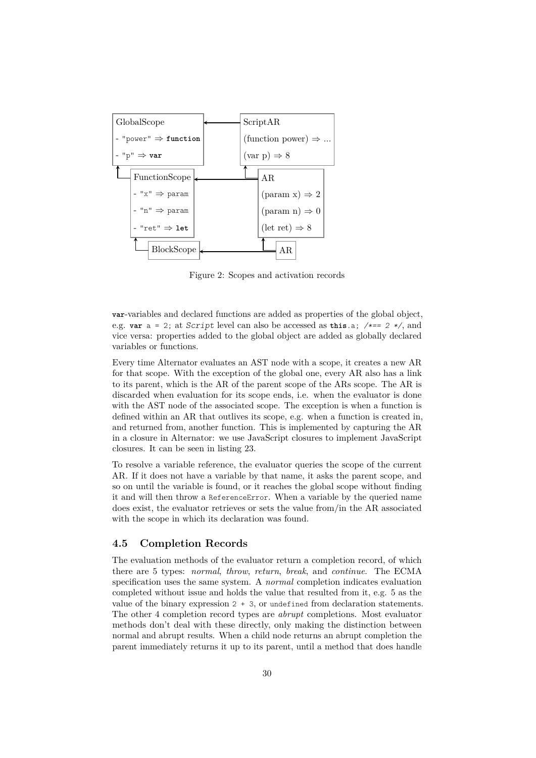GlobalScope
- "power" ⇒ **function**
- "p" ⇒ **var**

ScriptAR
(function power) ⇒ ...
(var p) ⇒ 8

FunctionScope
- "x" ⇒ param
- "n" ⇒ param
- "ret" ⇒ **let**

AR
(param x) ⇒ 2
(param n) ⇒ 0
(let ret) ⇒ 8

BlockScope

AR

Figure 2: Scopes and activation records

**var**-variables and declared functions are added as properties of the global object, e.g. **var** a = 2; at *Script* level can also be accessed as **this**.a; /*== 2 */, and vice versa: properties added to the global object are added as globally declared variables or functions.

Every time Alternator evaluates an AST node with a scope, it creates a new AR for that scope. With the exception of the global one, every AR also has a link to its parent, which is the AR of the parent scope of the ARs scope. The AR is discarded when evaluation for its scope ends, i.e. when the evaluator is done with the AST node of the associated scope. The exception is when a function is defined within an AR that outlives its scope, e.g. when a function is created in, and returned from, another function. This is implemented by capturing the AR in a closure in Alternator: we use JavaScript closures to implement JavaScript closures. It can be seen in listing 23.

To resolve a variable reference, the evaluator queries the scope of the current AR. If it does not have a variable by that name, it asks the parent scope, and so on until the variable is found, or it reaches the global scope without finding it and will then throw a `ReferenceError`. When a variable by the queried name does exist, the evaluator retrieves or sets the value from/in the AR associated with the scope in which its declaration was found.

## 4.5 Completion Records

The evaluation methods of the evaluator return a completion record, of which there are 5 types: *normal*, *throw*, *return*, *break*, and *continue*. The ECMA specification uses the same system. A *normal* completion indicates evaluation completed without issue and holds the value that resulted from it, e.g. 5 as the value of the binary expression `2 + 3`, or `undefined` from declaration statements. The other 4 completion record types are *abrupt* completions. Most evaluator methods don't deal with these directly, only making the distinction between normal and abrupt results. When a child node returns an abrupt completion the parent immediately returns it up to its parent, until a method that does handle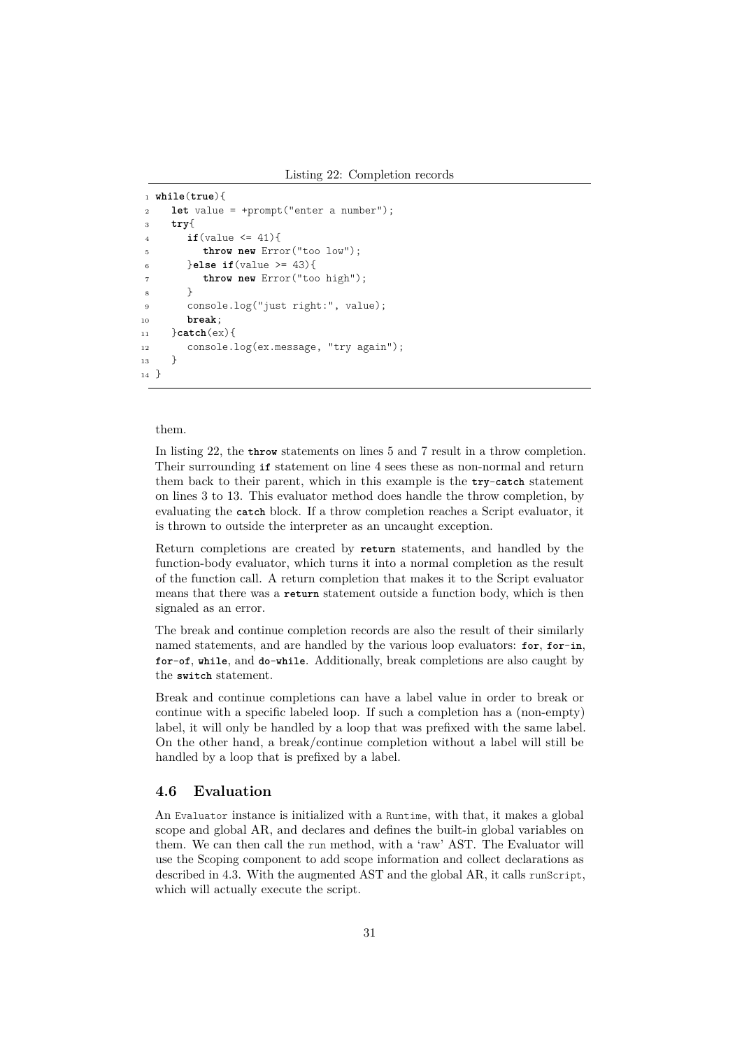Listing 22: Completion records

```
while(true){
   let value = +prompt("enter a number");
   try{
      if(value <= 41){
         throw new Error("too low");
      }else if(value >= 43){
         throw new Error("too high");
      }
      console.log("just right:", value);
      break;
   }catch(ex){
      console.log(ex.message, "try again");
   }
}
```

them.

In listing 22, the **throw** statements on lines 5 and 7 result in a throw completion. Their surrounding **if** statement on line 4 sees these as non-normal and return them back to their parent, which in this example is the **try**-**catch** statement on lines 3 to 13. This evaluator method does handle the throw completion, by evaluating the **catch** block. If a throw completion reaches a Script evaluator, it is thrown to outside the interpreter as an uncaught exception.

Return completions are created by **return** statements, and handled by the function-body evaluator, which turns it into a normal completion as the result of the function call. A return completion that makes it to the Script evaluator means that there was a **return** statement outside a function body, which is then signaled as an error.

The break and continue completion records are also the result of their similarly named statements, and are handled by the various loop evaluators: **for**, **for**-**in**, **for**-**of**, **while**, and **do**-**while**. Additionally, break completions are also caught by the **switch** statement.

Break and continue completions can have a label value in order to break or continue with a specific labeled loop. If such a completion has a (non-empty) label, it will only be handled by a loop that was prefixed with the same label. On the other hand, a break/continue completion without a label will still be handled by a loop that is prefixed by a label.

## 4.6 Evaluation

An `Evaluator` instance is initialized with a `Runtime`, with that, it makes a global scope and global AR, and declares and defines the built-in global variables on them. We can then call the `run` method, with a 'raw' AST. The Evaluator will use the Scoping component to add scope information and collect declarations as described in 4.3. With the augmented AST and the global AR, it calls `runScript`, which will actually execute the script.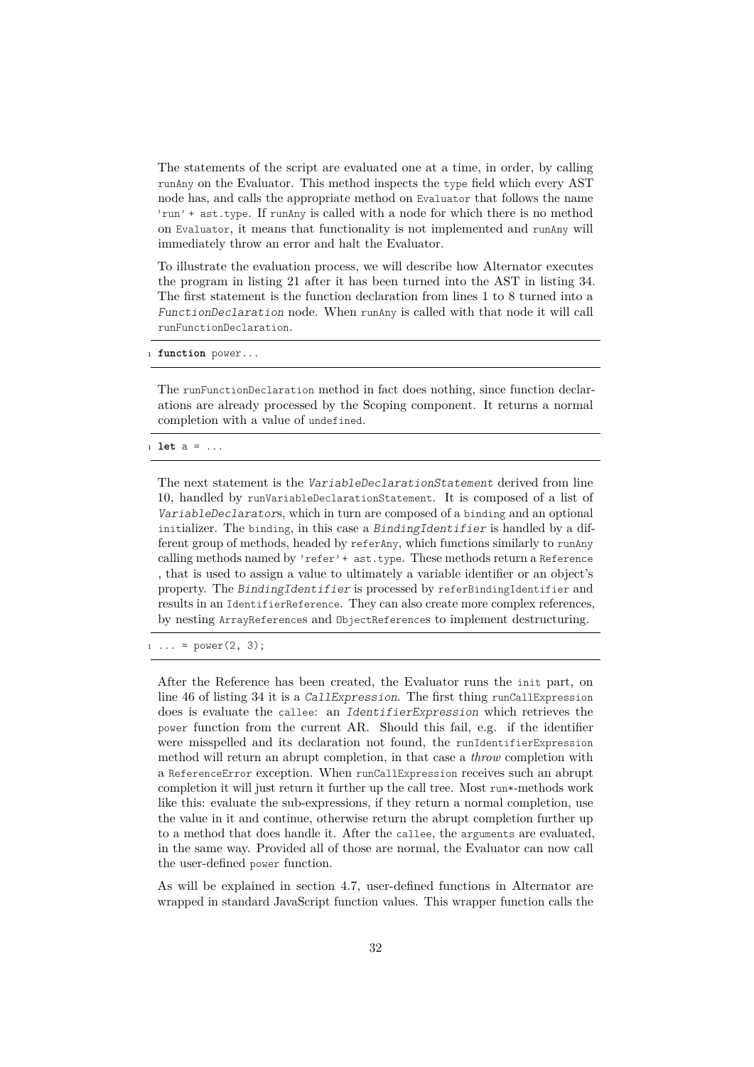The statements of the script are evaluated one at a time, in order, by calling `runAny` on the Evaluator. This method inspects the `type` field which every AST node has, and calls the appropriate method on `Evaluator` that follows the name `'run' + ast.type`. If `runAny` is called with a node for which there is no method on `Evaluator`, it means that functionality is not implemented and `runAny` will immediately throw an error and halt the Evaluator.

To illustrate the evaluation process, we will describe how Alternator executes the program in listing 21 after it has been turned into the AST in listing 34. The first statement is the function declaration from lines 1 to 8 turned into a *FunctionDeclaration* node. When `runAny` is called with that node it will call `runFunctionDeclaration`.

```
1 function power...
```

The `runFunctionDeclaration` method in fact does nothing, since function declarations are already processed by the Scoping component. It returns a normal completion with a value of `undefined`.

```
1 let a = ...
```

The next statement is the *VariableDeclarationStatement* derived from line 10, handled by `runVariableDeclarationStatement`. It is composed of a list of *VariableDeclarator*s, which in turn are composed of a `binding` and an optional `initializer`. The `binding`, in this case a *BindingIdentifier* is handled by a different group of methods, headed by `referAny`, which functions similarly to `runAny` calling methods named by `'refer'+ ast.type`. These methods return a `Reference`, that is used to assign a value to ultimately a variable identifier or an object's property. The *BindingIdentifier* is processed by `referBindingIdentifier` and results in an `IdentifierReference`. They can also create more complex references, by nesting `ArrayReferences` and `ObjectReferences` to implement destructuring.

```
1 ... = power(2, 3);
```

After the Reference has been created, the Evaluator runs the `init` part, on line 46 of listing 34 it is a *CallExpression*. The first thing `runCallExpression` does is evaluate the `callee`: an *IdentifierExpression* which retrieves the `power` function from the current AR. Should this fail, e.g. if the identifier were misspelled and its declaration not found, the `runIdentifierExpression` method will return an abrupt completion, in that case a *throw* completion with a `ReferenceError` exception. When `runCallExpression` receives such an abrupt completion it will just return it further up the call tree. Most `run*`-methods work like this: evaluate the sub-expressions, if they return a normal completion, use the value in it and continue, otherwise return the abrupt completion further up to a method that does handle it. After the `callee`, the `arguments` are evaluated, in the same way. Provided all of those are normal, the Evaluator can now call the user-defined `power` function.

As will be explained in section 4.7, user-defined functions in Alternator are wrapped in standard JavaScript function values. This wrapper function calls the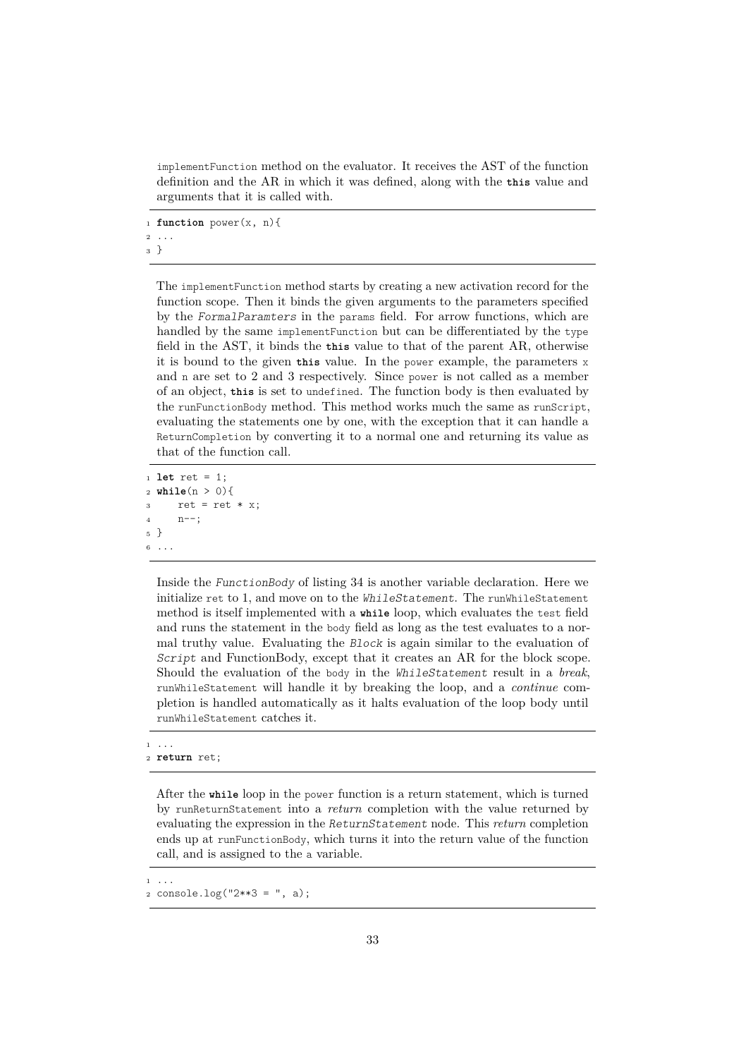implementFunction method on the evaluator. It receives the AST of the function definition and the AR in which it was defined, along with the **this** value and arguments that it is called with.

```
function power(x, n){
...
}
```

The implementFunction method starts by creating a new activation record for the function scope. Then it binds the given arguments to the parameters specified by the *FormalParamters* in the params field. For arrow functions, which are handled by the same implementFunction but can be differentiated by the type field in the AST, it binds the **this** value to that of the parent AR, otherwise it is bound to the given **this** value. In the power example, the parameters x and n are set to 2 and 3 respectively. Since power is not called as a member of an object, **this** is set to undefined. The function body is then evaluated by the runFunctionBody method. This method works much the same as runScript, evaluating the statements one by one, with the exception that it can handle a ReturnCompletion by converting it to a normal one and returning its value as that of the function call.

```
let ret = 1;
while(n > 0){
    ret = ret * x;
    n--;
}
...
```

Inside the *FunctionBody* of listing 34 is another variable declaration. Here we initialize ret to 1, and move on to the *WhileStatement*. The runWhileStatement method is itself implemented with a **while** loop, which evaluates the test field and runs the statement in the body field as long as the test evaluates to a normal truthy value. Evaluating the *Block* is again similar to the evaluation of *Script* and FunctionBody, except that it creates an AR for the block scope. Should the evaluation of the body in the *WhileStatement* result in a *break*, runWhileStatement will handle it by breaking the loop, and a *continue* completion is handled automatically as it halts evaluation of the loop body until runWhileStatement catches it.

```
...
return ret;
```

After the **while** loop in the power function is a return statement, which is turned by runReturnStatement into a *return* completion with the value returned by evaluating the expression in the *ReturnStatement* node. This *return* completion ends up at runFunctionBody, which turns it into the return value of the function call, and is assigned to the a variable.

```
...
console.log("2**3 = ", a);
```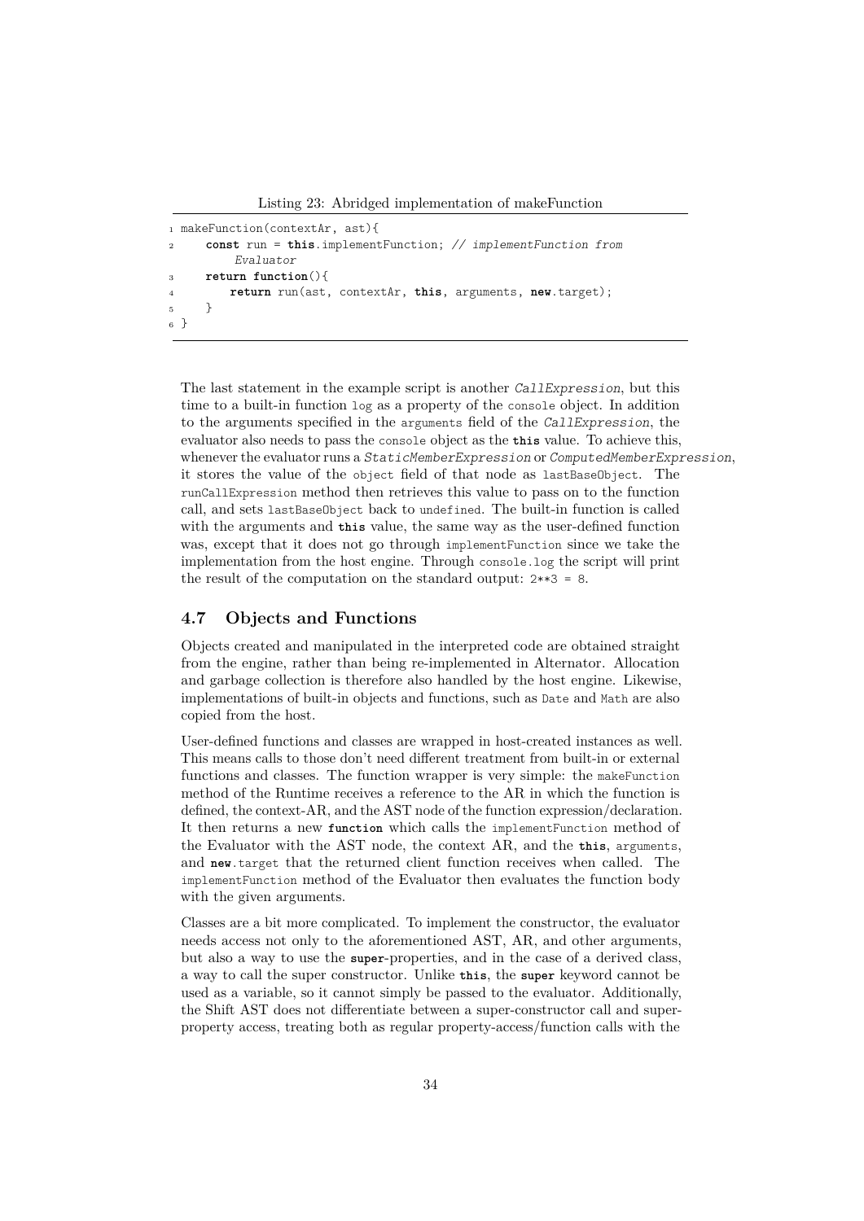Listing 23: Abridged implementation of makeFunction

```
makeFunction(contextAr, ast){
    const run = this.implementFunction; // implementFunction from
         Evaluator
    return function(){
        return run(ast, contextAr, this, arguments, new.target);
    }
}
```

The last statement in the example script is another *CallExpression*, but this time to a built-in function `log` as a property of the `console` object. In addition to the arguments specified in the `arguments` field of the *CallExpression*, the evaluator also needs to pass the `console` object as the **this** value. To achieve this, whenever the evaluator runs a *StaticMemberExpression* or *ComputedMemberExpression*, it stores the value of the `object` field of that node as `lastBaseObject`. The `runCallExpression` method then retrieves this value to pass on to the function call, and sets `lastBaseObject` back to `undefined`. The built-in function is called with the arguments and **this** value, the same way as the user-defined function was, except that it does not go through `implementFunction` since we take the implementation from the host engine. Through `console.log` the script will print the result of the computation on the standard output: `2**3 = 8`.

## 4.7 Objects and Functions

Objects created and manipulated in the interpreted code are obtained straight from the engine, rather than being re-implemented in Alternator. Allocation and garbage collection is therefore also handled by the host engine. Likewise, implementations of built-in objects and functions, such as `Date` and `Math` are also copied from the host.

User-defined functions and classes are wrapped in host-created instances as well. This means calls to those don't need different treatment from built-in or external functions and classes. The function wrapper is very simple: the `makeFunction` method of the Runtime receives a reference to the AR in which the function is defined, the context-AR, and the AST node of the function expression/declaration. It then returns a new **function** which calls the `implementFunction` method of the Evaluator with the AST node, the context AR, and the **this**, `arguments`, and **new**.`target` that the returned client function receives when called. The `implementFunction` method of the Evaluator then evaluates the function body with the given arguments.

Classes are a bit more complicated. To implement the constructor, the evaluator needs access not only to the aforementioned AST, AR, and other arguments, but also a way to use the **super**-properties, and in the case of a derived class, a way to call the super constructor. Unlike **this**, the **super** keyword cannot be used as a variable, so it cannot simply be passed to the evaluator. Additionally, the Shift AST does not differentiate between a super-constructor call and super-property access, treating both as regular property-access/function calls with the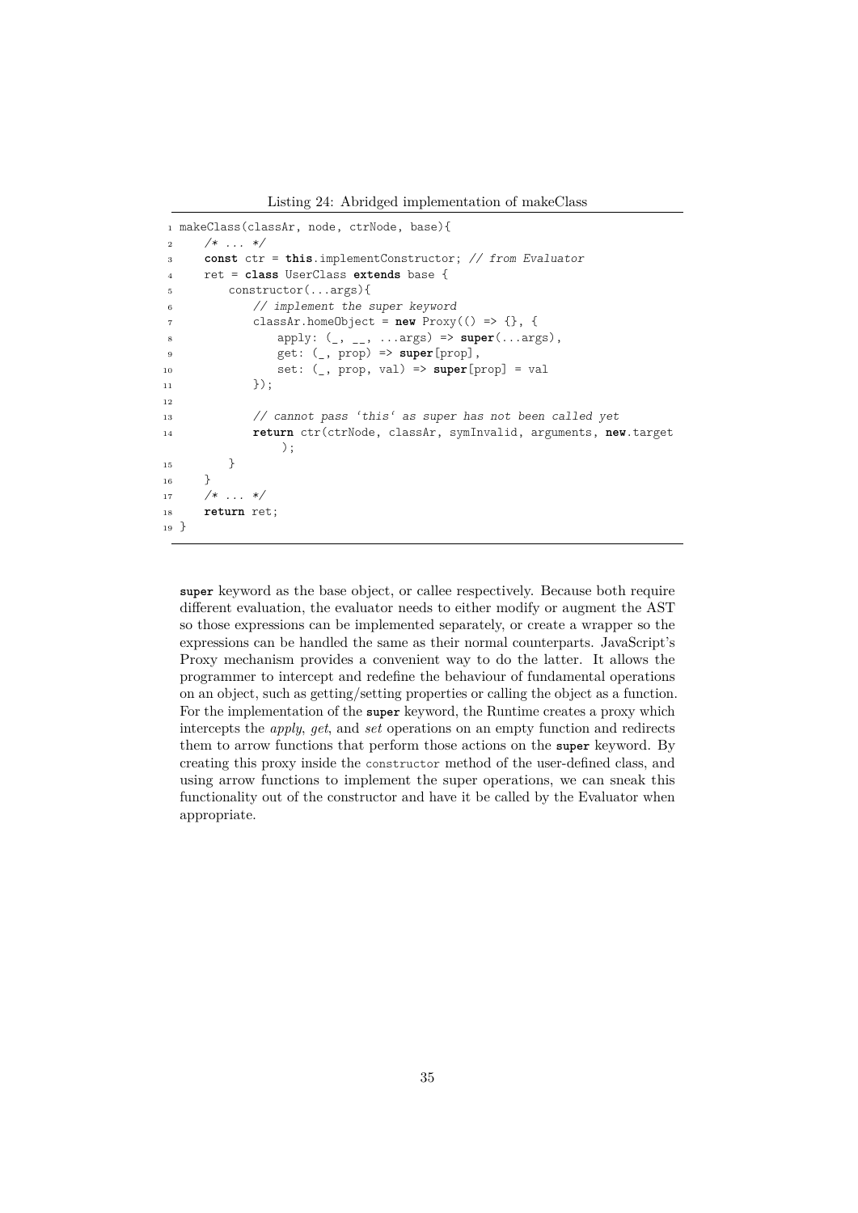Listing 24: Abridged implementation of makeClass

```
makeClass(classAr, node, ctrNode, base){
    /* ... */
    const ctr = this.implementConstructor; // from Evaluator
    ret = class UserClass extends base {
        constructor(...args){
            // implement the super keyword
            classAr.homeObject = new Proxy(() => {}, {
                apply: (_, __, ...args) => super(...args),
                get: (_, prop) => super[prop],
                set: (_, prop, val) => super[prop] = val
            });

            // cannot pass 'this' as super has not been called yet
            return ctr(ctrNode, classAr, symInvalid, arguments, new.target
                );
        }
    }
    /* ... */
    return ret;
}
```

**super** keyword as the base object, or callee respectively. Because both require different evaluation, the evaluator needs to either modify or augment the AST so those expressions can be implemented separately, or create a wrapper so the expressions can be handled the same as their normal counterparts. JavaScript's Proxy mechanism provides a convenient way to do the latter. It allows the programmer to intercept and redefine the behaviour of fundamental operations on an object, such as getting/setting properties or calling the object as a function. For the implementation of the **super** keyword, the Runtime creates a proxy which intercepts the *apply*, *get*, and *set* operations on an empty function and redirects them to arrow functions that perform those actions on the **super** keyword. By creating this proxy inside the `constructor` method of the user-defined class, and using arrow functions to implement the super operations, we can sneak this functionality out of the constructor and have it be called by the Evaluator when appropriate.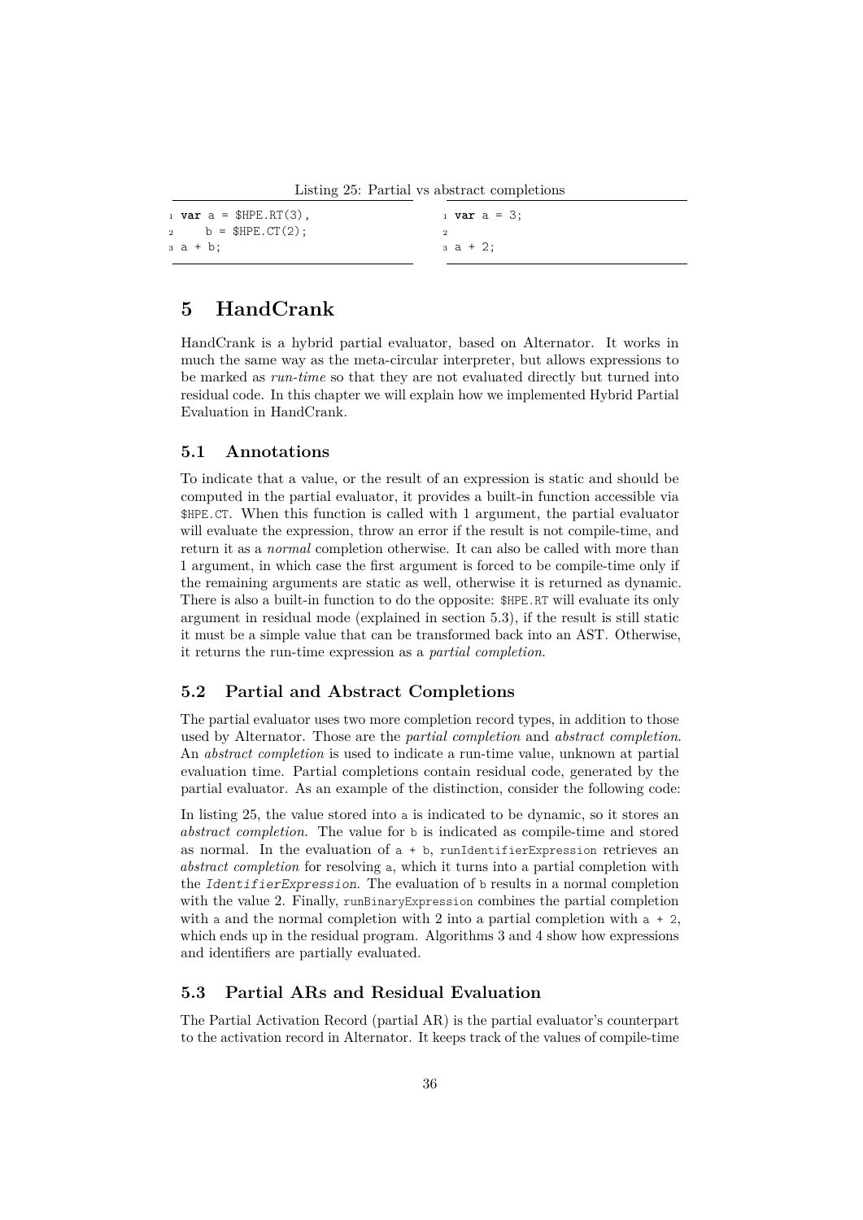Listing 25: Partial vs abstract completions

```
var a = $HPE.RT(3),
    b = $HPE.CT(2);
a + b;
```

```
var a = 3;

a + 2;
```

# 5 HandCrank

HandCrank is a hybrid partial evaluator, based on Alternator. It works in much the same way as the meta-circular interpreter, but allows expressions to be marked as *run-time* so that they are not evaluated directly but turned into residual code. In this chapter we will explain how we implemented Hybrid Partial Evaluation in HandCrank.

## 5.1 Annotations

To indicate that a value, or the result of an expression is static and should be computed in the partial evaluator, it provides a built-in function accessible via `$HPE.CT`. When this function is called with 1 argument, the partial evaluator will evaluate the expression, throw an error if the result is not compile-time, and return it as a *normal* completion otherwise. It can also be called with more than 1 argument, in which case the first argument is forced to be compile-time only if the remaining arguments are static as well, otherwise it is returned as dynamic. There is also a built-in function to do the opposite: `$HPE.RT` will evaluate its only argument in residual mode (explained in section 5.3), if the result is still static it must be a simple value that can be transformed back into an AST. Otherwise, it returns the run-time expression as a *partial completion*.

## 5.2 Partial and Abstract Completions

The partial evaluator uses two more completion record types, in addition to those used by Alternator. Those are the *partial completion* and *abstract completion*. An *abstract completion* is used to indicate a run-time value, unknown at partial evaluation time. Partial completions contain residual code, generated by the partial evaluator. As an example of the distinction, consider the following code:

In listing 25, the value stored into `a` is indicated to be dynamic, so it stores an *abstract completion*. The value for `b` is indicated as compile-time and stored as normal. In the evaluation of `a + b`, `runIdentifierExpression` retrieves an *abstract completion* for resolving `a`, which it turns into a partial completion with the *IdentifierExpression*. The evaluation of `b` results in a normal completion with the value 2. Finally, `runBinaryExpression` combines the partial completion with `a` and the normal completion with 2 into a partial completion with `a + 2`, which ends up in the residual program. Algorithms 3 and 4 show how expressions and identifiers are partially evaluated.

## 5.3 Partial ARs and Residual Evaluation

The Partial Activation Record (partial AR) is the partial evaluator's counterpart to the activation record in Alternator. It keeps track of the values of compile-time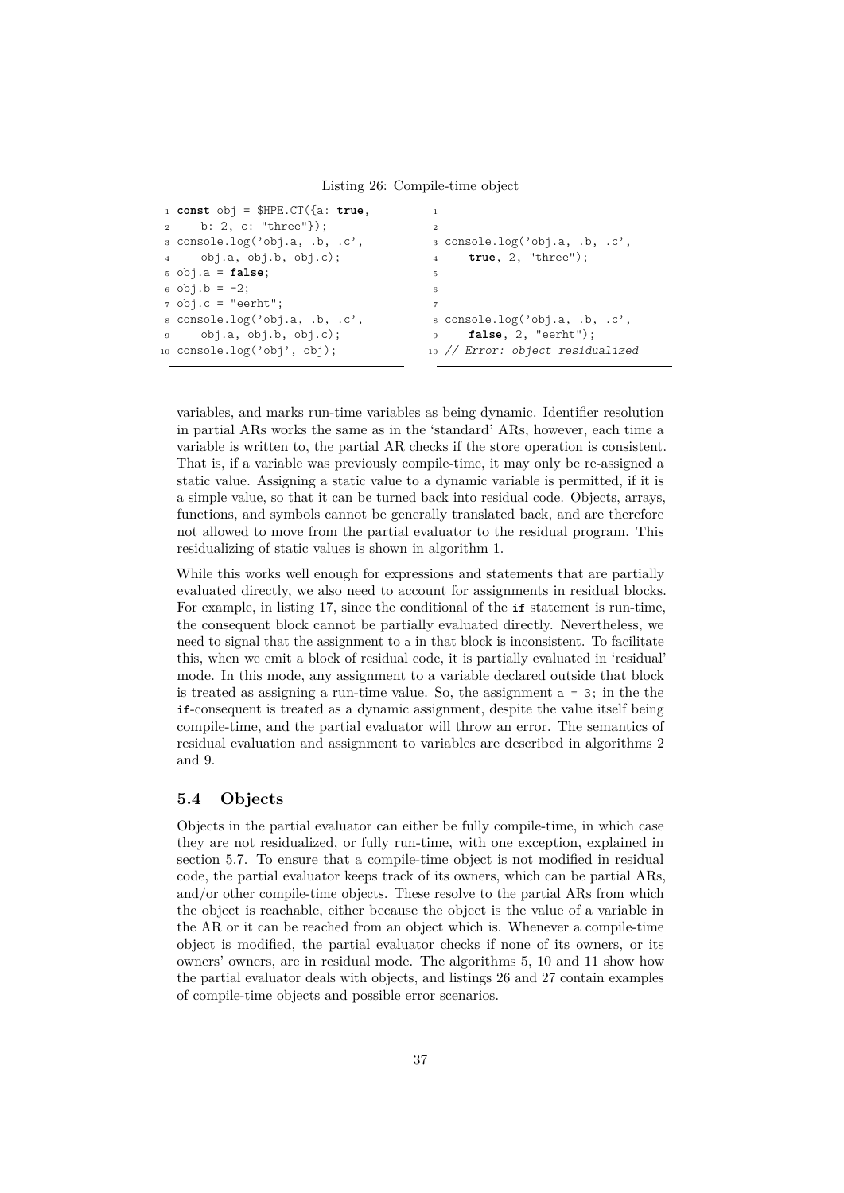Listing 26: Compile-time object

```
const obj = $HPE.CT({a: true,
    b: 2, c: "three"});
console.log('obj.a, .b, .c',
    obj.a, obj.b, obj.c);
obj.a = false;
obj.b = -2;
obj.c = "eerht";
console.log('obj.a, .b, .c',
    obj.a, obj.b, obj.c);
console.log('obj', obj);
```

```


console.log('obj.a, .b, .c',
    true, 2, "three");



console.log('obj.a, .b, .c',
    false, 2, "eerht");
// Error: object residualized
```

variables, and marks run-time variables as being dynamic. Identifier resolution in partial ARs works the same as in the 'standard' ARs, however, each time a variable is written to, the partial AR checks if the store operation is consistent. That is, if a variable was previously compile-time, it may only be re-assigned a static value. Assigning a static value to a dynamic variable is permitted, if it is a simple value, so that it can be turned back into residual code. Objects, arrays, functions, and symbols cannot be generally translated back, and are therefore not allowed to move from the partial evaluator to the residual program. This residualizing of static values is shown in algorithm 1.

While this works well enough for expressions and statements that are partially evaluated directly, we also need to account for assignments in residual blocks. For example, in listing 17, since the conditional of the `if` statement is run-time, the consequent block cannot be partially evaluated directly. Nevertheless, we need to signal that the assignment to `a` in that block is inconsistent. To facilitate this, when we emit a block of residual code, it is partially evaluated in 'residual' mode. In this mode, any assignment to a variable declared outside that block is treated as assigning a run-time value. So, the assignment `a = 3;` in the the `if`-consequent is treated as a dynamic assignment, despite the value itself being compile-time, and the partial evaluator will throw an error. The semantics of residual evaluation and assignment to variables are described in algorithms 2 and 9.

## 5.4 Objects

Objects in the partial evaluator can either be fully compile-time, in which case they are not residualized, or fully run-time, with one exception, explained in section 5.7. To ensure that a compile-time object is not modified in residual code, the partial evaluator keeps track of its owners, which can be partial ARs, and/or other compile-time objects. These resolve to the partial ARs from which the object is reachable, either because the object is the value of a variable in the AR or it can be reached from an object which is. Whenever a compile-time object is modified, the partial evaluator checks if none of its owners, or its owners' owners, are in residual mode. The algorithms 5, 10 and 11 show how the partial evaluator deals with objects, and listings 26 and 27 contain examples of compile-time objects and possible error scenarios.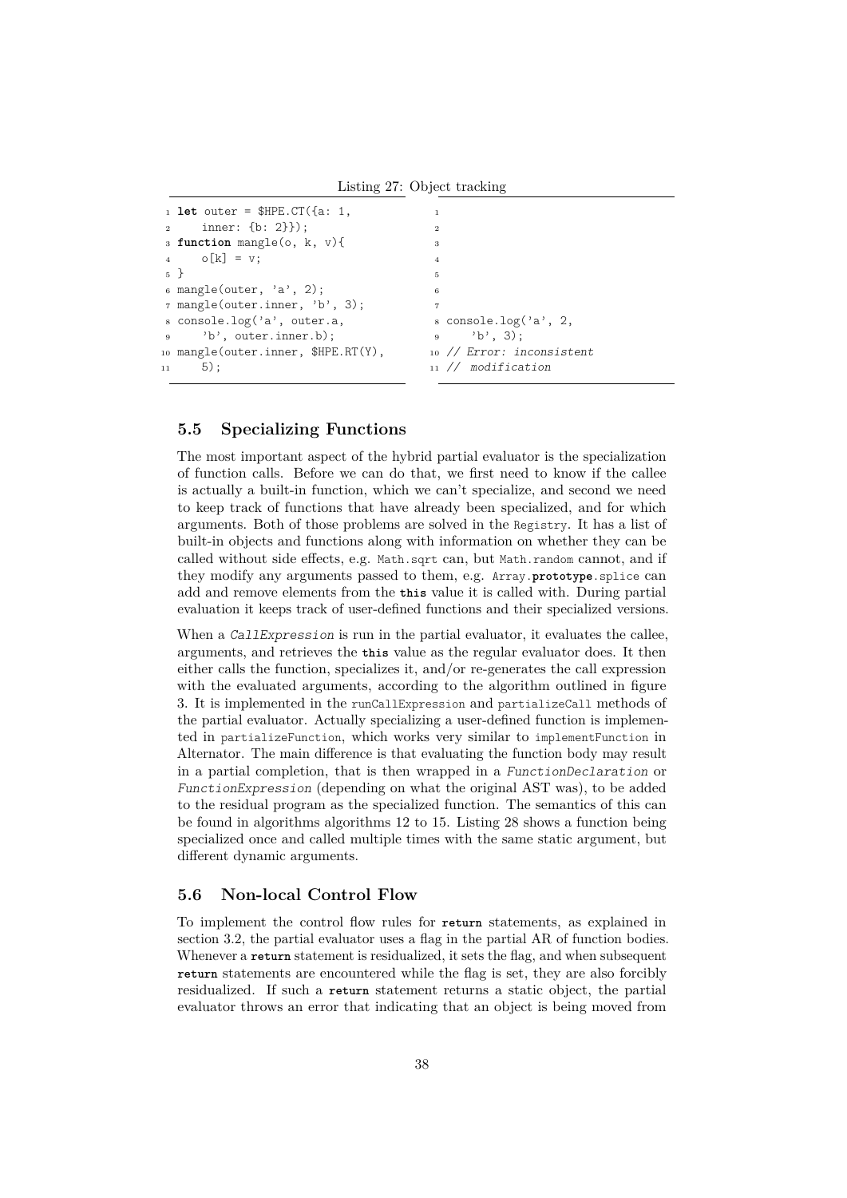Listing 27: Object tracking

```
1 let outer = $HPE.CT({a: 1,
2     inner: {b: 2}});
3 function mangle(o, k, v){
4     o[k] = v;
5 }
6 mangle(outer, 'a', 2);
7 mangle(outer.inner, 'b', 3);
8 console.log('a', outer.a,
9     'b', outer.inner.b);
10 mangle(outer.inner, $HPE.RT(Y),
11     5);
```

```
1
2
3
4
5
6
7
8 console.log('a', 2,
9     'b', 3);
10 // Error: inconsistent
11 //  modification
```

## 5.5 Specializing Functions

The most important aspect of the hybrid partial evaluator is the specialization of function calls. Before we can do that, we first need to know if the callee is actually a built-in function, which we can't specialize, and second we need to keep track of functions that have already been specialized, and for which arguments. Both of those problems are solved in the `Registry`. It has a list of built-in objects and functions along with information on whether they can be called without side effects, e.g. `Math.sqrt` can, but `Math.random` cannot, and if they modify any arguments passed to them, e.g. `Array.prototype.splice` can add and remove elements from the **this** value it is called with. During partial evaluation it keeps track of user-defined functions and their specialized versions.

When a *CallExpression* is run in the partial evaluator, it evaluates the callee, arguments, and retrieves the **this** value as the regular evaluator does. It then either calls the function, specializes it, and/or re-generates the call expression with the evaluated arguments, according to the algorithm outlined in figure 3. It is implemented in the `runCallExpression` and `partializeCall` methods of the partial evaluator. Actually specializing a user-defined function is implemented in `partializeFunction`, which works very similar to `implementFunction` in Alternator. The main difference is that evaluating the function body may result in a partial completion, that is then wrapped in a *FunctionDeclaration* or *FunctionExpression* (depending on what the original AST was), to be added to the residual program as the specialized function. The semantics of this can be found in algorithms algorithms 12 to 15. Listing 28 shows a function being specialized once and called multiple times with the same static argument, but different dynamic arguments.

## 5.6 Non-local Control Flow

To implement the control flow rules for **return** statements, as explained in section 3.2, the partial evaluator uses a flag in the partial AR of function bodies. Whenever a **return** statement is residualized, it sets the flag, and when subsequent **return** statements are encountered while the flag is set, they are also forcibly residualized. If such a **return** statement returns a static object, the partial evaluator throws an error that indicating that an object is being moved from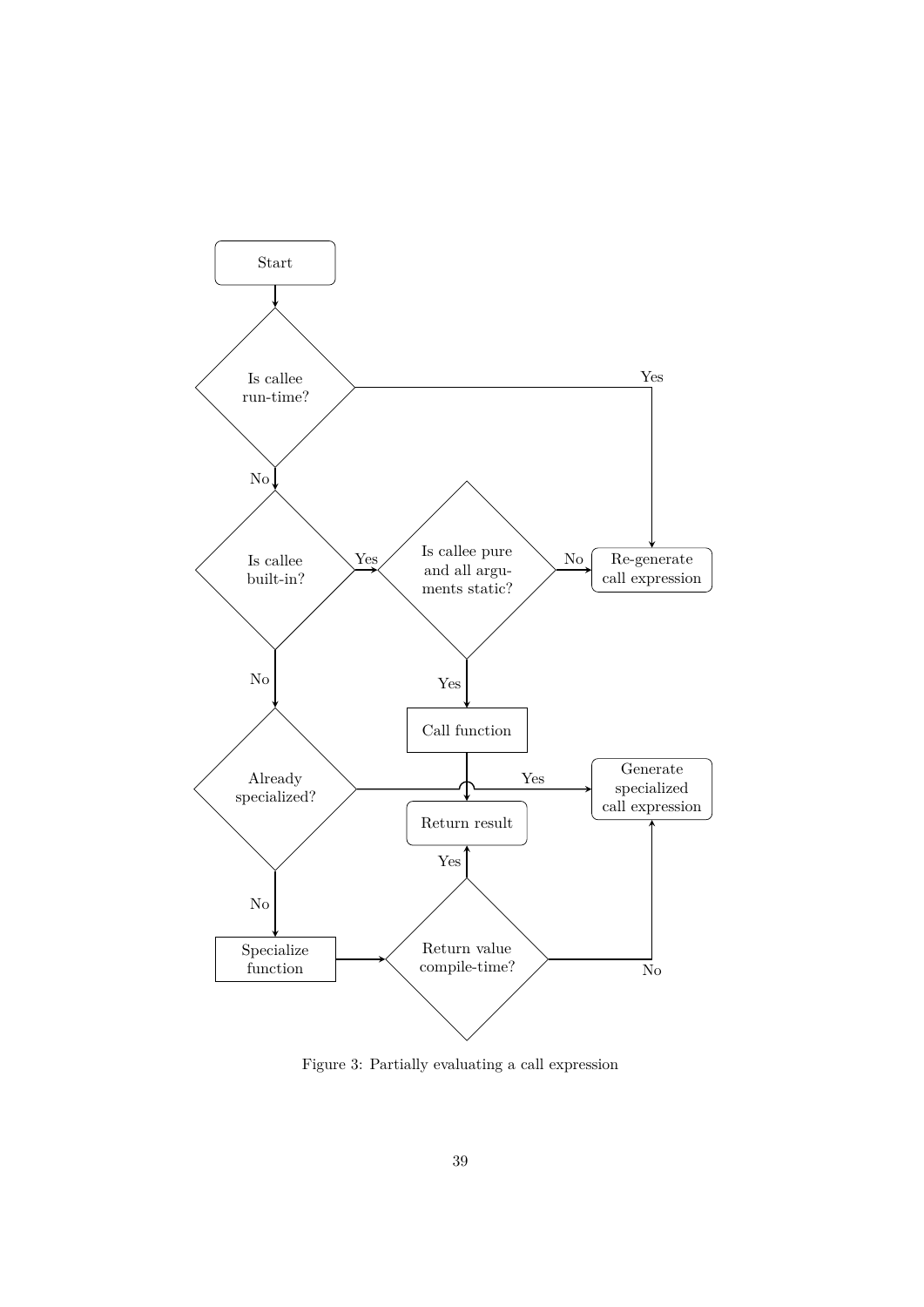Start

Is callee run-time?

Yes → Re-generate call expression

No ↓

Is callee built-in?

Yes → Is callee pure and all arguments static?

No → Re-generate call expression

Yes → Call function → Return result

No ↓

Already specialized?

Yes → Generate specialized call expression

No → Specialize function → Return value compile-time?

Yes → Return result

No → Generate specialized call expression

Figure 3: Partially evaluating a call expression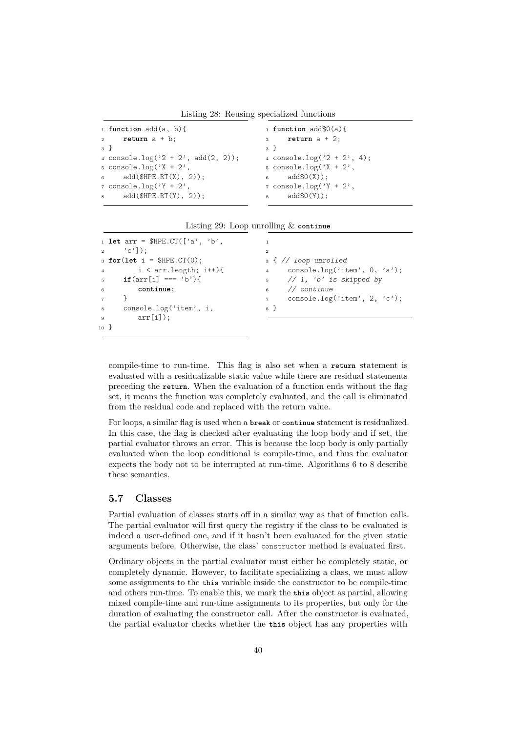Listing 28: Reusing specialized functions

```
function add(a, b){
    return a + b;
}
console.log('2 + 2', add(2, 2));
console.log('X + 2',
    add($HPE.RT(X), 2));
console.log('Y + 2',
    add($HPE.RT(Y), 2));
```

```
function add$0(a){
    return a + 2;
}
console.log('2 + 2', 4);
console.log('X + 2',
    add$0(X));
console.log('Y + 2',
    add$0(Y));
```

Listing 29: Loop unrolling & `continue`

```
let arr = $HPE.CT(['a', 'b',
    'c']);
for(let i = $HPE.CT(0);
        i < arr.length; i++){
    if(arr[i] === 'b'){
        continue;
    }
    console.log('item', i,
        arr[i]);
}
```

```


{ // loop unrolled
    console.log('item', 0, 'a');
    // 1, 'b' is skipped by
    // continue
    console.log('item', 2, 'c');
}
```

compile-time to run-time. This flag is also set when a **return** statement is evaluated with a residualizable static value while there are residual statements preceding the **return**. When the evaluation of a function ends without the flag set, it means the function was completely evaluated, and the call is eliminated from the residual code and replaced with the return value.

For loops, a similar flag is used when a **break** or **continue** statement is residualized. In this case, the flag is checked after evaluating the loop body and if set, the partial evaluator throws an error. This is because the loop body is only partially evaluated when the loop conditional is compile-time, and thus the evaluator expects the body not to be interrupted at run-time. Algorithms 6 to 8 describe these semantics.

## 5.7 Classes

Partial evaluation of classes starts off in a similar way as that of function calls. The partial evaluator will first query the registry if the class to be evaluated is indeed a user-defined one, and if it hasn't been evaluated for the given static arguments before. Otherwise, the class' `constructor` method is evaluated first.

Ordinary objects in the partial evaluator must either be completely static, or completely dynamic. However, to facilitate specializing a class, we must allow some assignments to the **this** variable inside the constructor to be compile-time and others run-time. To enable this, we mark the **this** object as partial, allowing mixed compile-time and run-time assignments to its properties, but only for the duration of evaluating the constructor call. After the constructor is evaluated, the partial evaluator checks whether the **this** object has any properties with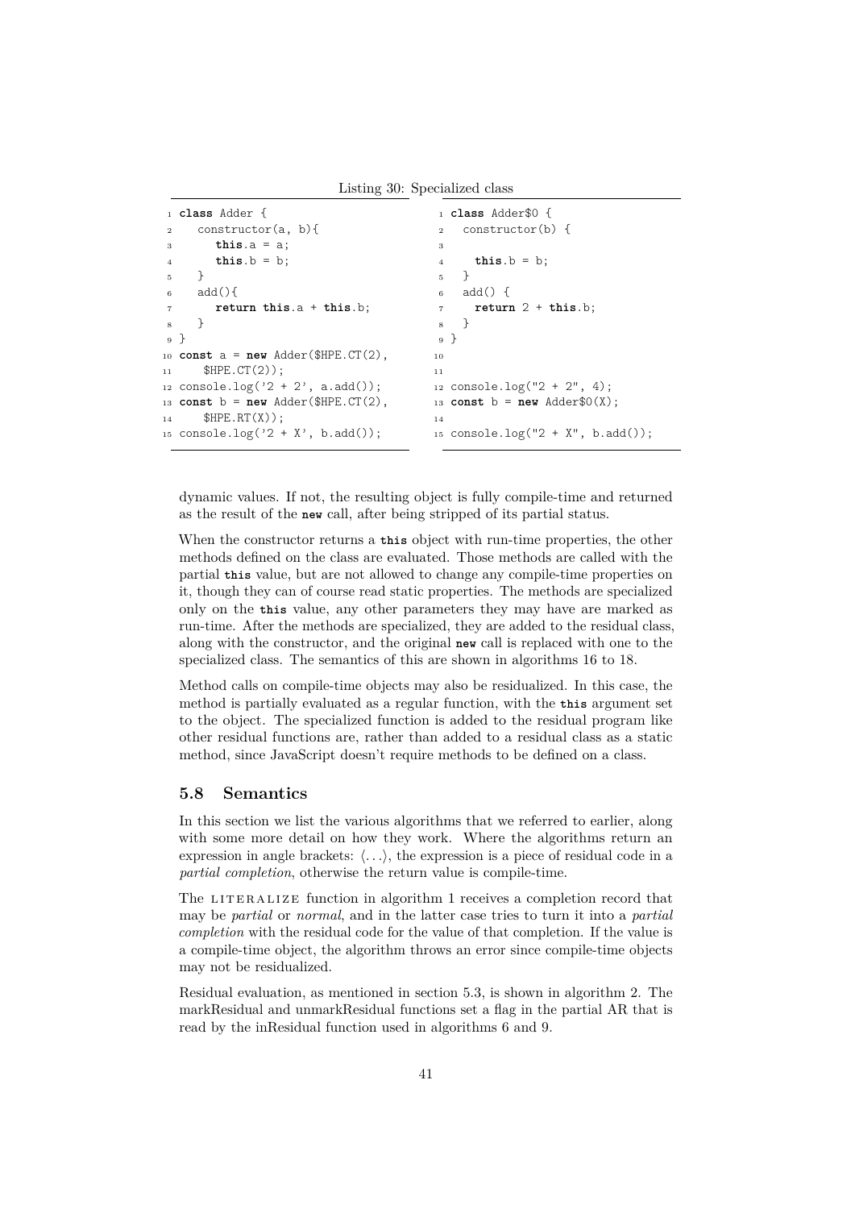Listing 30: Specialized class

```
class Adder {
   constructor(a, b){
      this.a = a;
      this.b = b;
   }
   add(){
      return this.a + this.b;
   }
}
const a = new Adder($HPE.CT(2),
    $HPE.CT(2));
console.log('2 + 2', a.add());
const b = new Adder($HPE.CT(2),
    $HPE.RT(X));
console.log('2 + X', b.add());
```

```
class Adder$0 {
  constructor(b) {

    this.b = b;
  }
  add() {
    return 2 + this.b;
  }
}


console.log("2 + 2", 4);
const b = new Adder$0(X);

console.log("2 + X", b.add());
```

dynamic values. If not, the resulting object is fully compile-time and returned as the result of the `new` call, after being stripped of its partial status.

When the constructor returns a `this` object with run-time properties, the other methods defined on the class are evaluated. Those methods are called with the partial `this` value, but are not allowed to change any compile-time properties on it, though they can of course read static properties. The methods are specialized only on the `this` value, any other parameters they may have are marked as run-time. After the methods are specialized, they are added to the residual class, along with the constructor, and the original `new` call is replaced with one to the specialized class. The semantics of this are shown in algorithms 16 to 18.

Method calls on compile-time objects may also be residualized. In this case, the method is partially evaluated as a regular function, with the `this` argument set to the object. The specialized function is added to the residual program like other residual functions are, rather than added to a residual class as a static method, since JavaScript doesn't require methods to be defined on a class.

## 5.8 Semantics

In this section we list the various algorithms that we referred to earlier, along with some more detail on how they work. Where the algorithms return an expression in angle brackets: $\langle \ldots \rangle$, the expression is a piece of residual code in a *partial completion*, otherwise the return value is compile-time.

The LITERALIZE function in algorithm 1 receives a completion record that may be *partial* or *normal*, and in the latter case tries to turn it into a *partial completion* with the residual code for the value of that completion. If the value is a compile-time object, the algorithm throws an error since compile-time objects may not be residualized.

Residual evaluation, as mentioned in section 5.3, is shown in algorithm 2. The markResidual and unmarkResidual functions set a flag in the partial AR that is read by the inResidual function used in algorithms 6 and 9.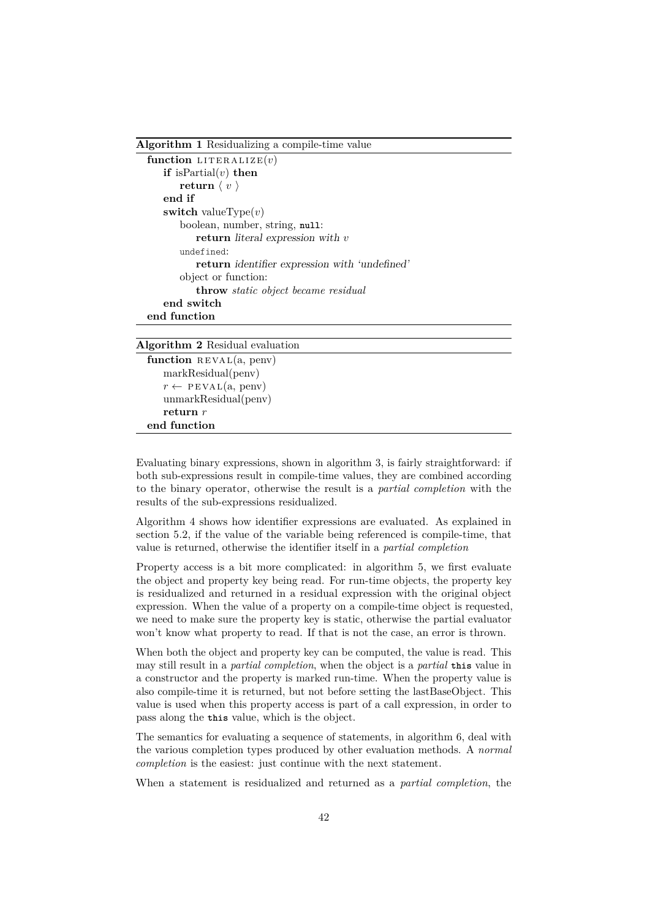**Algorithm 1** Residualizing a compile-time value

```
function LITERALIZE(v)
    if isPartial(v) then
        return ⟨ v ⟩
    end if
    switch valueType(v)
        boolean, number, string, null:
            return literal expression with v
        undefined:
            return identifier expression with 'undefined'
        object or function:
            throw static object became residual
    end switch
end function
```

**Algorithm 2** Residual evaluation

```
function REVAL(a, penv)
    markResidual(penv)
    r ← PEVAL(a, penv)
    unmarkResidual(penv)
    return r
end function
```

Evaluating binary expressions, shown in algorithm 3, is fairly straightforward: if both sub-expressions result in compile-time values, they are combined according to the binary operator, otherwise the result is a *partial completion* with the results of the sub-expressions residualized.

Algorithm 4 shows how identifier expressions are evaluated. As explained in section 5.2, if the value of the variable being referenced is compile-time, that value is returned, otherwise the identifier itself in a *partial completion*

Property access is a bit more complicated: in algorithm 5, we first evaluate the object and property key being read. For run-time objects, the property key is residualized and returned in a residual expression with the original object expression. When the value of a property on a compile-time object is requested, we need to make sure the property key is static, otherwise the partial evaluator won't know what property to read. If that is not the case, an error is thrown.

When both the object and property key can be computed, the value is read. This may still result in a *partial completion*, when the object is a *partial* `this` value in a constructor and the property is marked run-time. When the property value is also compile-time it is returned, but not before setting the lastBaseObject. This value is used when this property access is part of a call expression, in order to pass along the `this` value, which is the object.

The semantics for evaluating a sequence of statements, in algorithm 6, deal with the various completion types produced by other evaluation methods. A *normal completion* is the easiest: just continue with the next statement.

When a statement is residualized and returned as a *partial completion*, the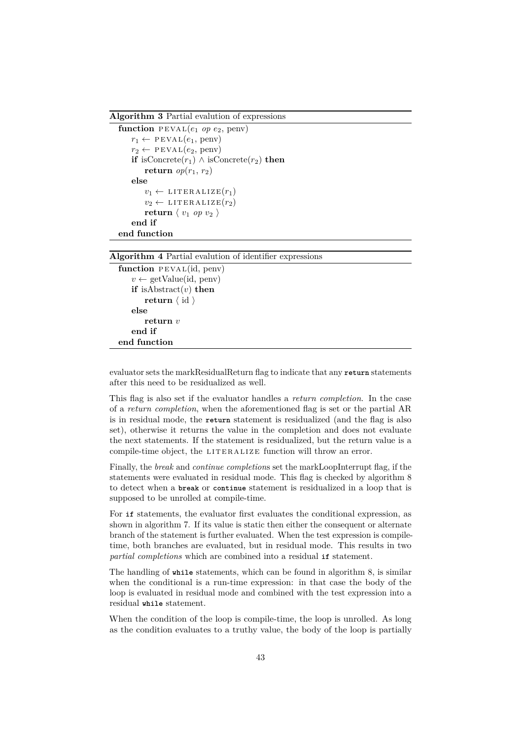**Algorithm 3** Partial evalution of expressions

```
function PEVAL(e1 op e2, penv)
    r1 ← PEVAL(e1, penv)
    r2 ← PEVAL(e2, penv)
    if isConcrete(r1) ∧ isConcrete(r2) then
        return op(r1, r2)
    else
        v1 ← LITERALIZE(r1)
        v2 ← LITERALIZE(r2)
        return ⟨ v1 op v2 ⟩
    end if
end function
```

**Algorithm 4** Partial evalution of identifier expressions

```
function PEVAL(id, penv)
    v ← getValue(id, penv)
    if isAbstract(v) then
        return ⟨ id ⟩
    else
        return v
    end if
end function
```

evaluator sets the markResidualReturn flag to indicate that any `return` statements after this need to be residualized as well.

This flag is also set if the evaluator handles a *return completion*. In the case of a *return completion*, when the aforementioned flag is set or the partial AR is in residual mode, the `return` statement is residualized (and the flag is also set), otherwise it returns the value in the completion and does not evaluate the next statements. If the statement is residualized, but the return value is a compile-time object, the LITERALIZE function will throw an error.

Finally, the *break* and *continue completions* set the markLoopInterrupt flag, if the statements were evaluated in residual mode. This flag is checked by algorithm 8 to detect when a `break` or `continue` statement is residualized in a loop that is supposed to be unrolled at compile-time.

For `if` statements, the evaluator first evaluates the conditional expression, as shown in algorithm 7. If its value is static then either the consequent or alternate branch of the statement is further evaluated. When the test expression is compile-time, both branches are evaluated, but in residual mode. This results in two *partial completions* which are combined into a residual `if` statement.

The handling of `while` statements, which can be found in algorithm 8, is similar when the conditional is a run-time expression: in that case the body of the loop is evaluated in residual mode and combined with the test expression into a residual `while` statement.

When the condition of the loop is compile-time, the loop is unrolled. As long as the condition evaluates to a truthy value, the body of the loop is partially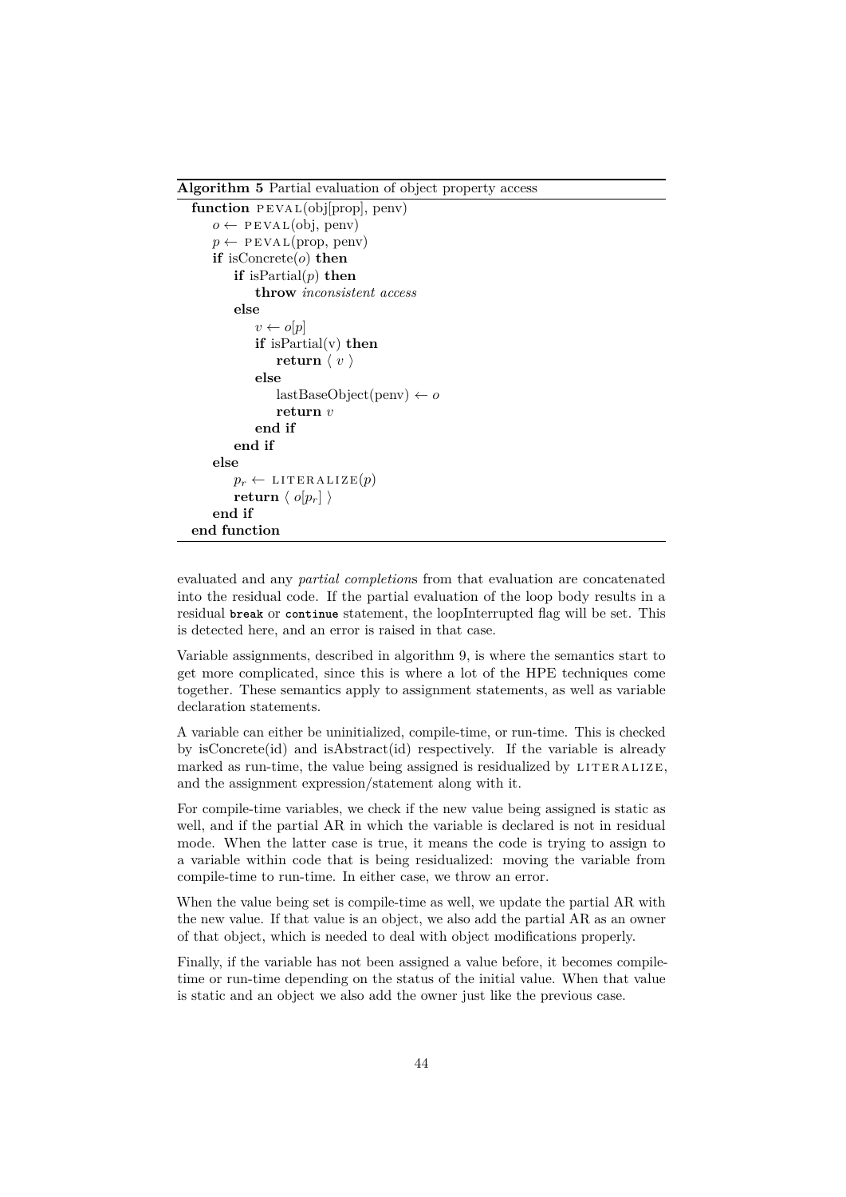**Algorithm 5** Partial evaluation of object property access

```
function PEVAL(obj[prop], penv)
    o ← PEVAL(obj, penv)
    p ← PEVAL(prop, penv)
    if isConcrete(o) then
        if isPartial(p) then
            throw inconsistent access
        else
            v ← o[p]
            if isPartial(v) then
                return ⟨ v ⟩
            else
                lastBaseObject(penv) ← o
                return v
            end if
        end if
    else
        p_r ← LITERALIZE(p)
        return ⟨ o[p_r] ⟩
    end if
end function
```

evaluated and any *partial completion*s from that evaluation are concatenated into the residual code. If the partial evaluation of the loop body results in a residual `break` or `continue` statement, the loopInterrupted flag will be set. This is detected here, and an error is raised in that case.

Variable assignments, described in algorithm 9, is where the semantics start to get more complicated, since this is where a lot of the HPE techniques come together. These semantics apply to assignment statements, as well as variable declaration statements.

A variable can either be uninitialized, compile-time, or run-time. This is checked by isConcrete(id) and isAbstract(id) respectively. If the variable is already marked as run-time, the value being assigned is residualized by LITERALIZE, and the assignment expression/statement along with it.

For compile-time variables, we check if the new value being assigned is static as well, and if the partial AR in which the variable is declared is not in residual mode. When the latter case is true, it means the code is trying to assign to a variable within code that is being residualized: moving the variable from compile-time to run-time. In either case, we throw an error.

When the value being set is compile-time as well, we update the partial AR with the new value. If that value is an object, we also add the partial AR as an owner of that object, which is needed to deal with object modifications properly.

Finally, if the variable has not been assigned a value before, it becomes compile-time or run-time depending on the status of the initial value. When that value is static and an object we also add the owner just like the previous case.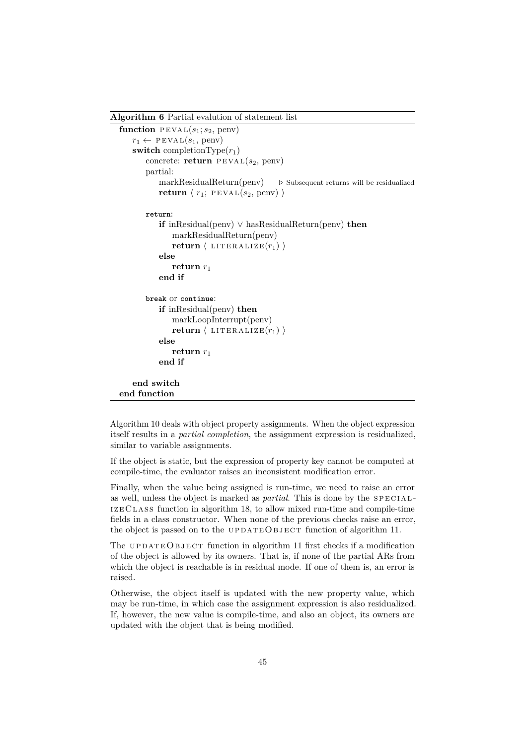**Algorithm 6** Partial evalution of statement list

```
function PEVAL(s1; s2, penv)
    r1 ← PEVAL(s1, penv)
    switch completionType(r1)
        concrete: return PEVAL(s2, penv)
        partial:
            markResidualReturn(penv)      ▷ Subsequent returns will be residualized
            return ⟨ r1; PEVAL(s2, penv) ⟩

        return:
            if inResidual(penv) ∨ hasResidualReturn(penv) then
                markResidualReturn(penv)
                return ⟨ LITERALIZE(r1) ⟩
            else
                return r1
            end if

        break or continue:
            if inResidual(penv) then
                markLoopInterrupt(penv)
                return ⟨ LITERALIZE(r1) ⟩
            else
                return r1
            end if

    end switch
end function
```

Algorithm 10 deals with object property assignments. When the object expression itself results in a *partial completion*, the assignment expression is residualized, similar to variable assignments.

If the object is static, but the expression of property key cannot be computed at compile-time, the evaluator raises an inconsistent modification error.

Finally, when the value being assigned is run-time, we need to raise an error as well, unless the object is marked as *partial*. This is done by the SPECIALIZECLASS function in algorithm 18, to allow mixed run-time and compile-time fields in a class constructor. When none of the previous checks raise an error, the object is passed on to the UPDATEOBJECT function of algorithm 11.

The UPDATEOBJECT function in algorithm 11 first checks if a modification of the object is allowed by its owners. That is, if none of the partial ARs from which the object is reachable is in residual mode. If one of them is, an error is raised.

Otherwise, the object itself is updated with the new property value, which may be run-time, in which case the assignment expression is also residualized. If, however, the new value is compile-time, and also an object, its owners are updated with the object that is being modified.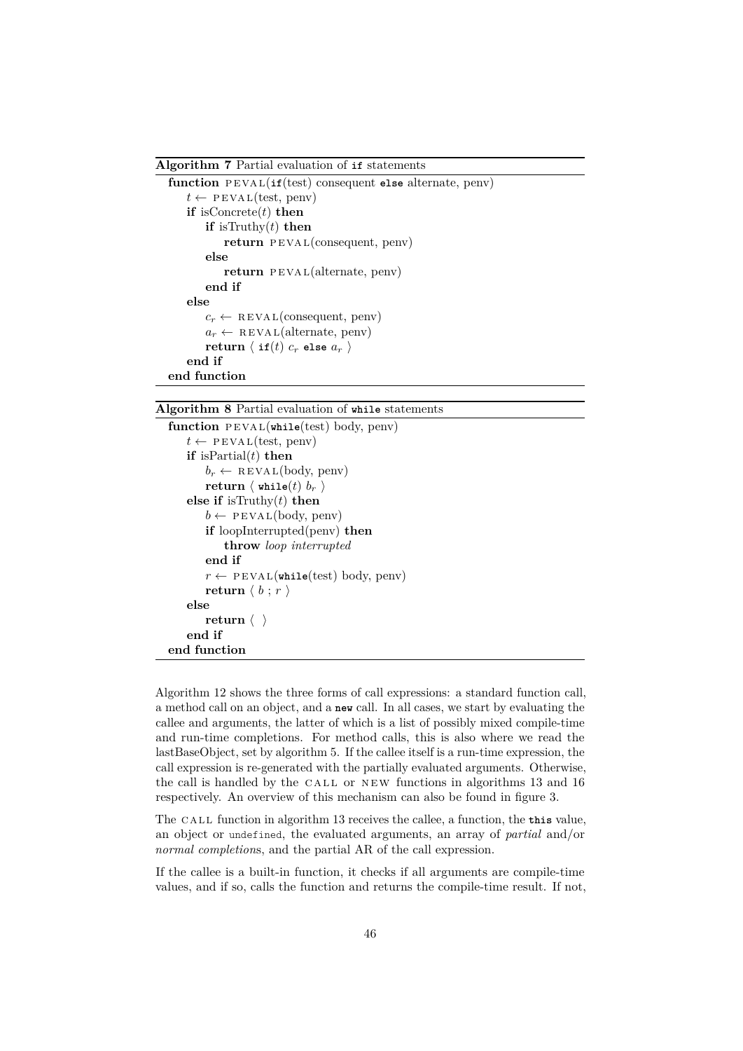**Algorithm 7** Partial evaluation of `if` statements

```
function PEVAL(if(test) consequent else alternate, penv)
    t ← PEVAL(test, penv)
    if isConcrete(t) then
        if isTruthy(t) then
            return PEVAL(consequent, penv)
        else
            return PEVAL(alternate, penv)
        end if
    else
        c_r ← REVAL(consequent, penv)
        a_r ← REVAL(alternate, penv)
        return ⟨ if(t) c_r else a_r ⟩
    end if
end function
```

**Algorithm 8** Partial evaluation of `while` statements

```
function PEVAL(while(test) body, penv)
    t ← PEVAL(test, penv)
    if isPartial(t) then
        b_r ← REVAL(body, penv)
        return ⟨ while(t) b_r ⟩
    else if isTruthy(t) then
        b ← PEVAL(body, penv)
        if loopInterrupted(penv) then
            throw loop interrupted
        end if
        r ← PEVAL(while(test) body, penv)
        return ⟨ b ; r ⟩
    else
        return ⟨ ⟩
    end if
end function
```

Algorithm 12 shows the three forms of call expressions: a standard function call, a method call on an object, and a `new` call. In all cases, we start by evaluating the callee and arguments, the latter of which is a list of possibly mixed compile-time and run-time completions. For method calls, this is also where we read the lastBaseObject, set by algorithm 5. If the callee itself is a run-time expression, the call expression is re-generated with the partially evaluated arguments. Otherwise, the call is handled by the CALL or NEW functions in algorithms 13 and 16 respectively. An overview of this mechanism can also be found in figure 3.

The CALL function in algorithm 13 receives the callee, a function, the `this` value, an object or `undefined`, the evaluated arguments, an array of *partial* and/or *normal completion*s, and the partial AR of the call expression.

If the callee is a built-in function, it checks if all arguments are compile-time values, and if so, calls the function and returns the compile-time result. If not,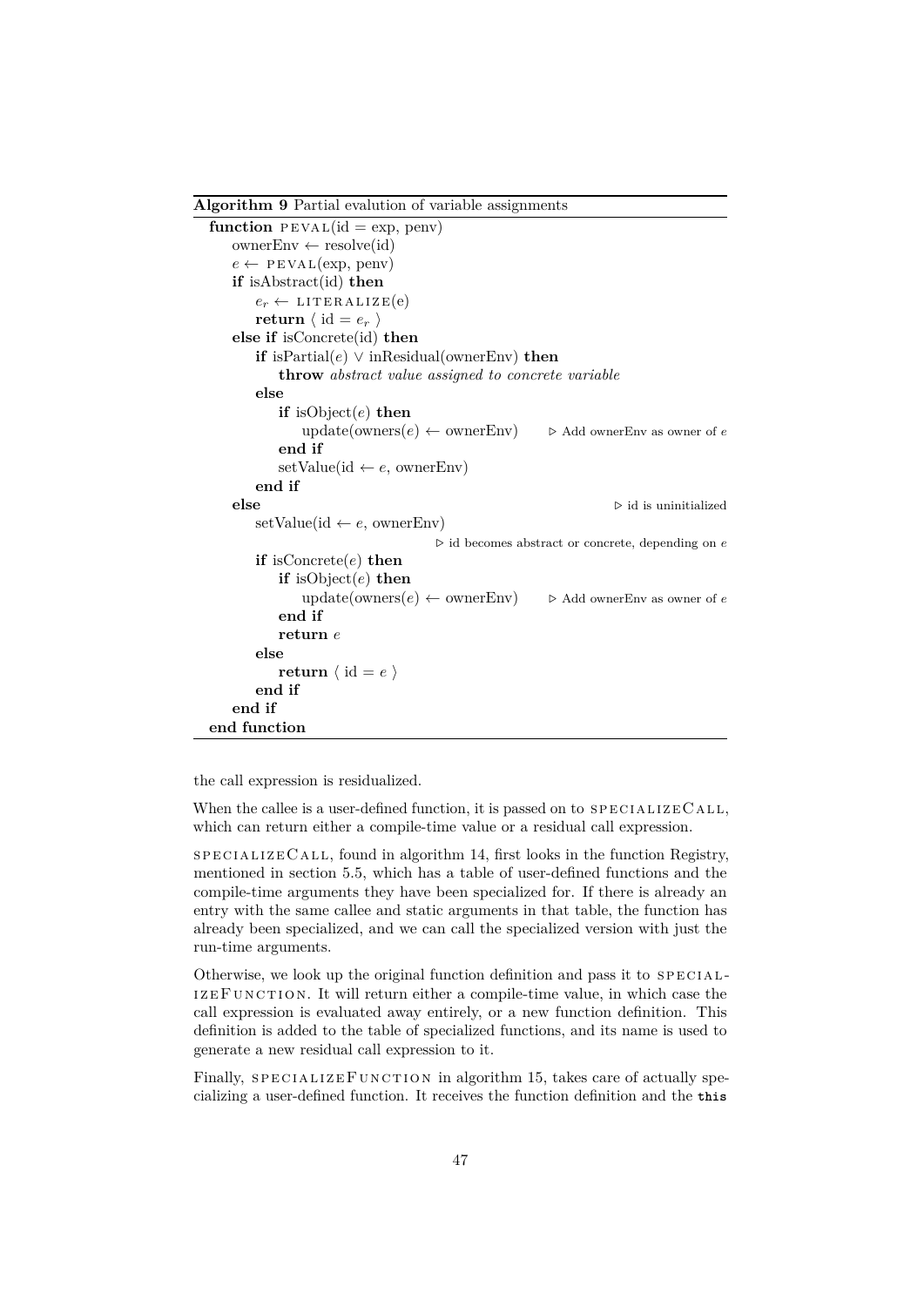**Algorithm 9** Partial evalution of variable assignments

```
function PEVAL(id = exp, penv)
    ownerEnv ← resolve(id)
    e ← PEVAL(exp, penv)
    if isAbstract(id) then
        e_r ← LITERALIZE(e)
        return ⟨ id = e_r ⟩
    else if isConcrete(id) then
        if isPartial(e) ∨ inResidual(ownerEnv) then
            throw abstract value assigned to concrete variable
        else
            if isObject(e) then
                update(owners(e) ← ownerEnv)        ▷ Add ownerEnv as owner of e
            end if
            setValue(id ← e, ownerEnv)
        end if
    else                                            ▷ id is uninitialized
        setValue(id ← e, ownerEnv)
                            ▷ id becomes abstract or concrete, depending on e
        if isConcrete(e) then
            if isObject(e) then
                update(owners(e) ← ownerEnv)        ▷ Add ownerEnv as owner of e
            end if
            return e
        else
            return ⟨ id = e ⟩
        end if
    end if
end function
```

the call expression is residualized.

When the callee is a user-defined function, it is passed on to SPECIALIZECALL, which can return either a compile-time value or a residual call expression.

SPECIALIZECALL, found in algorithm 14, first looks in the function Registry, mentioned in section 5.5, which has a table of user-defined functions and the compile-time arguments they have been specialized for. If there is already an entry with the same callee and static arguments in that table, the function has already been specialized, and we can call the specialized version with just the run-time arguments.

Otherwise, we look up the original function definition and pass it to SPECIALIZEFUNCTION. It will return either a compile-time value, in which case the call expression is evaluated away entirely, or a new function definition. This definition is added to the table of specialized functions, and its name is used to generate a new residual call expression to it.

Finally, SPECIALIZEFUNCTION in algorithm 15, takes care of actually specializing a user-defined function. It receives the function definition and the `this`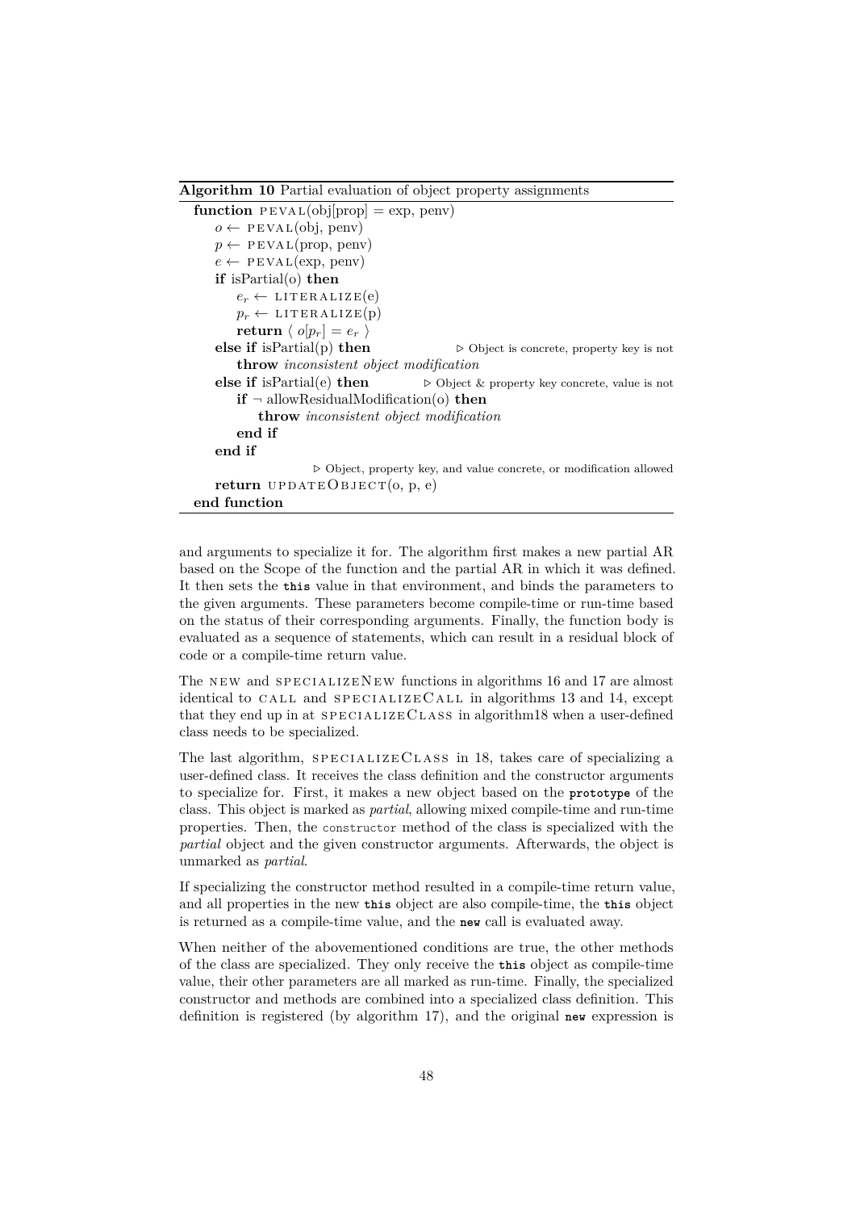**Algorithm 10** Partial evaluation of object property assignments

```
function PEVAL(obj[prop] = exp, penv)
    o ← PEVAL(obj, penv)
    p ← PEVAL(prop, penv)
    e ← PEVAL(exp, penv)
    if isPartial(o) then
        e_r ← LITERALIZE(e)
        p_r ← LITERALIZE(p)
        return ⟨ o[p_r] = e_r ⟩
    else if isPartial(p) then            ▷ Object is concrete, property key is not
        throw inconsistent object modification
    else if isPartial(e) then            ▷ Object & property key concrete, value is not
        if ¬ allowResidualModification(o) then
            throw inconsistent object modification
        end if
    end if
                  ▷ Object, property key, and value concrete, or modification allowed
    return UPDATEOBJECT(o, p, e)
end function
```

and arguments to specialize it for. The algorithm first makes a new partial AR based on the Scope of the function and the partial AR in which it was defined. It then sets the `this` value in that environment, and binds the parameters to the given arguments. These parameters become compile-time or run-time based on the status of their corresponding arguments. Finally, the function body is evaluated as a sequence of statements, which can result in a residual block of code or a compile-time return value.

The NEW and SPECIALIZENEW functions in algorithms 16 and 17 are almost identical to CALL and SPECIALIZECALL in algorithms 13 and 14, except that they end up in at SPECIALIZECLASS in algorithm18 when a user-defined class needs to be specialized.

The last algorithm, SPECIALIZECLASS in 18, takes care of specializing a user-defined class. It receives the class definition and the constructor arguments to specialize for. First, it makes a new object based on the `prototype` of the class. This object is marked as *partial*, allowing mixed compile-time and run-time properties. Then, the `constructor` method of the class is specialized with the *partial* object and the given constructor arguments. Afterwards, the object is unmarked as *partial*.

If specializing the constructor method resulted in a compile-time return value, and all properties in the new `this` object are also compile-time, the `this` object is returned as a compile-time value, and the `new` call is evaluated away.

When neither of the abovementioned conditions are true, the other methods of the class are specialized. They only receive the `this` object as compile-time value, their other parameters are all marked as run-time. Finally, the specialized constructor and methods are combined into a specialized class definition. This definition is registered (by algorithm 17), and the original `new` expression is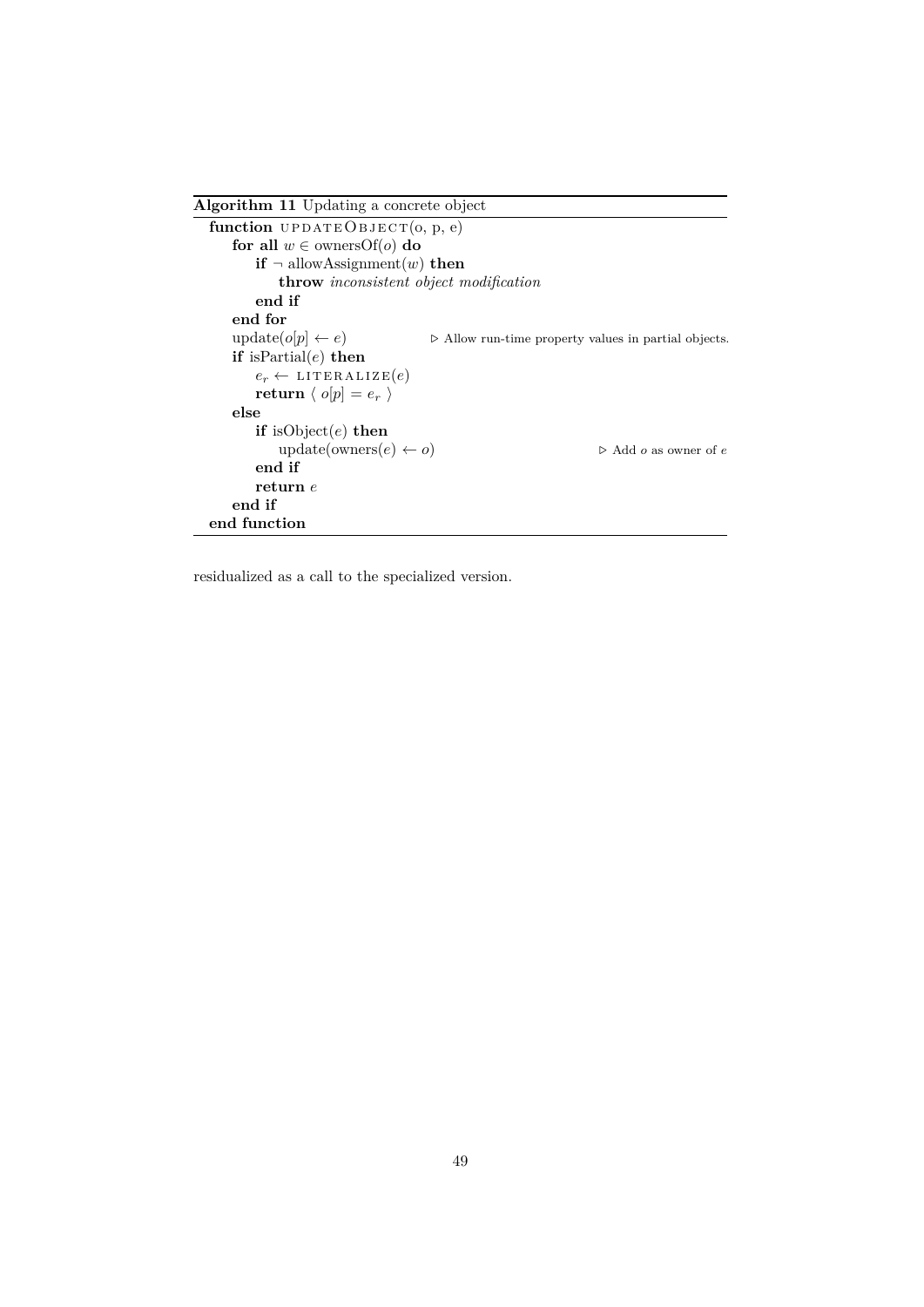**Algorithm 11** Updating a concrete object

```
function UPDATEOBJECT(o, p, e)
    for all w ∈ ownersOf(o) do
        if ¬ allowAssignment(w) then
            throw inconsistent object modification
        end if
    end for
    update(o[p] ← e)              ▷ Allow run-time property values in partial objects.
    if isPartial(e) then
        e_r ← LITERALIZE(e)
        return ⟨ o[p] = e_r ⟩
    else
        if isObject(e) then
            update(owners(e) ← o)                    ▷ Add o as owner of e
        end if
        return e
    end if
end function
```

residualized as a call to the specialized version.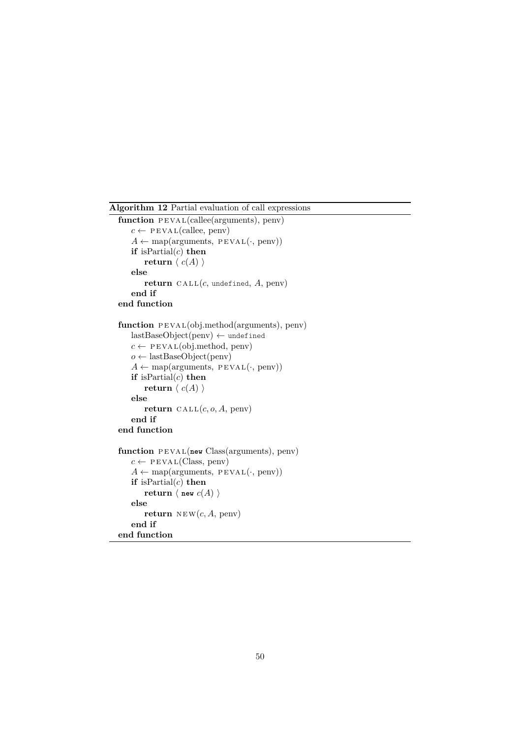**Algorithm 12** Partial evaluation of call expressions

```
function PEVAL(callee(arguments), penv)
    c ← PEVAL(callee, penv)
    A ← map(arguments, PEVAL(·, penv))
    if isPartial(c) then
        return ⟨ c(A) ⟩
    else
        return CALL(c, undefined, A, penv)
    end if
end function

function PEVAL(obj.method(arguments), penv)
    lastBaseObject(penv) ← undefined
    c ← PEVAL(obj.method, penv)
    o ← lastBaseObject(penv)
    A ← map(arguments, PEVAL(·, penv))
    if isPartial(c) then
        return ⟨ c(A) ⟩
    else
        return CALL(c, o, A, penv)
    end if
end function

function PEVAL(new Class(arguments), penv)
    c ← PEVAL(Class, penv)
    A ← map(arguments, PEVAL(·, penv))
    if isPartial(c) then
        return ⟨ new c(A) ⟩
    else
        return NEW(c, A, penv)
    end if
end function
```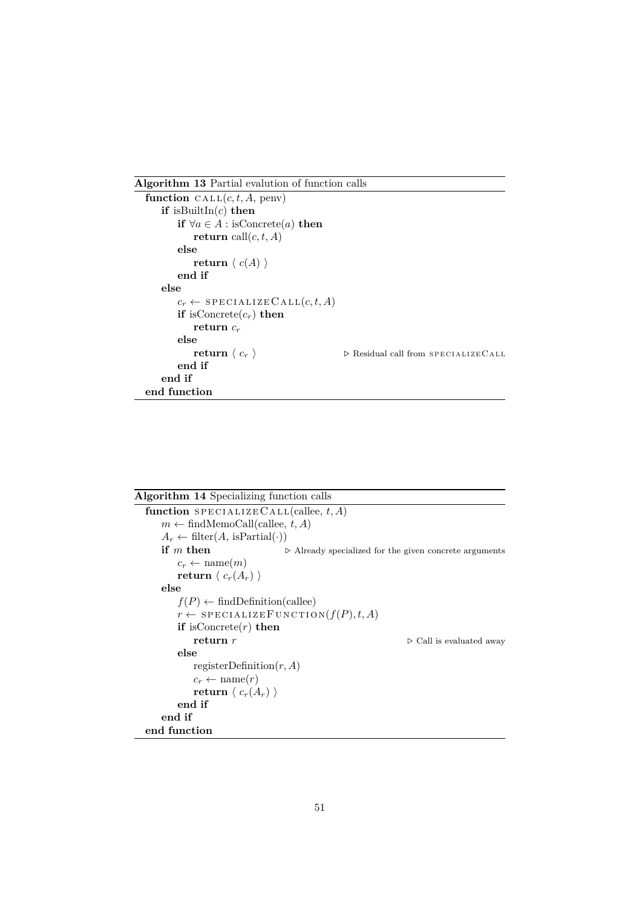**Algorithm 13** Partial evalution of function calls

```
function CALL(c, t, A, penv)
    if isBuiltIn(c) then
        if ∀a ∈ A : isConcrete(a) then
            return call(c, t, A)
        else
            return ⟨ c(A) ⟩
        end if
    else
        c_r ← SPECIALIZECALL(c, t, A)
        if isConcrete(c_r) then
            return c_r
        else
            return ⟨ c_r ⟩                    ▷ Residual call from SPECIALIZECALL
        end if
    end if
end function
```

**Algorithm 14** Specializing function calls

```
function SPECIALIZECALL(callee, t, A)
    m ← findMemoCall(callee, t, A)
    A_r ← filter(A, isPartial(·))
    if m then                    ▷ Already specialized for the given concrete arguments
        c_r ← name(m)
        return ⟨ c_r(A_r) ⟩
    else
        f(P) ← findDefinition(callee)
        r ← SPECIALIZEFUNCTION(f(P), t, A)
        if isConcrete(r) then
            return r                                   ▷ Call is evaluated away
        else
            registerDefinition(r, A)
            c_r ← name(r)
            return ⟨ c_r(A_r) ⟩
        end if
    end if
end function
```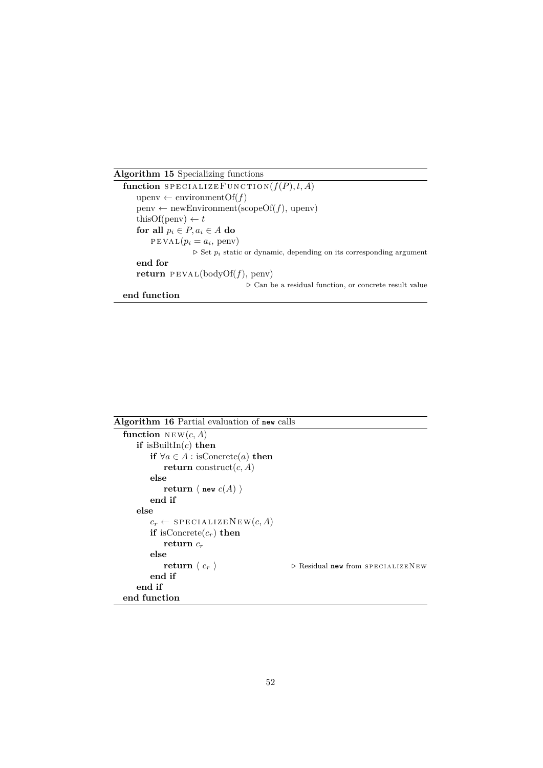**Algorithm 15** Specializing functions

```
function SPECIALIZEFUNCTION(f(P), t, A)
    upenv ← environmentOf(f)
    penv ← newEnvironment(scopeOf(f), upenv)
    thisOf(penv) ← t
    for all p_i ∈ P, a_i ∈ A do
        PEVAL(p_i = a_i, penv)
                ▷ Set p_i static or dynamic, depending on its corresponding argument
    end for
    return PEVAL(bodyOf(f), penv)
                ▷ Can be a residual function, or concrete result value
end function
```

**Algorithm 16** Partial evaluation of `new` calls

```
function NEW(c, A)
    if isBuiltIn(c) then
        if ∀a ∈ A : isConcrete(a) then
            return construct(c, A)
        else
            return ⟨ new c(A) ⟩
        end if
    else
        c_r ← SPECIALIZENEW(c, A)
        if isConcrete(c_r) then
            return c_r
        else
            return ⟨ c_r ⟩                ▷ Residual new from SPECIALIZENEW
        end if
    end if
end function
```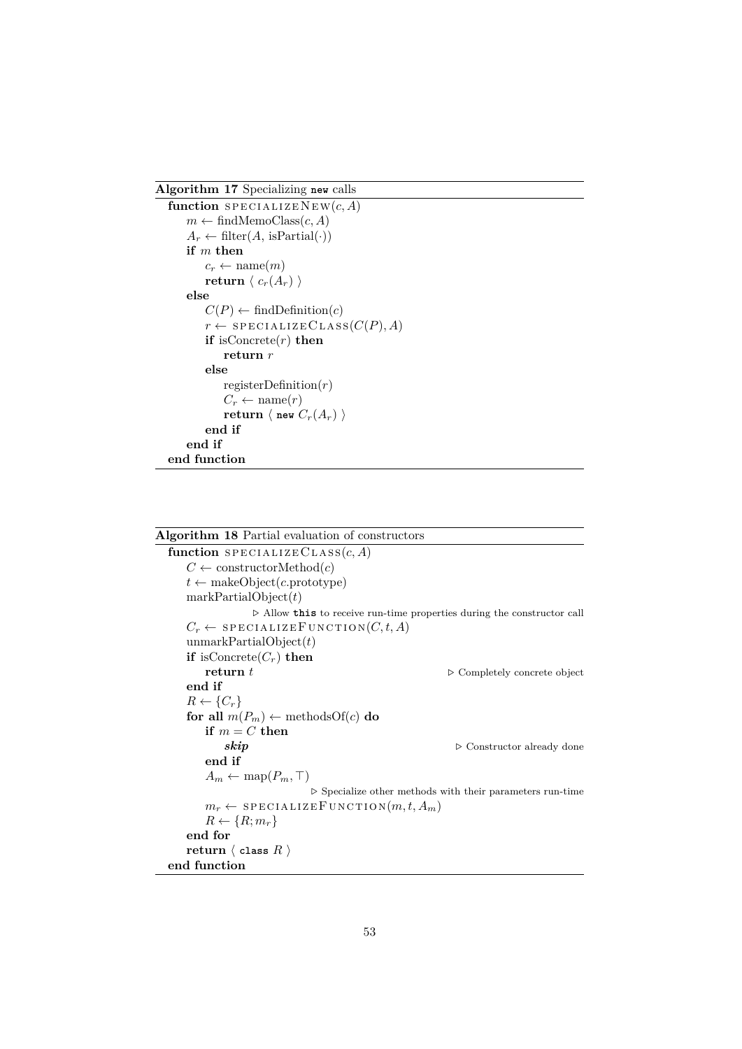**Algorithm 17** Specializing `new` calls

```
function SPECIALIZENEW(c, A)
    m ← findMemoClass(c, A)
    A_r ← filter(A, isPartial(·))
    if m then
        c_r ← name(m)
        return ⟨ c_r(A_r) ⟩
    else
        C(P) ← findDefinition(c)
        r ← SPECIALIZECLASS(C(P), A)
        if isConcrete(r) then
            return r
        else
            registerDefinition(r)
            C_r ← name(r)
            return ⟨ new C_r(A_r) ⟩
        end if
    end if
end function
```

**Algorithm 18** Partial evaluation of constructors

```
function SPECIALIZECLASS(c, A)
    C ← constructorMethod(c)
    t ← makeObject(c.prototype)
    markPartialObject(t)
                    ▷ Allow this to receive run-time properties during the constructor call
    C_r ← SPECIALIZEFUNCTION(C, t, A)
    unmarkPartialObject(t)
    if isConcrete(C_r) then
        return t                                        ▷ Completely concrete object
    end if
    R ← {C_r}
    for all m(P_m) ← methodsOf(c) do
        if m = C then
            skip                                        ▷ Constructor already done
        end if
        A_m ← map(P_m, ⊤)
                                ▷ Specialize other methods with their parameters run-time
        m_r ← SPECIALIZEFUNCTION(m, t, A_m)
        R ← {R; m_r}
    end for
    return ⟨ class R ⟩
end function
```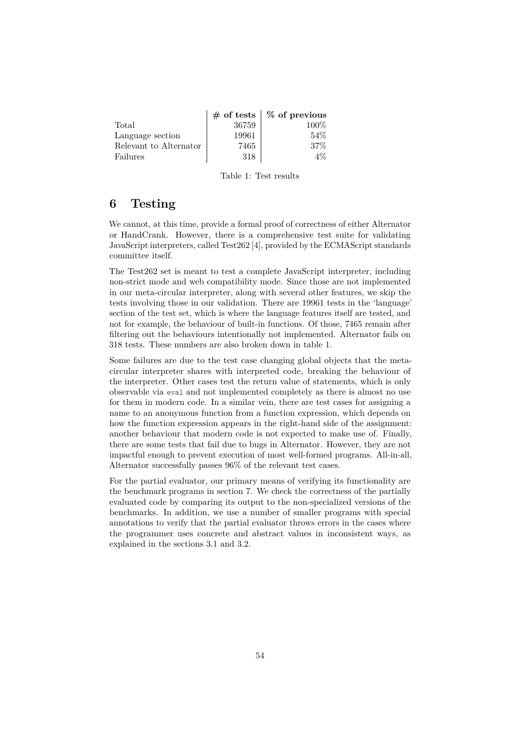| | **# of tests** | **% of previous** |
|---|---|---|
| Total | 36759 | 100% |
| Language section | 19961 | 54% |
| Relevant to Alternator | 7465 | 37% |
| Failures | 318 | 4% |

Table 1: Test results

# 6 Testing

We cannot, at this time, provide a formal proof of correctness of either Alternator or HandCrank. However, there is a comprehensive test suite for validating JavaScript interpreters, called Test262 [4], provided by the ECMAScript standards committee itself.

The Test262 set is meant to test a complete JavaScript interpreter, including non-strict mode and web compatibility mode. Since those are not implemented in our meta-circular interpreter, along with several other features, we skip the tests involving those in our validation. There are 19961 tests in the 'language' section of the test set, which is where the language features itself are tested, and not for example, the behaviour of built-in functions. Of those, 7465 remain after filtering out the behaviours intentionally not implemented. Alternator fails on 318 tests. These numbers are also broken down in table 1.

Some failures are due to the test case changing global objects that the meta-circular interpreter shares with interpreted code, breaking the behaviour of the interpreter. Other cases test the return value of statements, which is only observable via `eval` and not implemented completely as there is almost no use for them in modern code. In a similar vein, there are test cases for assigning a name to an anonymous function from a function expression, which depends on how the function expression appears in the right-hand side of the assignment: another behaviour that modern code is not expected to make use of. Finally, there are some tests that fail due to bugs in Alternator. However, they are not impactful enough to prevent execution of most well-formed programs. All-in-all, Alternator successfully passes 96% of the relevant test cases.

For the partial evaluator, our primary means of verifying its functionality are the benchmark programs in section 7. We check the correctness of the partially evaluated code by comparing its output to the non-specialized versions of the benchmarks. In addition, we use a number of smaller programs with special annotations to verify that the partial evaluator throws errors in the cases where the programmer uses concrete and abstract values in inconsistent ways, as explained in the sections 3.1 and 3.2.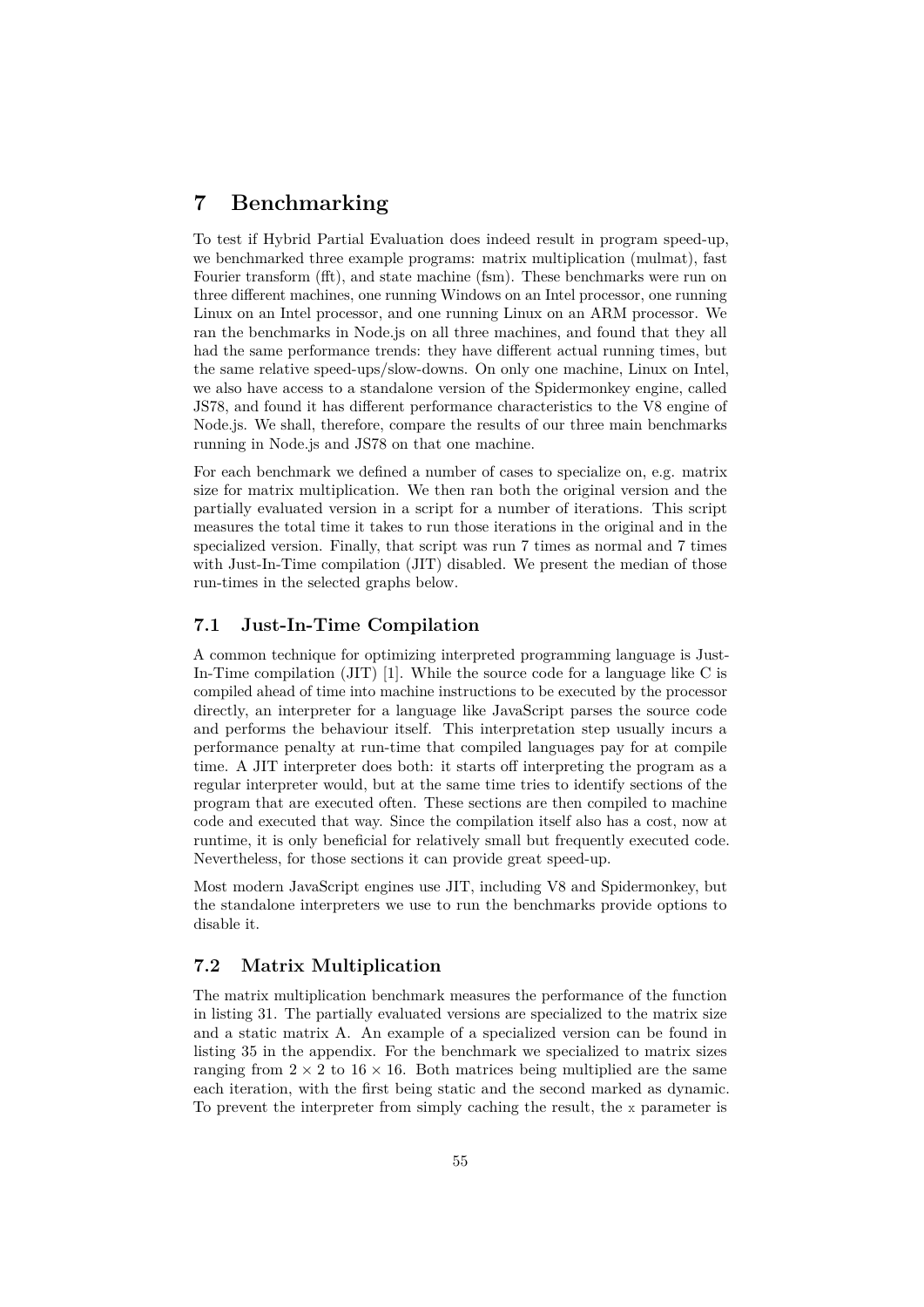# 7 Benchmarking

To test if Hybrid Partial Evaluation does indeed result in program speed-up, we benchmarked three example programs: matrix multiplication (mulmat), fast Fourier transform (fft), and state machine (fsm). These benchmarks were run on three different machines, one running Windows on an Intel processor, one running Linux on an Intel processor, and one running Linux on an ARM processor. We ran the benchmarks in Node.js on all three machines, and found that they all had the same performance trends: they have different actual running times, but the same relative speed-ups/slow-downs. On only one machine, Linux on Intel, we also have access to a standalone version of the Spidermonkey engine, called JS78, and found it has different performance characteristics to the V8 engine of Node.js. We shall, therefore, compare the results of our three main benchmarks running in Node.js and JS78 on that one machine.

For each benchmark we defined a number of cases to specialize on, e.g. matrix size for matrix multiplication. We then ran both the original version and the partially evaluated version in a script for a number of iterations. This script measures the total time it takes to run those iterations in the original and in the specialized version. Finally, that script was run 7 times as normal and 7 times with Just-In-Time compilation (JIT) disabled. We present the median of those run-times in the selected graphs below.

## 7.1 Just-In-Time Compilation

A common technique for optimizing interpreted programming language is Just-In-Time compilation (JIT) [1]. While the source code for a language like C is compiled ahead of time into machine instructions to be executed by the processor directly, an interpreter for a language like JavaScript parses the source code and performs the behaviour itself. This interpretation step usually incurs a performance penalty at run-time that compiled languages pay for at compile time. A JIT interpreter does both: it starts off interpreting the program as a regular interpreter would, but at the same time tries to identify sections of the program that are executed often. These sections are then compiled to machine code and executed that way. Since the compilation itself also has a cost, now at runtime, it is only beneficial for relatively small but frequently executed code. Nevertheless, for those sections it can provide great speed-up.

Most modern JavaScript engines use JIT, including V8 and Spidermonkey, but the standalone interpreters we use to run the benchmarks provide options to disable it.

## 7.2 Matrix Multiplication

The matrix multiplication benchmark measures the performance of the function in listing 31. The partially evaluated versions are specialized to the matrix size and a static matrix A. An example of a specialized version can be found in listing 35 in the appendix. For the benchmark we specialized to matrix sizes ranging from $2 \times 2$ to $16 \times 16$. Both matrices being multiplied are the same each iteration, with the first being static and the second marked as dynamic. To prevent the interpreter from simply caching the result, the `x` parameter is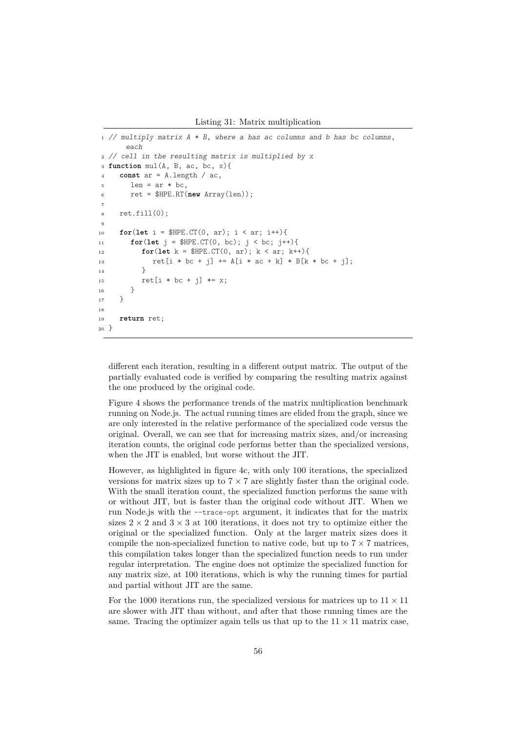Listing 31: Matrix multiplication

```
// multiply matrix A * B, where a has ac columns and b has bc columns, each
// cell in the resulting matrix is multiplied by x
function mul(A, B, ac, bc, x){
   const ar = A.length / ac,
      len = ar * bc,
      ret = $HPE.RT(new Array(len));

   ret.fill(0);

   for(let i = $HPE.CT(0, ar); i < ar; i++){
      for(let j = $HPE.CT(0, bc); j < bc; j++){
         for(let k = $HPE.CT(0, ar); k < ar; k++){
            ret[i * bc + j] += A[i * ac + k] * B[k * bc + j];
         }
         ret[i * bc + j] *= x;
      }
   }

   return ret;
}
```

different each iteration, resulting in a different output matrix. The output of the partially evaluated code is verified by comparing the resulting matrix against the one produced by the original code.

Figure 4 shows the performance trends of the matrix multiplication benchmark running on Node.js. The actual running times are elided from the graph, since we are only interested in the relative performance of the specialized code versus the original. Overall, we can see that for increasing matrix sizes, and/or increasing iteration counts, the original code performs better than the specialized versions, when the JIT is enabled, but worse without the JIT.

However, as highlighted in figure 4c, with only 100 iterations, the specialized versions for matrix sizes up to $7 \times 7$ are slightly faster than the original code. With the small iteration count, the specialized function performs the same with or without JIT, but is faster than the original code without JIT. When we run Node.js with the `--trace-opt` argument, it indicates that for the matrix sizes $2 \times 2$ and $3 \times 3$ at 100 iterations, it does not try to optimize either the original or the specialized function. Only at the larger matrix sizes does it compile the non-specialized function to native code, but up to $7 \times 7$ matrices, this compilation takes longer than the specialized function needs to run under regular interpretation. The engine does not optimize the specialized function for any matrix size, at 100 iterations, which is why the running times for partial and partial without JIT are the same.

For the 1000 iterations run, the specialized versions for matrices up to $11 \times 11$ are slower with JIT than without, and after that those running times are the same. Tracing the optimizer again tells us that up to the $11 \times 11$ matrix case,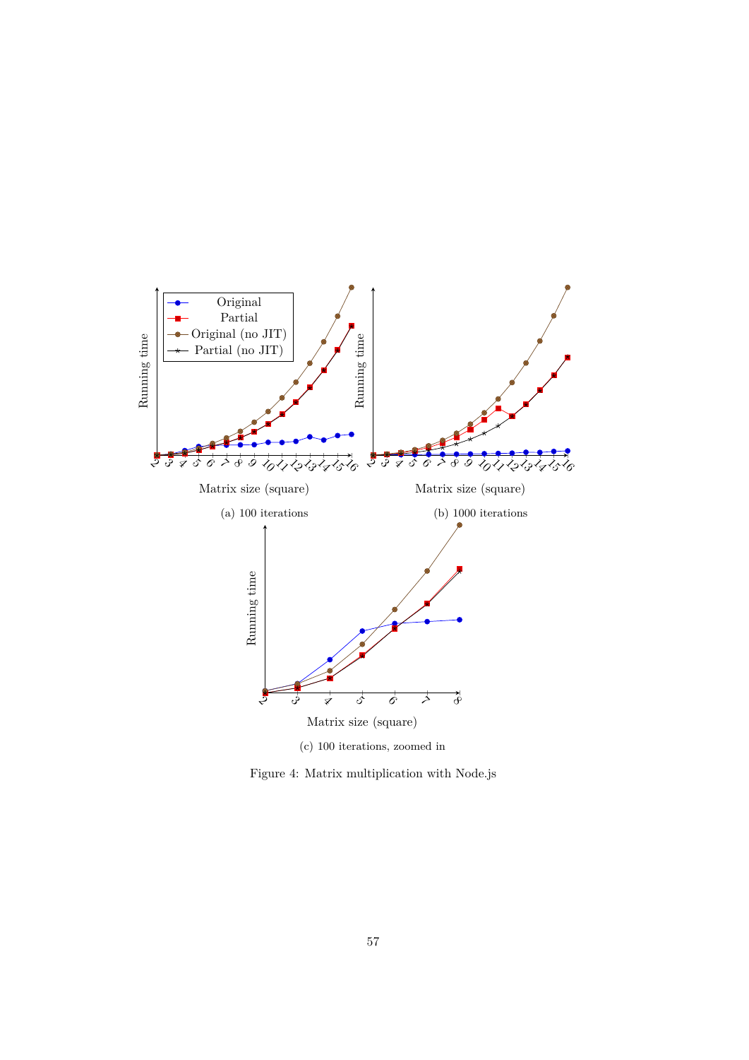(a) 100 iterations

(b) 1000 iterations

(c) 100 iterations, zoomed in

Figure 4: Matrix multiplication with Node.js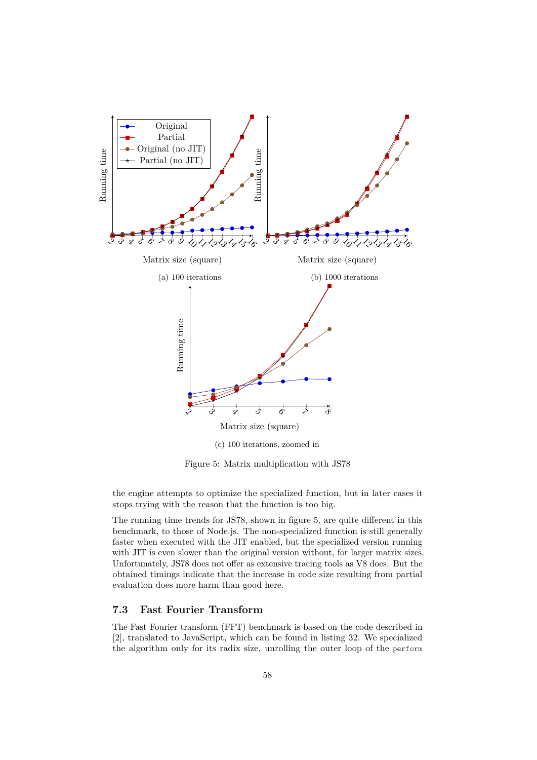(a) 100 iterations

(b) 1000 iterations

(c) 100 iterations, zoomed in

Figure 5: Matrix multiplication with JS78

the engine attempts to optimize the specialized function, but in later cases it stops trying with the reason that the function is too big.

The running time trends for JS78, shown in figure 5, are quite different in this benchmark, to those of Node.js. The non-specialized function is still generally faster when executed with the JIT enabled, but the specialized version running with JIT is even slower than the original version without, for larger matrix sizes. Unfortunately, JS78 does not offer as extensive tracing tools as V8 does. But the obtained timings indicate that the increase in code size resulting from partial evaluation does more harm than good here.

### 7.3 Fast Fourier Transform

The Fast Fourier transform (FFT) benchmark is based on the code described in [2], translated to JavaScript, which can be found in listing 32. We specialized the algorithm only for its radix size, unrolling the outer loop of the `perform`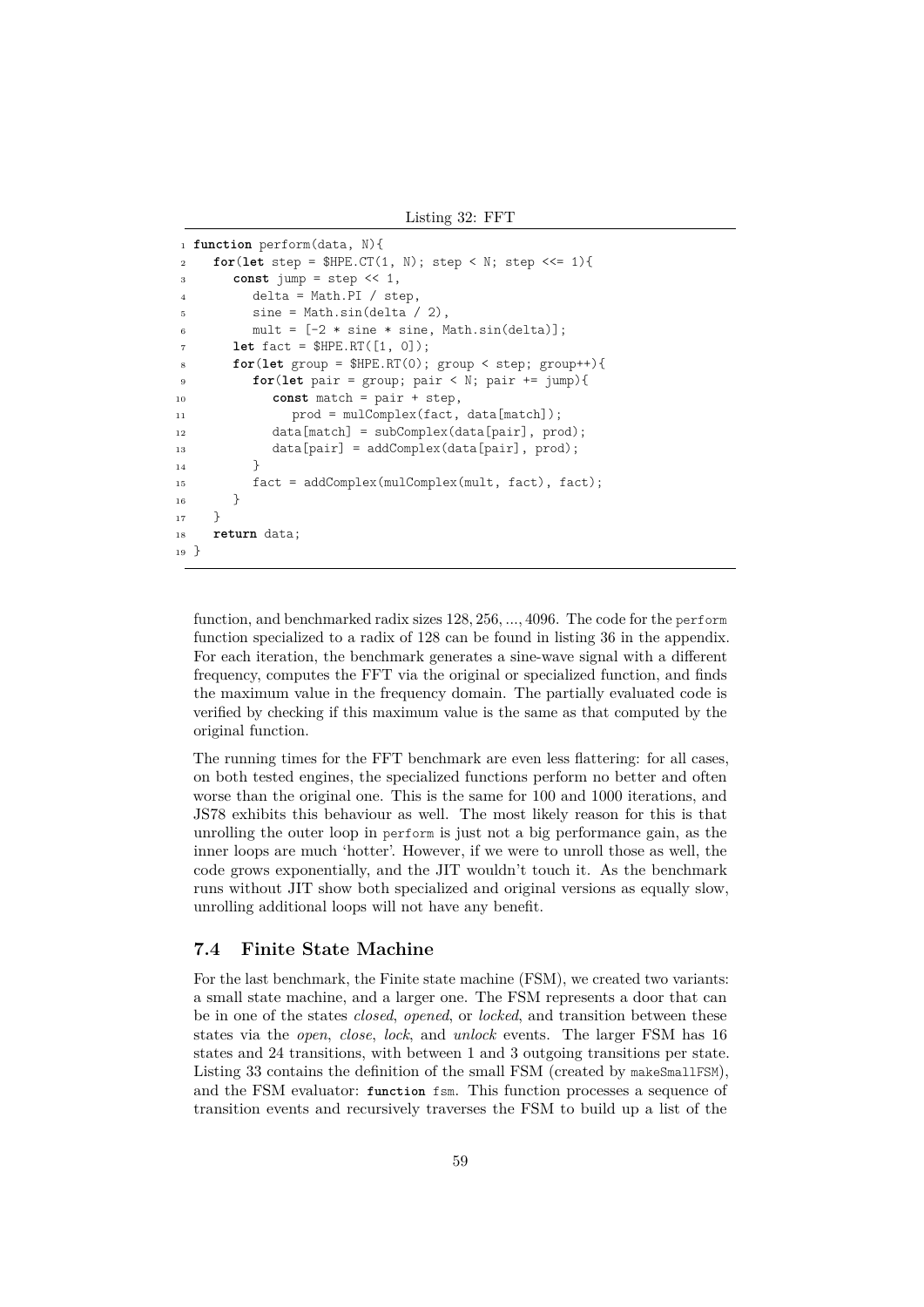Listing 32: FFT

```
function perform(data, N){
   for(let step = $HPE.CT(1, N); step < N; step <<= 1){
      const jump = step << 1,
         delta = Math.PI / step,
         sine = Math.sin(delta / 2),
         mult = [-2 * sine * sine, Math.sin(delta)];
      let fact = $HPE.RT([1, 0]);
      for(let group = $HPE.RT(0); group < step; group++){
         for(let pair = group; pair < N; pair += jump){
            const match = pair + step,
               prod = mulComplex(fact, data[match]);
            data[match] = subComplex(data[pair], prod);
            data[pair] = addComplex(data[pair], prod);
         }
         fact = addComplex(mulComplex(mult, fact), fact);
      }
   }
   return data;
}
```

function, and benchmarked radix sizes 128, 256, ..., 4096. The code for the `perform` function specialized to a radix of 128 can be found in listing 36 in the appendix. For each iteration, the benchmark generates a sine-wave signal with a different frequency, computes the FFT via the original or specialized function, and finds the maximum value in the frequency domain. The partially evaluated code is verified by checking if this maximum value is the same as that computed by the original function.

The running times for the FFT benchmark are even less flattering: for all cases, on both tested engines, the specialized functions perform no better and often worse than the original one. This is the same for 100 and 1000 iterations, and JS78 exhibits this behaviour as well. The most likely reason for this is that unrolling the outer loop in `perform` is just not a big performance gain, as the inner loops are much 'hotter'. However, if we were to unroll those as well, the code grows exponentially, and the JIT wouldn't touch it. As the benchmark runs without JIT show both specialized and original versions as equally slow, unrolling additional loops will not have any benefit.

## 7.4 Finite State Machine

For the last benchmark, the Finite state machine (FSM), we created two variants: a small state machine, and a larger one. The FSM represents a door that can be in one of the states *closed*, *opened*, or *locked*, and transition between these states via the *open*, *close*, *lock*, and *unlock* events. The larger FSM has 16 states and 24 transitions, with between 1 and 3 outgoing transitions per state. Listing 33 contains the definition of the small FSM (created by `makeSmallFSM`), and the FSM evaluator: **function** `fsm`. This function processes a sequence of transition events and recursively traverses the FSM to build up a list of the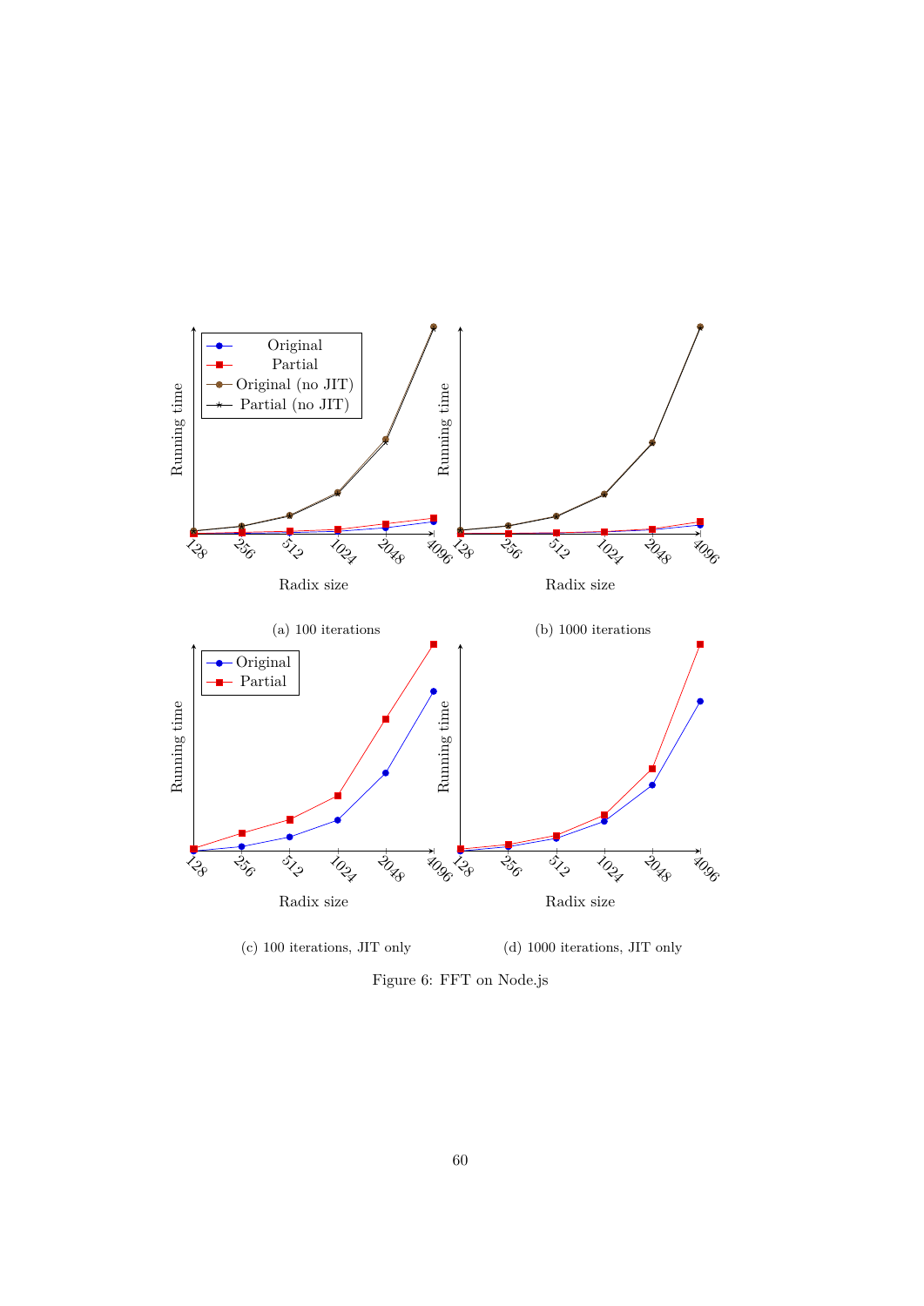(a) 100 iterations

(b) 1000 iterations

(c) 100 iterations, JIT only

(d) 1000 iterations, JIT only

Figure 6: FFT on Node.js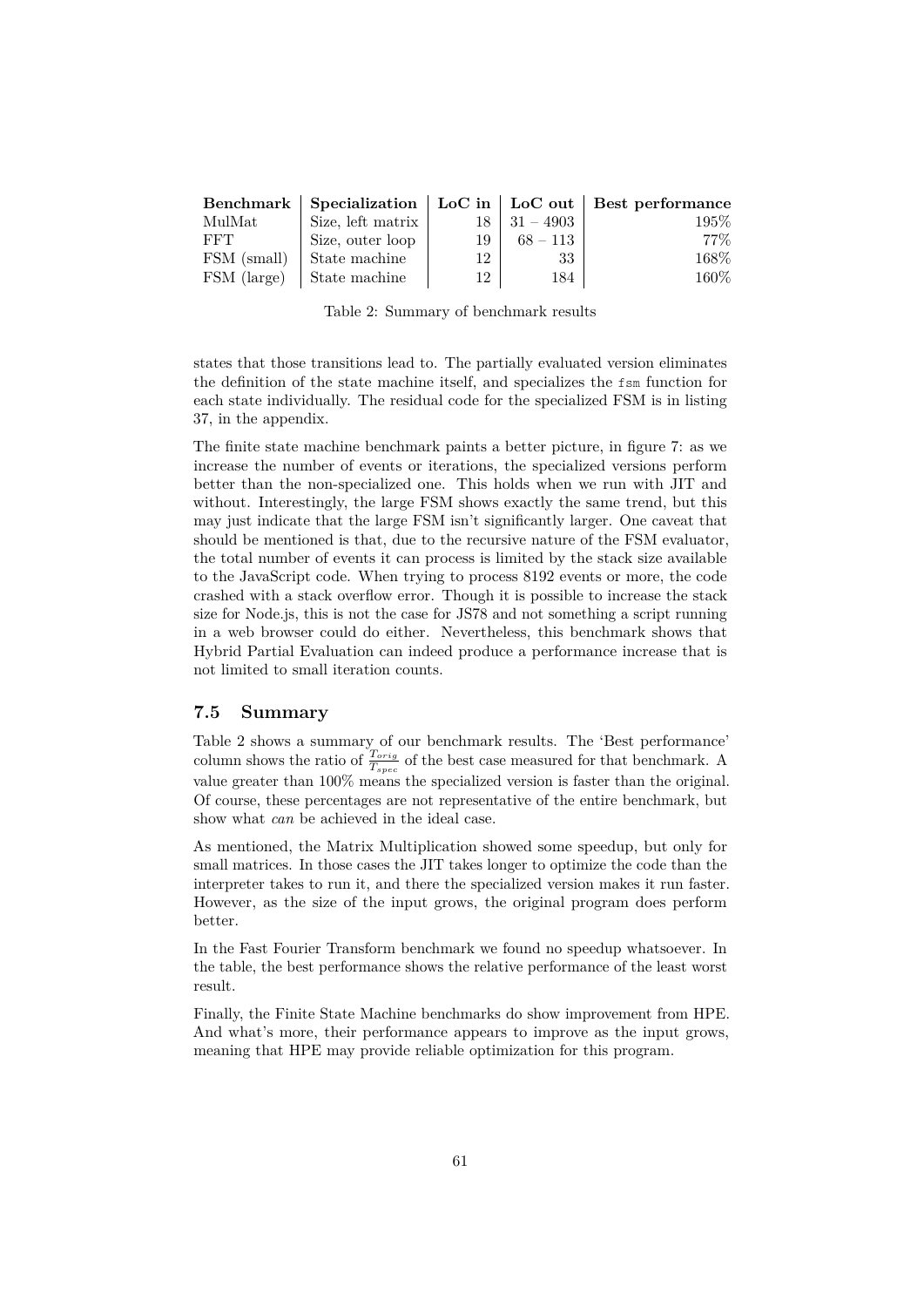| Benchmark | Specialization | LoC in | LoC out | Best performance |
|---|---|---|---|---|
| MulMat | Size, left matrix | 18 | 31 – 4903 | 195% |
| FFT | Size, outer loop | 19 | 68 – 113 | 77% |
| FSM (small) | State machine | 12 | 33 | 168% |
| FSM (large) | State machine | 12 | 184 | 160% |

Table 2: Summary of benchmark results

states that those transitions lead to. The partially evaluated version eliminates the definition of the state machine itself, and specializes the `fsm` function for each state individually. The residual code for the specialized FSM is in listing 37, in the appendix.

The finite state machine benchmark paints a better picture, in figure 7: as we increase the number of events or iterations, the specialized versions perform better than the non-specialized one. This holds when we run with JIT and without. Interestingly, the large FSM shows exactly the same trend, but this may just indicate that the large FSM isn't significantly larger. One caveat that should be mentioned is that, due to the recursive nature of the FSM evaluator, the total number of events it can process is limited by the stack size available to the JavaScript code. When trying to process 8192 events or more, the code crashed with a stack overflow error. Though it is possible to increase the stack size for Node.js, this is not the case for JS78 and not something a script running in a web browser could do either. Nevertheless, this benchmark shows that Hybrid Partial Evaluation can indeed produce a performance increase that is not limited to small iteration counts.

## 7.5 Summary

Table 2 shows a summary of our benchmark results. The 'Best performance' column shows the ratio of $\frac{T_{orig}}{T_{spec}}$ of the best case measured for that benchmark. A value greater than 100% means the specialized version is faster than the original. Of course, these percentages are not representative of the entire benchmark, but show what *can* be achieved in the ideal case.

As mentioned, the Matrix Multiplication showed some speedup, but only for small matrices. In those cases the JIT takes longer to optimize the code than the interpreter takes to run it, and there the specialized version makes it run faster. However, as the size of the input grows, the original program does perform better.

In the Fast Fourier Transform benchmark we found no speedup whatsoever. In the table, the best performance shows the relative performance of the least worst result.

Finally, the Finite State Machine benchmarks do show improvement from HPE. And what's more, their performance appears to improve as the input grows, meaning that HPE may provide reliable optimization for this program.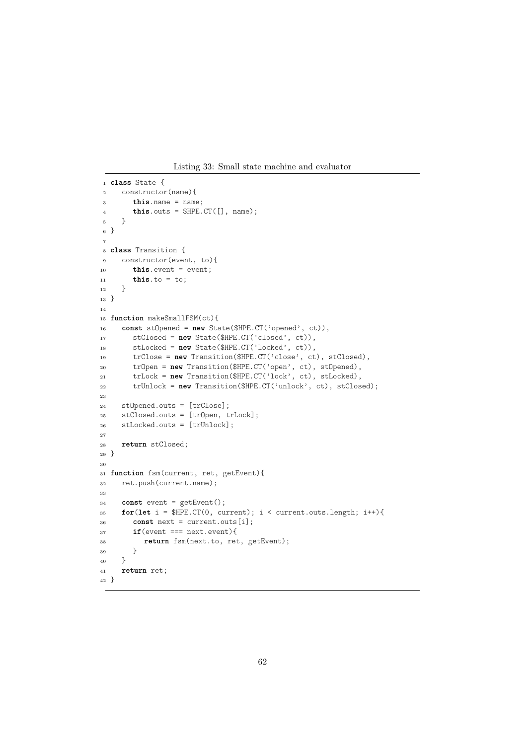Listing 33: Small state machine and evaluator

```
class State {
   constructor(name){
      this.name = name;
      this.outs = $HPE.CT([], name);
   }
}

class Transition {
   constructor(event, to){
      this.event = event;
      this.to = to;
   }
}

function makeSmallFSM(ct){
   const stOpened = new State($HPE.CT('opened', ct)),
      stClosed = new State($HPE.CT('closed', ct)),
      stLocked = new State($HPE.CT('locked', ct)),
      trClose = new Transition($HPE.CT('close', ct), stClosed),
      trOpen = new Transition($HPE.CT('open', ct), stOpened),
      trLock = new Transition($HPE.CT('lock', ct), stLocked),
      trUnlock = new Transition($HPE.CT('unlock', ct), stClosed);

   stOpened.outs = [trClose];
   stClosed.outs = [trOpen, trLock];
   stLocked.outs = [trUnlock];

   return stClosed;
}

function fsm(current, ret, getEvent){
   ret.push(current.name);

   const event = getEvent();
   for(let i = $HPE.CT(0, current); i < current.outs.length; i++){
      const next = current.outs[i];
      if(event === next.event){
         return fsm(next.to, ret, getEvent);
      }
   }
   return ret;
}
```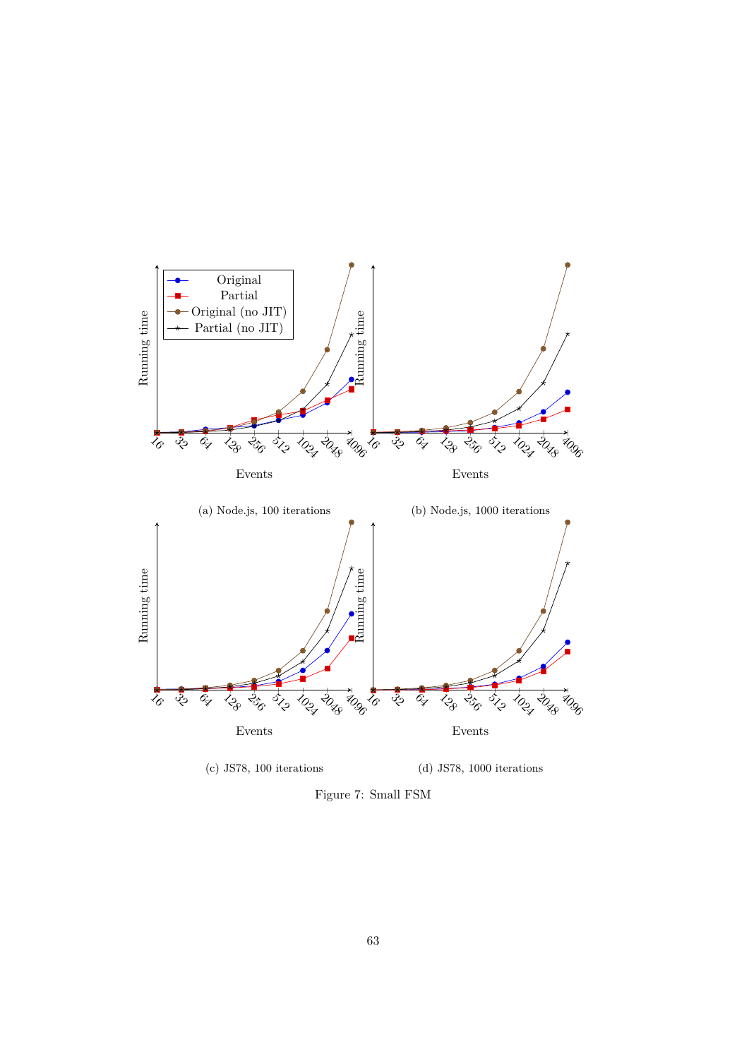(a) Node.js, 100 iterations

(b) Node.js, 1000 iterations

(c) JS78, 100 iterations

(d) JS78, 1000 iterations

Figure 7: Small FSM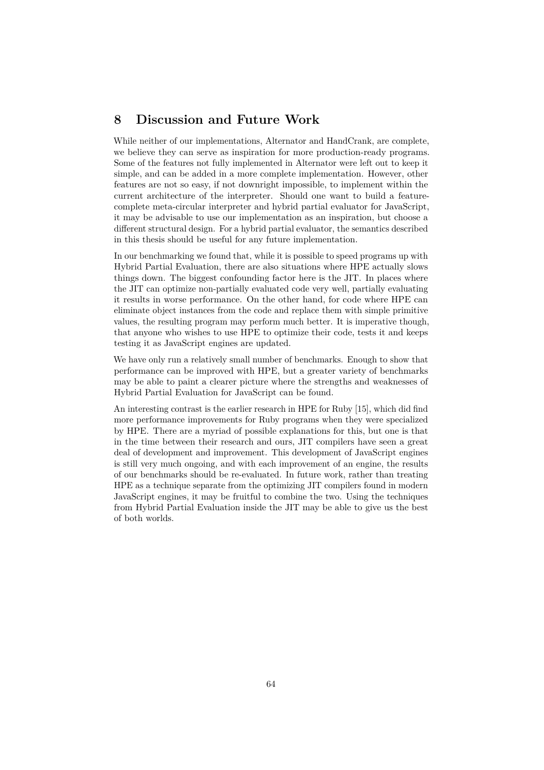# 8 Discussion and Future Work

While neither of our implementations, Alternator and HandCrank, are complete, we believe they can serve as inspiration for more production-ready programs. Some of the features not fully implemented in Alternator were left out to keep it simple, and can be added in a more complete implementation. However, other features are not so easy, if not downright impossible, to implement within the current architecture of the interpreter. Should one want to build a feature-complete meta-circular interpreter and hybrid partial evaluator for JavaScript, it may be advisable to use our implementation as an inspiration, but choose a different structural design. For a hybrid partial evaluator, the semantics described in this thesis should be useful for any future implementation.

In our benchmarking we found that, while it is possible to speed programs up with Hybrid Partial Evaluation, there are also situations where HPE actually slows things down. The biggest confounding factor here is the JIT. In places where the JIT can optimize non-partially evaluated code very well, partially evaluating it results in worse performance. On the other hand, for code where HPE can eliminate object instances from the code and replace them with simple primitive values, the resulting program may perform much better. It is imperative though, that anyone who wishes to use HPE to optimize their code, tests it and keeps testing it as JavaScript engines are updated.

We have only run a relatively small number of benchmarks. Enough to show that performance can be improved with HPE, but a greater variety of benchmarks may be able to paint a clearer picture where the strengths and weaknesses of Hybrid Partial Evaluation for JavaScript can be found.

An interesting contrast is the earlier research in HPE for Ruby [15], which did find more performance improvements for Ruby programs when they were specialized by HPE. There are a myriad of possible explanations for this, but one is that in the time between their research and ours, JIT compilers have seen a great deal of development and improvement. This development of JavaScript engines is still very much ongoing, and with each improvement of an engine, the results of our benchmarks should be re-evaluated. In future work, rather than treating HPE as a technique separate from the optimizing JIT compilers found in modern JavaScript engines, it may be fruitful to combine the two. Using the techniques from Hybrid Partial Evaluation inside the JIT may be able to give us the best of both worlds.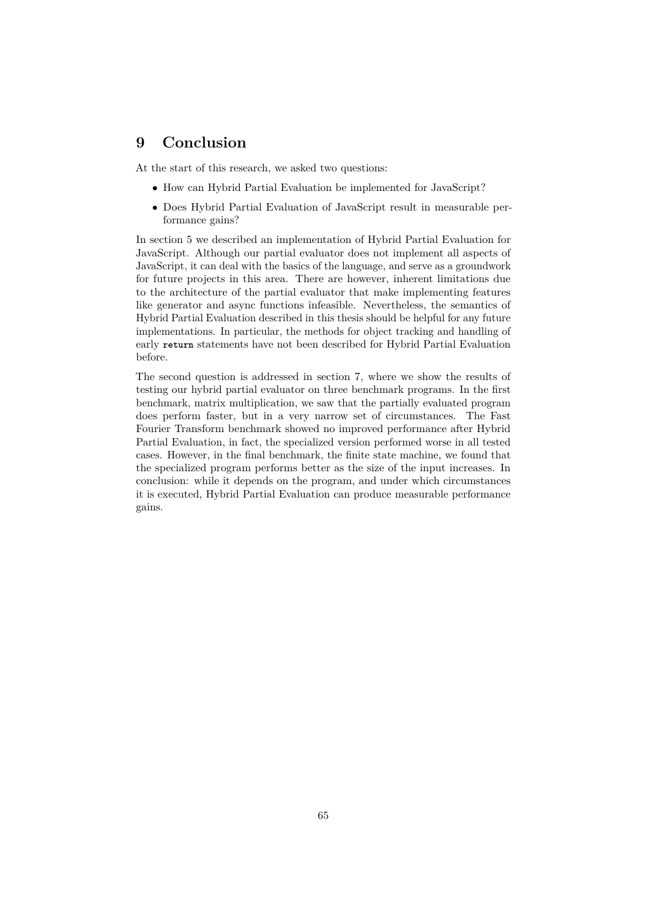# 9 Conclusion

At the start of this research, we asked two questions:

- How can Hybrid Partial Evaluation be implemented for JavaScript?
- Does Hybrid Partial Evaluation of JavaScript result in measurable performance gains?

In section 5 we described an implementation of Hybrid Partial Evaluation for JavaScript. Although our partial evaluator does not implement all aspects of JavaScript, it can deal with the basics of the language, and serve as a groundwork for future projects in this area. There are however, inherent limitations due to the architecture of the partial evaluator that make implementing features like generator and async functions infeasible. Nevertheless, the semantics of Hybrid Partial Evaluation described in this thesis should be helpful for any future implementations. In particular, the methods for object tracking and handling of early `return` statements have not been described for Hybrid Partial Evaluation before.

The second question is addressed in section 7, where we show the results of testing our hybrid partial evaluator on three benchmark programs. In the first benchmark, matrix multiplication, we saw that the partially evaluated program does perform faster, but in a very narrow set of circumstances. The Fast Fourier Transform benchmark showed no improved performance after Hybrid Partial Evaluation, in fact, the specialized version performed worse in all tested cases. However, in the final benchmark, the finite state machine, we found that the specialized program performs better as the size of the input increases. In conclusion: while it depends on the program, and under which circumstances it is executed, Hybrid Partial Evaluation can produce measurable performance gains.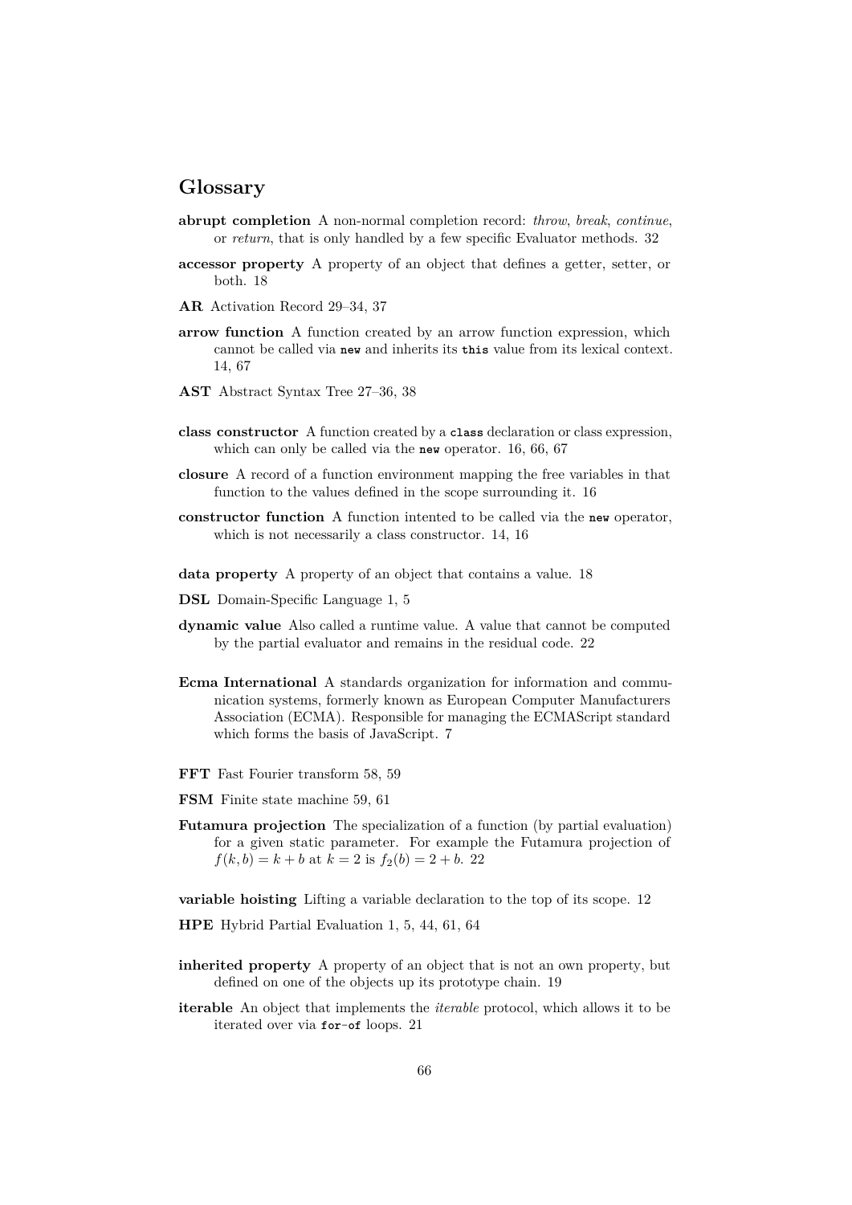# Glossary

**abrupt completion** A non-normal completion record: *throw*, *break*, *continue*, or *return*, that is only handled by a few specific Evaluator methods. 32

**accessor property** A property of an object that defines a getter, setter, or both. 18

**AR** Activation Record 29–34, 37

**arrow function** A function created by an arrow function expression, which cannot be called via `new` and inherits its `this` value from its lexical context. 14, 67

**AST** Abstract Syntax Tree 27–36, 38

**class constructor** A function created by a `class` declaration or class expression, which can only be called via the `new` operator. 16, 66, 67

**closure** A record of a function environment mapping the free variables in that function to the values defined in the scope surrounding it. 16

**constructor function** A function intented to be called via the `new` operator, which is not necessarily a class constructor. 14, 16

**data property** A property of an object that contains a value. 18

**DSL** Domain-Specific Language 1, 5

**dynamic value** Also called a runtime value. A value that cannot be computed by the partial evaluator and remains in the residual code. 22

**Ecma International** A standards organization for information and communication systems, formerly known as European Computer Manufacturers Association (ECMA). Responsible for managing the ECMAScript standard which forms the basis of JavaScript. 7

**FFT** Fast Fourier transform 58, 59

**FSM** Finite state machine 59, 61

**Futamura projection** The specialization of a function (by partial evaluation) for a given static parameter. For example the Futamura projection of $f(k, b) = k + b$ at $k = 2$ is $f_2(b) = 2 + b$. 22

**variable hoisting** Lifting a variable declaration to the top of its scope. 12

**HPE** Hybrid Partial Evaluation 1, 5, 44, 61, 64

**inherited property** A property of an object that is not an own property, but defined on one of the objects up its prototype chain. 19

**iterable** An object that implements the *iterable* protocol, which allows it to be iterated over via `for-of` loops. 21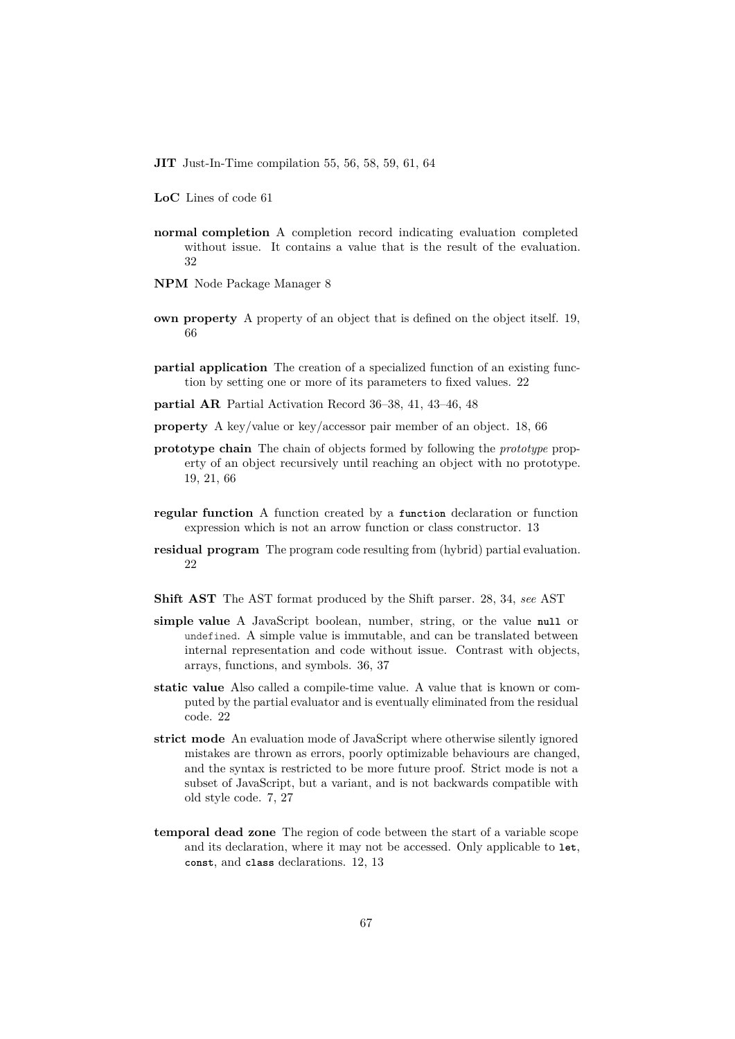**JIT** Just-In-Time compilation 55, 56, 58, 59, 61, 64

**LoC** Lines of code 61

**normal completion** A completion record indicating evaluation completed without issue. It contains a value that is the result of the evaluation. 32

**NPM** Node Package Manager 8

**own property** A property of an object that is defined on the object itself. 19, 66

**partial application** The creation of a specialized function of an existing function by setting one or more of its parameters to fixed values. 22

**partial AR** Partial Activation Record 36–38, 41, 43–46, 48

**property** A key/value or key/accessor pair member of an object. 18, 66

**prototype chain** The chain of objects formed by following the *prototype* property of an object recursively until reaching an object with no prototype. 19, 21, 66

**regular function** A function created by a `function` declaration or function expression which is not an arrow function or class constructor. 13

**residual program** The program code resulting from (hybrid) partial evaluation. 22

**Shift AST** The AST format produced by the Shift parser. 28, 34, *see* AST

**simple value** A JavaScript boolean, number, string, or the value `null` or `undefined`. A simple value is immutable, and can be translated between internal representation and code without issue. Contrast with objects, arrays, functions, and symbols. 36, 37

**static value** Also called a compile-time value. A value that is known or computed by the partial evaluator and is eventually eliminated from the residual code. 22

**strict mode** An evaluation mode of JavaScript where otherwise silently ignored mistakes are thrown as errors, poorly optimizable behaviours are changed, and the syntax is restricted to be more future proof. Strict mode is not a subset of JavaScript, but a variant, and is not backwards compatible with old style code. 7, 27

**temporal dead zone** The region of code between the start of a variable scope and its declaration, where it may not be accessed. Only applicable to `let`, `const`, and `class` declarations. 12, 13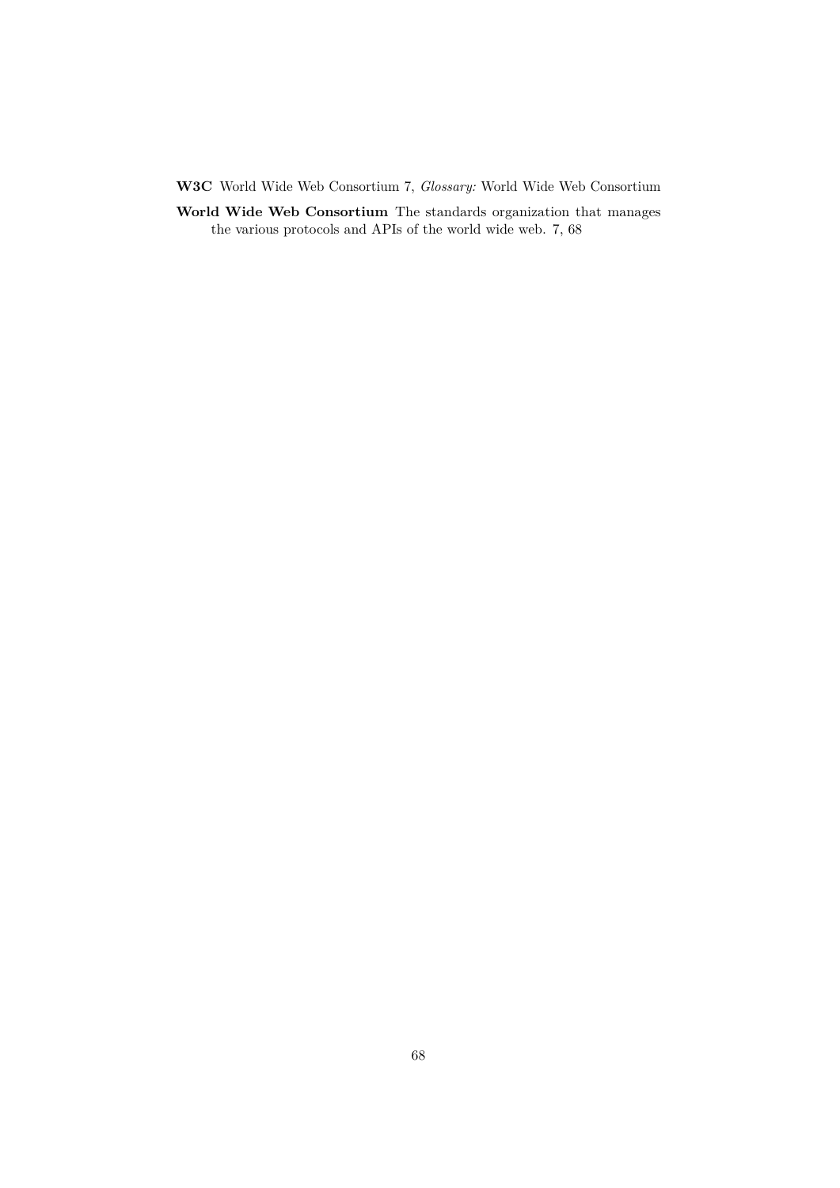**W3C** World Wide Web Consortium 7, *Glossary:* World Wide Web Consortium

**World Wide Web Consortium** The standards organization that manages the various protocols and APIs of the world wide web. 7, 68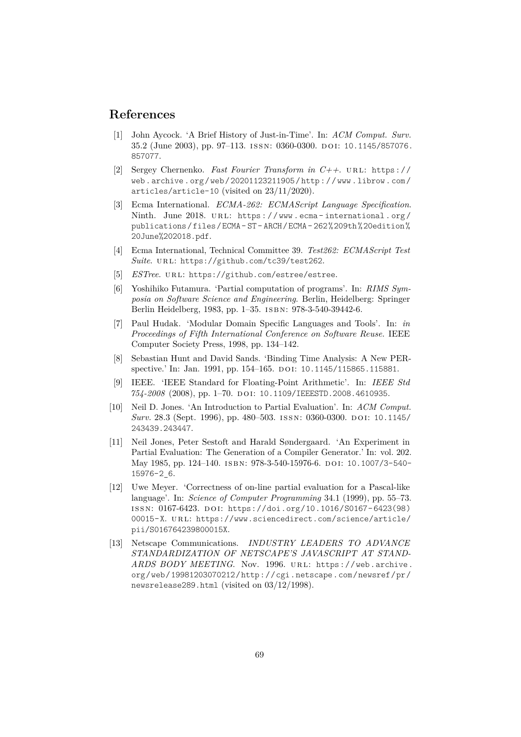# References

[1] John Aycock. 'A Brief History of Just-in-Time'. In: *ACM Comput. Surv.* 35.2 (June 2003), pp. 97–113. ISSN: 0360-0300. DOI: 10.1145/857076.857077.

[2] Sergey Chernenko. *Fast Fourier Transform in C++*. URL: https://web.archive.org/web/20201123211905/http://www.librow.com/articles/article-10 (visited on 23/11/2020).

[3] Ecma International. *ECMA-262: ECMAScript Language Specification*. Ninth. June 2018. URL: https://www.ecma-international.org/publications/files/ECMA-ST-ARCH/ECMA-262%209th%20edition%20June%202018.pdf.

[4] Ecma International, Technical Committee 39. *Test262: ECMAScript Test Suite*. URL: https://github.com/tc39/test262.

[5] *ESTree*. URL: https://github.com/estree/estree.

[6] Yoshihiko Futamura. 'Partial computation of programs'. In: *RIMS Symposia on Software Science and Engineering*. Berlin, Heidelberg: Springer Berlin Heidelberg, 1983, pp. 1–35. ISBN: 978-3-540-39442-6.

[7] Paul Hudak. 'Modular Domain Specific Languages and Tools'. In: *in Proceedings of Fifth International Conference on Software Reuse*. IEEE Computer Society Press, 1998, pp. 134–142.

[8] Sebastian Hunt and David Sands. 'Binding Time Analysis: A New PERspective.' In: Jan. 1991, pp. 154–165. DOI: 10.1145/115865.115881.

[9] IEEE. 'IEEE Standard for Floating-Point Arithmetic'. In: *IEEE Std 754-2008* (2008), pp. 1–70. DOI: 10.1109/IEEESTD.2008.4610935.

[10] Neil D. Jones. 'An Introduction to Partial Evaluation'. In: *ACM Comput. Surv.* 28.3 (Sept. 1996), pp. 480–503. ISSN: 0360-0300. DOI: 10.1145/243439.243447.

[11] Neil Jones, Peter Sestoft and Harald Søndergaard. 'An Experiment in Partial Evaluation: The Generation of a Compiler Generator.' In: vol. 202. May 1985, pp. 124–140. ISBN: 978-3-540-15976-6. DOI: 10.1007/3-540-15976-2_6.

[12] Uwe Meyer. 'Correctness of on-line partial evaluation for a Pascal-like language'. In: *Science of Computer Programming* 34.1 (1999), pp. 55–73. ISSN: 0167-6423. DOI: https://doi.org/10.1016/S0167-6423(98)00015-X. URL: https://www.sciencedirect.com/science/article/pii/S016764239800015X.

[13] Netscape Communications. *INDUSTRY LEADERS TO ADVANCE STANDARDIZATION OF NETSCAPE'S JAVASCRIPT AT STANDARDS BODY MEETING*. Nov. 1996. URL: https://web.archive.org/web/19981203070212/http://cgi.netscape.com/newsref/pr/newsrelease289.html (visited on 03/12/1998).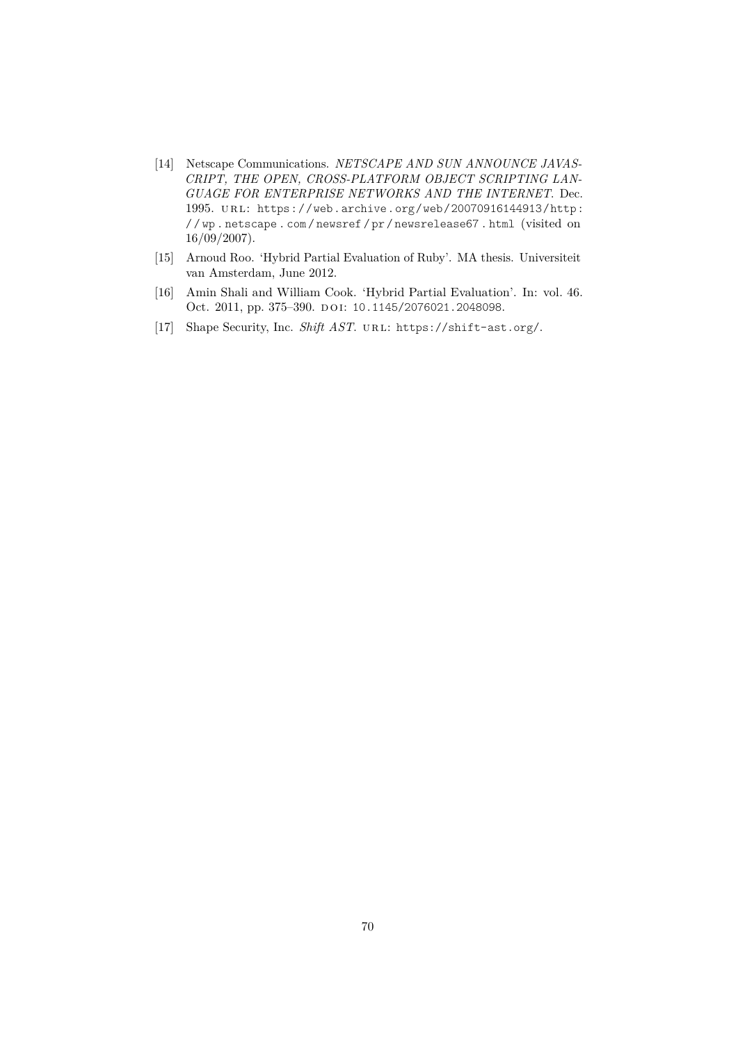[14] Netscape Communications. *NETSCAPE AND SUN ANNOUNCE JAVASCRIPT, THE OPEN, CROSS-PLATFORM OBJECT SCRIPTING LANGUAGE FOR ENTERPRISE NETWORKS AND THE INTERNET.* Dec. 1995. URL: https://web.archive.org/web/20070916144913/http://wp.netscape.com/newsref/pr/newsrelease67.html (visited on 16/09/2007).

[15] Arnoud Roo. 'Hybrid Partial Evaluation of Ruby'. MA thesis. Universiteit van Amsterdam, June 2012.

[16] Amin Shali and William Cook. 'Hybrid Partial Evaluation'. In: vol. 46. Oct. 2011, pp. 375–390. DOI: 10.1145/2076021.2048098.

[17] Shape Security, Inc. *Shift AST*. URL: https://shift-ast.org/.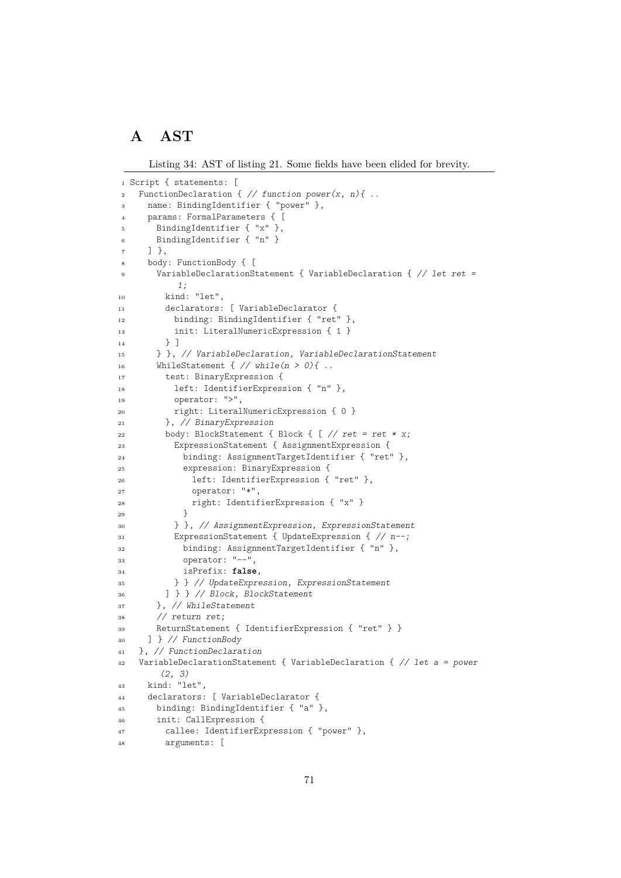# A AST

Listing 34: AST of listing 21. Some fields have been elided for brevity.

```
Script { statements: [
  FunctionDeclaration { // function power(x, n){ ..
    name: BindingIdentifier { "power" },
    params: FormalParameters { [
      BindingIdentifier { "x" },
      BindingIdentifier { "n" }
    ] },
    body: FunctionBody { [
      VariableDeclarationStatement { VariableDeclaration { // let ret =
          1;
        kind: "let",
        declarators: [ VariableDeclarator {
          binding: BindingIdentifier { "ret" },
          init: LiteralNumericExpression { 1 }
        } ]
      } }, // VariableDeclaration, VariableDeclarationStatement
      WhileStatement { // while(n > 0){ ..
        test: BinaryExpression {
          left: IdentifierExpression { "n" },
          operator: ">",
          right: LiteralNumericExpression { 0 }
        }, // BinaryExpression
        body: BlockStatement { Block { [ // ret = ret * x;
          ExpressionStatement { AssignmentExpression {
            binding: AssignmentTargetIdentifier { "ret" },
            expression: BinaryExpression {
              left: IdentifierExpression { "ret" },
              operator: "*",
              right: IdentifierExpression { "x" }
            }
          } }, // AssignmentExpression, ExpressionStatement
          ExpressionStatement { UpdateExpression { // n--;
            binding: AssignmentTargetIdentifier { "n" },
            operator: "--",
            isPrefix: false,
          } } // UpdateExpression, ExpressionStatement
        ] } } // Block, BlockStatement
      }, // WhileStatement
      // return ret;
      ReturnStatement { IdentifierExpression { "ret" } }
    ] } // FunctionBody
  }, // FunctionDeclaration
  VariableDeclarationStatement { VariableDeclaration { // let a = power
      (2, 3)
    kind: "let",
    declarators: [ VariableDeclarator {
      binding: BindingIdentifier { "a" },
      init: CallExpression {
        callee: IdentifierExpression { "power" },
        arguments: [
```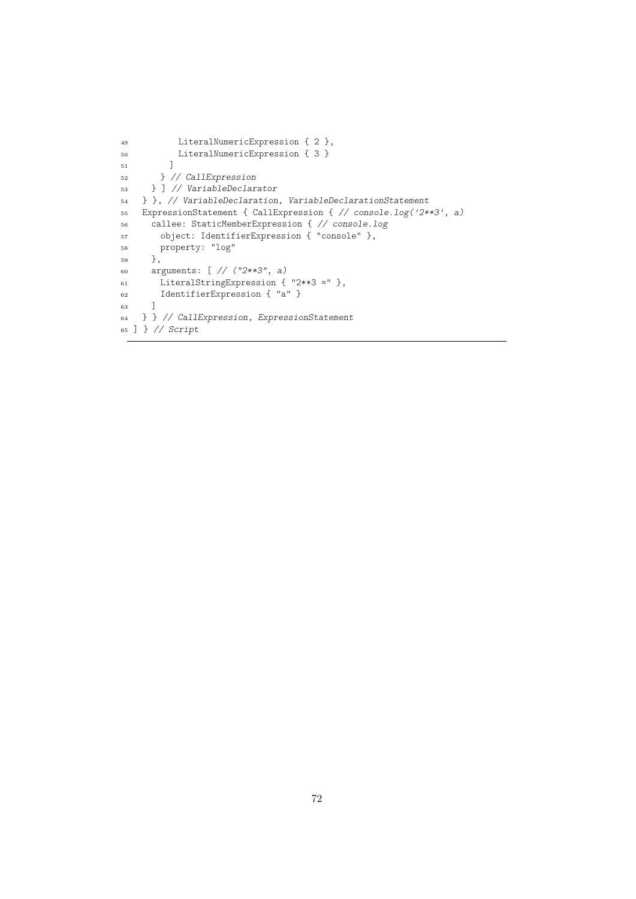```
49          LiteralNumericExpression { 2 },
50          LiteralNumericExpression { 3 }
51        ]
52      } // CallExpression
53    } ] // VariableDeclarator
54  } }, // VariableDeclaration, VariableDeclarationStatement
55  ExpressionStatement { CallExpression { // console.log('2**3', a)
56    callee: StaticMemberExpression { // console.log
57      object: IdentifierExpression { "console" },
58      property: "log"
59    },
60    arguments: [ // ("2**3", a)
61      LiteralStringExpression { "2**3 =" },
62      IdentifierExpression { "a" }
63    ]
64  } } // CallExpression, ExpressionStatement
65 ] } // Script
```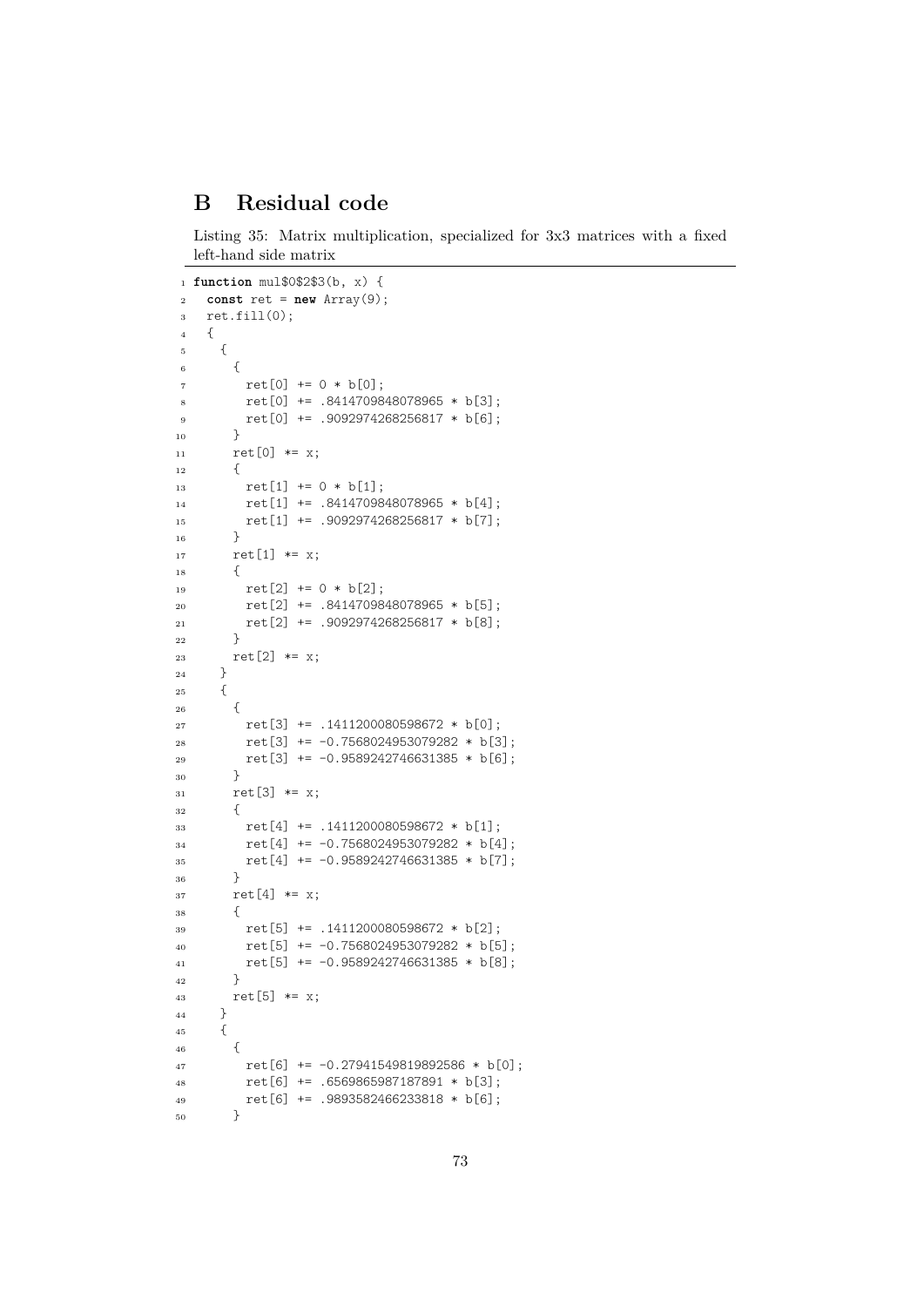# B Residual code

Listing 35: Matrix multiplication, specialized for 3x3 matrices with a fixed left-hand side matrix

```
function mul$0$2$3(b, x) {
  const ret = new Array(9);
  ret.fill(0);
  {
    {
      {
        ret[0] += 0 * b[0];
        ret[0] += .8414709848078965 * b[3];
        ret[0] += .9092974268256817 * b[6];
      }
      ret[0] *= x;
      {
        ret[1] += 0 * b[1];
        ret[1] += .8414709848078965 * b[4];
        ret[1] += .9092974268256817 * b[7];
      }
      ret[1] *= x;
      {
        ret[2] += 0 * b[2];
        ret[2] += .8414709848078965 * b[5];
        ret[2] += .9092974268256817 * b[8];
      }
      ret[2] *= x;
    }
    {
      {
        ret[3] += .1411200080598672 * b[0];
        ret[3] += -0.7568024953079282 * b[3];
        ret[3] += -0.9589242746631385 * b[6];
      }
      ret[3] *= x;
      {
        ret[4] += .1411200080598672 * b[1];
        ret[4] += -0.7568024953079282 * b[4];
        ret[4] += -0.9589242746631385 * b[7];
      }
      ret[4] *= x;
      {
        ret[5] += .1411200080598672 * b[2];
        ret[5] += -0.7568024953079282 * b[5];
        ret[5] += -0.9589242746631385 * b[8];
      }
      ret[5] *= x;
    }
    {
      {
        ret[6] += -0.27941549819892586 * b[0];
        ret[6] += .6569865987187891 * b[3];
        ret[6] += .9893582466233818 * b[6];
      }
```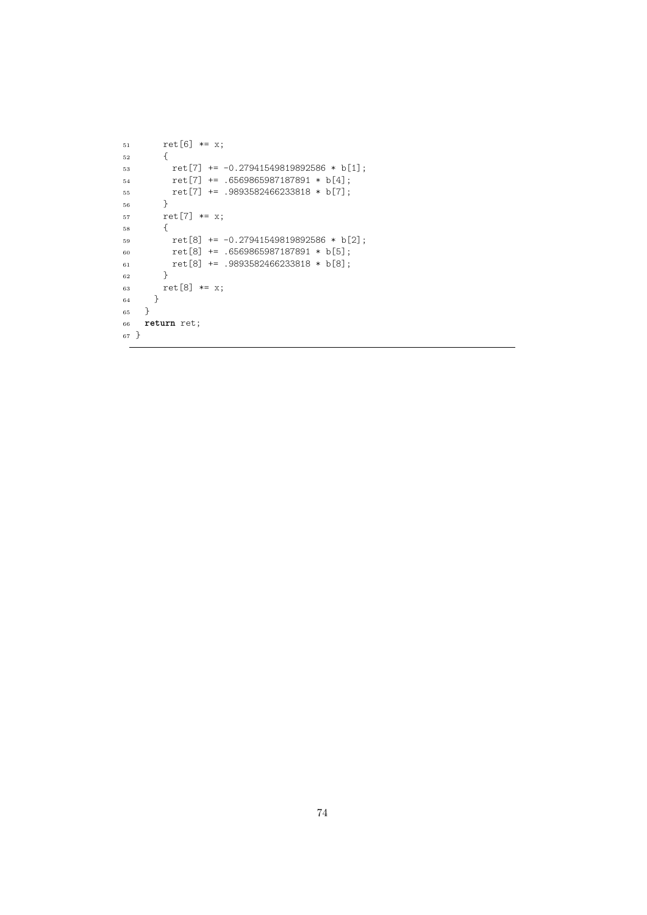```
      ret[6] *= x;
      {
        ret[7] += -0.27941549819892586 * b[1];
        ret[7] += .6569865987187891 * b[4];
        ret[7] += .9893582466233818 * b[7];
      }
      ret[7] *= x;
      {
        ret[8] += -0.27941549819892586 * b[2];
        ret[8] += .6569865987187891 * b[5];
        ret[8] += .9893582466233818 * b[8];
      }
      ret[8] *= x;
    }
  }
  return ret;
}
```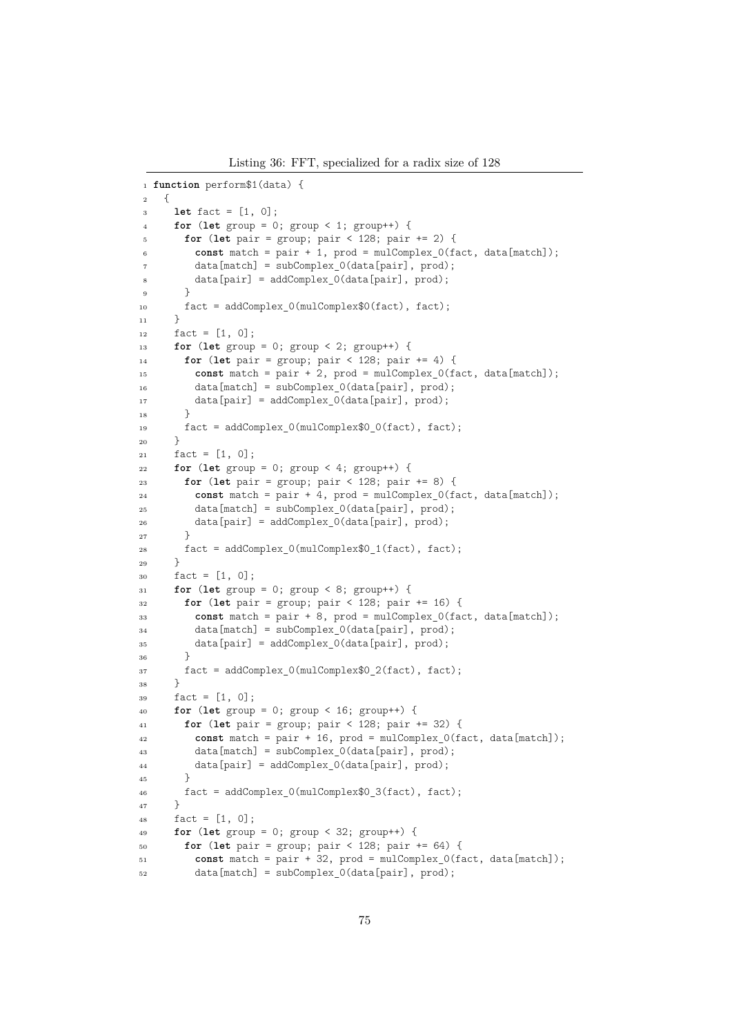Listing 36: FFT, specialized for a radix size of 128

```
function perform$1(data) {
  {
    let fact = [1, 0];
    for (let group = 0; group < 1; group++) {
      for (let pair = group; pair < 128; pair += 2) {
        const match = pair + 1, prod = mulComplex_0(fact, data[match]);
        data[match] = subComplex_0(data[pair], prod);
        data[pair] = addComplex_0(data[pair], prod);
      }
      fact = addComplex_0(mulComplex$0(fact), fact);
    }
    fact = [1, 0];
    for (let group = 0; group < 2; group++) {
      for (let pair = group; pair < 128; pair += 4) {
        const match = pair + 2, prod = mulComplex_0(fact, data[match]);
        data[match] = subComplex_0(data[pair], prod);
        data[pair] = addComplex_0(data[pair], prod);
      }
      fact = addComplex_0(mulComplex$0_0(fact), fact);
    }
    fact = [1, 0];
    for (let group = 0; group < 4; group++) {
      for (let pair = group; pair < 128; pair += 8) {
        const match = pair + 4, prod = mulComplex_0(fact, data[match]);
        data[match] = subComplex_0(data[pair], prod);
        data[pair] = addComplex_0(data[pair], prod);
      }
      fact = addComplex_0(mulComplex$0_1(fact), fact);
    }
    fact = [1, 0];
    for (let group = 0; group < 8; group++) {
      for (let pair = group; pair < 128; pair += 16) {
        const match = pair + 8, prod = mulComplex_0(fact, data[match]);
        data[match] = subComplex_0(data[pair], prod);
        data[pair] = addComplex_0(data[pair], prod);
      }
      fact = addComplex_0(mulComplex$0_2(fact), fact);
    }
    fact = [1, 0];
    for (let group = 0; group < 16; group++) {
      for (let pair = group; pair < 128; pair += 32) {
        const match = pair + 16, prod = mulComplex_0(fact, data[match]);
        data[match] = subComplex_0(data[pair], prod);
        data[pair] = addComplex_0(data[pair], prod);
      }
      fact = addComplex_0(mulComplex$0_3(fact), fact);
    }
    fact = [1, 0];
    for (let group = 0; group < 32; group++) {
      for (let pair = group; pair < 128; pair += 64) {
        const match = pair + 32, prod = mulComplex_0(fact, data[match]);
        data[match] = subComplex_0(data[pair], prod);
```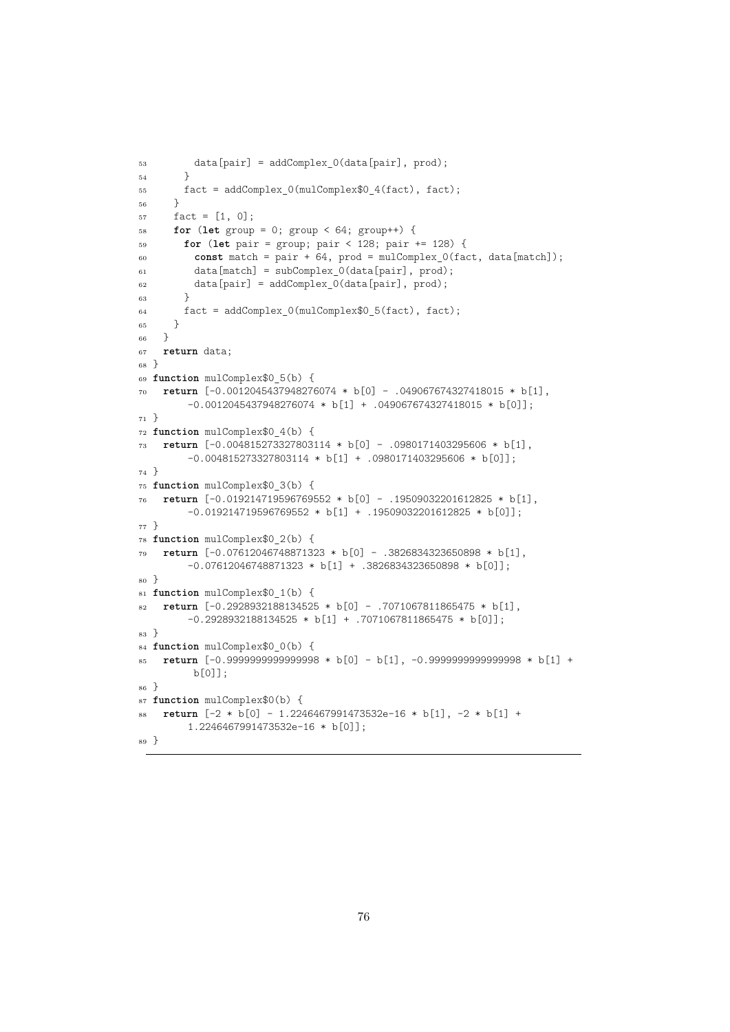```
53        data[pair] = addComplex_0(data[pair], prod);
54      }
55      fact = addComplex_0(mulComplex$0_4(fact), fact);
56    }
57    fact = [1, 0];
58    for (let group = 0; group < 64; group++) {
59      for (let pair = group; pair < 128; pair += 128) {
60        const match = pair + 64, prod = mulComplex_0(fact, data[match]);
61        data[match] = subComplex_0(data[pair], prod);
62        data[pair] = addComplex_0(data[pair], prod);
63      }
64      fact = addComplex_0(mulComplex$0_5(fact), fact);
65    }
66  }
67  return data;
68 }
69 function mulComplex$0_5(b) {
70   return [-0.0012045437948276074 * b[0] - .049067674327418015 * b[1],
       -0.0012045437948276074 * b[1] + .049067674327418015 * b[0]];
71 }
72 function mulComplex$0_4(b) {
73   return [-0.004815273327803114 * b[0] - .0980171403295606 * b[1],
       -0.004815273327803114 * b[1] + .0980171403295606 * b[0]];
74 }
75 function mulComplex$0_3(b) {
76   return [-0.019214719596769552 * b[0] - .19509032201612825 * b[1],
       -0.019214719596769552 * b[1] + .19509032201612825 * b[0]];
77 }
78 function mulComplex$0_2(b) {
79   return [-0.07612046748871323 * b[0] - .3826834323650898 * b[1],
       -0.07612046748871323 * b[1] + .3826834323650898 * b[0]];
80 }
81 function mulComplex$0_1(b) {
82   return [-0.2928932188134525 * b[0] - .7071067811865475 * b[1],
       -0.2928932188134525 * b[1] + .7071067811865475 * b[0]];
83 }
84 function mulComplex$0_0(b) {
85   return [-0.9999999999999998 * b[0] - b[1], -0.9999999999999998 * b[1] +
        b[0]];
86 }
87 function mulComplex$0(b) {
88   return [-2 * b[0] - 1.2246467991473532e-16 * b[1], -2 * b[1] +
       1.2246467991473532e-16 * b[0]];
89 }
```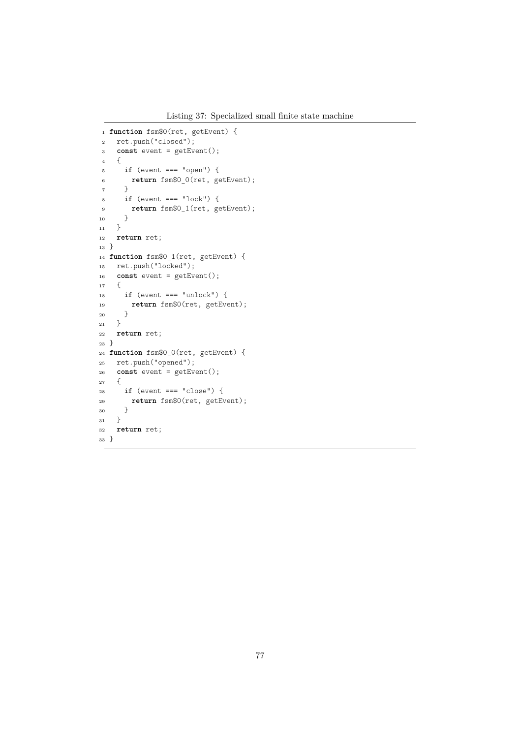Listing 37: Specialized small finite state machine

```
function fsm$0(ret, getEvent) {
  ret.push("closed");
  const event = getEvent();
  {
    if (event === "open") {
      return fsm$0_0(ret, getEvent);
    }
    if (event === "lock") {
      return fsm$0_1(ret, getEvent);
    }
  }
  return ret;
}
function fsm$0_1(ret, getEvent) {
  ret.push("locked");
  const event = getEvent();
  {
    if (event === "unlock") {
      return fsm$0(ret, getEvent);
    }
  }
  return ret;
}
function fsm$0_0(ret, getEvent) {
  ret.push("opened");
  const event = getEvent();
  {
    if (event === "close") {
      return fsm$0(ret, getEvent);
    }
  }
  return ret;
}
```